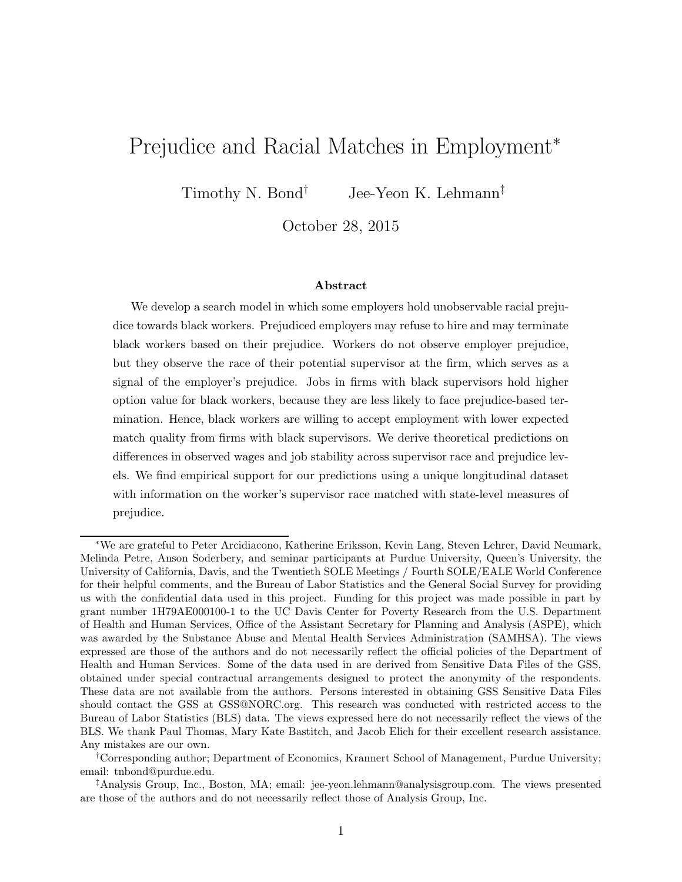# Prejudice and Racial Matches in Employment*

Timothy N. Bond[†] Jee-Yeon K. Lehmann[‡]

October 28, 2015

### Abstract

We develop a search model in which some employers hold unobservable racial prejudice towards black workers. Prejudiced employers may refuse to hire and may terminate black workers based on their prejudice. Workers do not observe employer prejudice, but they observe the race of their potential supervisor at the firm, which serves as a signal of the employer's prejudice. Jobs in firms with black supervisors hold higher option value for black workers, because they are less likely to face prejudice-based termination. Hence, black workers are willing to accept employment with lower expected match quality from firms with black supervisors. We derive theoretical predictions on differences in observed wages and job stability across supervisor race and prejudice levels. We find empirical support for our predictions using a unique longitudinal dataset with information on the worker's supervisor race matched with state-level measures of prejudice.

---

*We are grateful to Peter Arcidiacono, Katherine Eriksson, Kevin Lang, Steven Lehrer, David Neumark, Melinda Petre, Anson Soderbery, and seminar participants at Purdue University, Queen's University, the University of California, Davis, and the Twentieth SOLE Meetings / Fourth SOLE/EALE World Conference for their helpful comments, and the Bureau of Labor Statistics and the General Social Survey for providing us with the confidential data used in this project. Funding for this project was made possible in part by grant number 1H79AE000100-1 to the UC Davis Center for Poverty Research from the U.S. Department of Health and Human Services, Office of the Assistant Secretary for Planning and Analysis (ASPE), which was awarded by the Substance Abuse and Mental Health Services Administration (SAMHSA). The views expressed are those of the authors and do not necessarily reflect the official policies of the Department of Health and Human Services. Some of the data used in are derived from Sensitive Data Files of the GSS, obtained under special contractual arrangements designed to protect the anonymity of the respondents. These data are not available from the authors. Persons interested in obtaining GSS Sensitive Data Files should contact the GSS at GSS@NORC.org. This research was conducted with restricted access to the Bureau of Labor Statistics (BLS) data. The views expressed here do not necessarily reflect the views of the BLS. We thank Paul Thomas, Mary Kate Bastitch, and Jacob Elich for their excellent research assistance. Any mistakes are our own.

[†]Corresponding author; Department of Economics, Krannert School of Management, Purdue University; email: tnbond@purdue.edu.

[‡]Analysis Group, Inc., Boston, MA; email: jee-yeon.lehmann@analysisgroup.com. The views presented are those of the authors and do not necessarily reflect those of Analysis Group, Inc.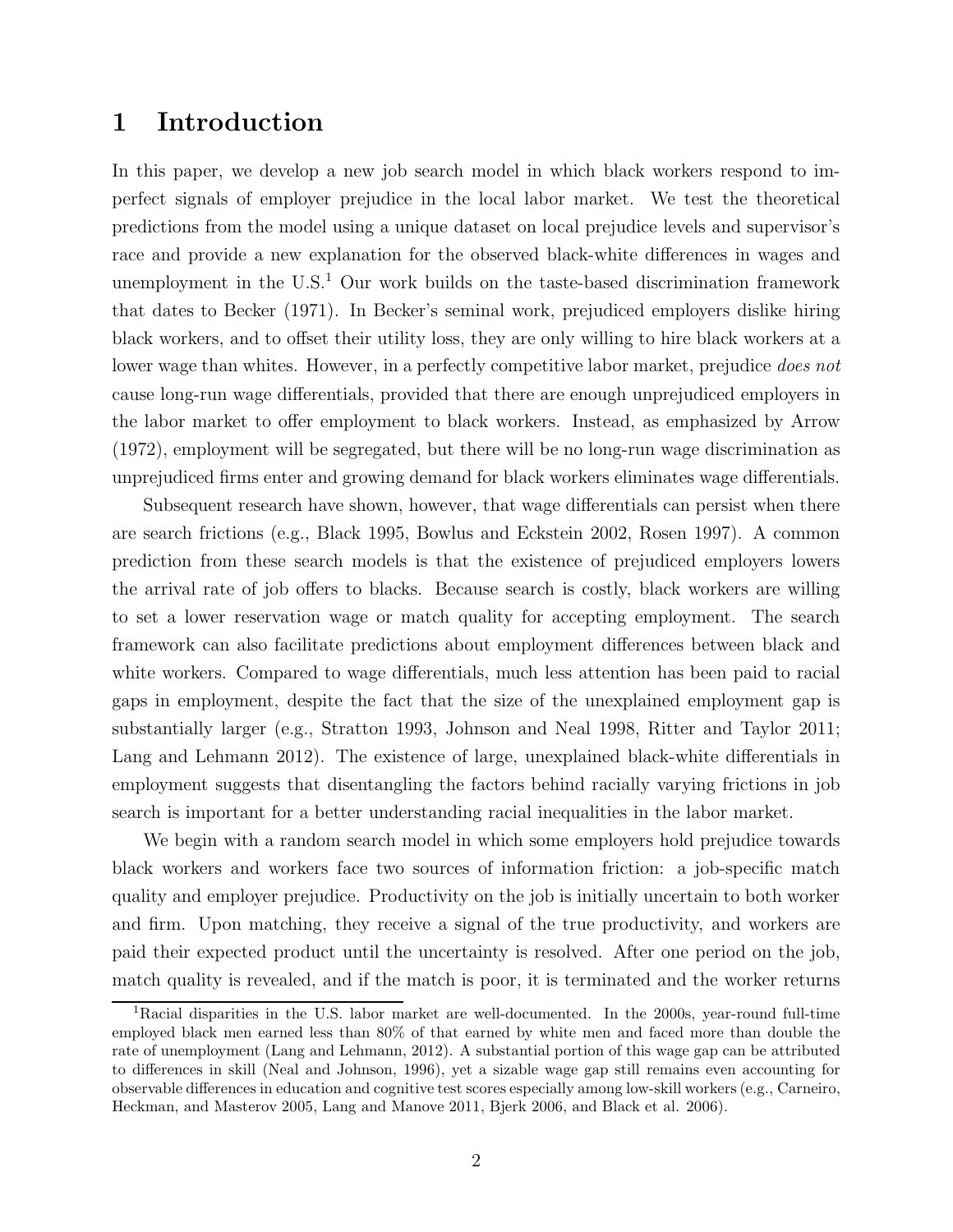# 1 Introduction

In this paper, we develop a new job search model in which black workers respond to imperfect signals of employer prejudice in the local labor market. We test the theoretical predictions from the model using a unique dataset on local prejudice levels and supervisor's race and provide a new explanation for the observed black-white differences in wages and unemployment in the U.S.[1] Our work builds on the taste-based discrimination framework that dates to Becker (1971). In Becker's seminal work, prejudiced employers dislike hiring black workers, and to offset their utility loss, they are only willing to hire black workers at a lower wage than whites. However, in a perfectly competitive labor market, prejudice *does not* cause long-run wage differentials, provided that there are enough unprejudiced employers in the labor market to offer employment to black workers. Instead, as emphasized by Arrow (1972), employment will be segregated, but there will be no long-run wage discrimination as unprejudiced firms enter and growing demand for black workers eliminates wage differentials.

Subsequent research have shown, however, that wage differentials can persist when there are search frictions (e.g., Black 1995, Bowlus and Eckstein 2002, Rosen 1997). A common prediction from these search models is that the existence of prejudiced employers lowers the arrival rate of job offers to blacks. Because search is costly, black workers are willing to set a lower reservation wage or match quality for accepting employment. The search framework can also facilitate predictions about employment differences between black and white workers. Compared to wage differentials, much less attention has been paid to racial gaps in employment, despite the fact that the size of the unexplained employment gap is substantially larger (e.g., Stratton 1993, Johnson and Neal 1998, Ritter and Taylor 2011; Lang and Lehmann 2012). The existence of large, unexplained black-white differentials in employment suggests that disentangling the factors behind racially varying frictions in job search is important for a better understanding racial inequalities in the labor market.

We begin with a random search model in which some employers hold prejudice towards black workers and workers face two sources of information friction: a job-specific match quality and employer prejudice. Productivity on the job is initially uncertain to both worker and firm. Upon matching, they receive a signal of the true productivity, and workers are paid their expected product until the uncertainty is resolved. After one period on the job, match quality is revealed, and if the match is poor, it is terminated and the worker returns

[1] Racial disparities in the U.S. labor market are well-documented. In the 2000s, year-round full-time employed black men earned less than 80% of that earned by white men and faced more than double the rate of unemployment (Lang and Lehmann, 2012). A substantial portion of this wage gap can be attributed to differences in skill (Neal and Johnson, 1996), yet a sizable wage gap still remains even accounting for observable differences in education and cognitive test scores especially among low-skill workers (e.g., Carneiro, Heckman, and Masterov 2005, Lang and Manove 2011, Bjerk 2006, and Black et al. 2006).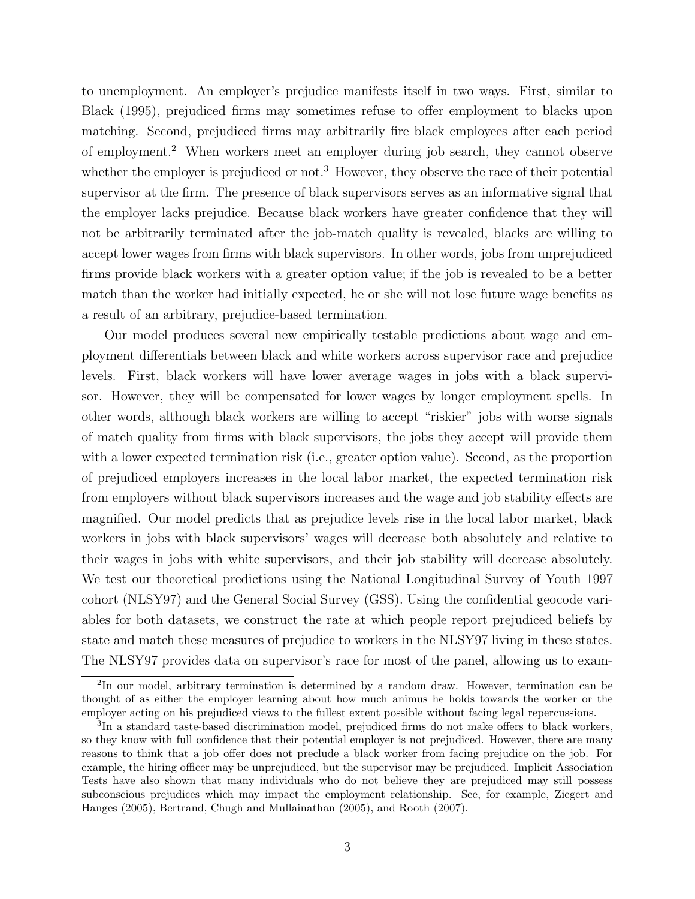to unemployment. An employer's prejudice manifests itself in two ways. First, similar to Black (1995), prejudiced firms may sometimes refuse to offer employment to blacks upon matching. Second, prejudiced firms may arbitrarily fire black employees after each period of employment.[2] When workers meet an employer during job search, they cannot observe whether the employer is prejudiced or not.[3] However, they observe the race of their potential supervisor at the firm. The presence of black supervisors serves as an informative signal that the employer lacks prejudice. Because black workers have greater confidence that they will not be arbitrarily terminated after the job-match quality is revealed, blacks are willing to accept lower wages from firms with black supervisors. In other words, jobs from unprejudiced firms provide black workers with a greater option value; if the job is revealed to be a better match than the worker had initially expected, he or she will not lose future wage benefits as a result of an arbitrary, prejudice-based termination.

Our model produces several new empirically testable predictions about wage and employment differentials between black and white workers across supervisor race and prejudice levels. First, black workers will have lower average wages in jobs with a black supervisor. However, they will be compensated for lower wages by longer employment spells. In other words, although black workers are willing to accept "riskier" jobs with worse signals of match quality from firms with black supervisors, the jobs they accept will provide them with a lower expected termination risk (i.e., greater option value). Second, as the proportion of prejudiced employers increases in the local labor market, the expected termination risk from employers without black supervisors increases and the wage and job stability effects are magnified. Our model predicts that as prejudice levels rise in the local labor market, black workers in jobs with black supervisors' wages will decrease both absolutely and relative to their wages in jobs with white supervisors, and their job stability will decrease absolutely. We test our theoretical predictions using the National Longitudinal Survey of Youth 1997 cohort (NLSY97) and the General Social Survey (GSS). Using the confidential geocode variables for both datasets, we construct the rate at which people report prejudiced beliefs by state and match these measures of prejudice to workers in the NLSY97 living in these states. The NLSY97 provides data on supervisor's race for most of the panel, allowing us to exam-

[2] In our model, arbitrary termination is determined by a random draw. However, termination can be thought of as either the employer learning about how much animus he holds towards the worker or the employer acting on his prejudiced views to the fullest extent possible without facing legal repercussions.

[3] In a standard taste-based discrimination model, prejudiced firms do not make offers to black workers, so they know with full confidence that their potential employer is not prejudiced. However, there are many reasons to think that a job offer does not preclude a black worker from facing prejudice on the job. For example, the hiring officer may be unprejudiced, but the supervisor may be prejudiced. Implicit Association Tests have also shown that many individuals who do not believe they are prejudiced may still possess subconscious prejudices which may impact the employment relationship. See, for example, Ziegert and Hanges (2005), Bertrand, Chugh and Mullainathan (2005), and Rooth (2007).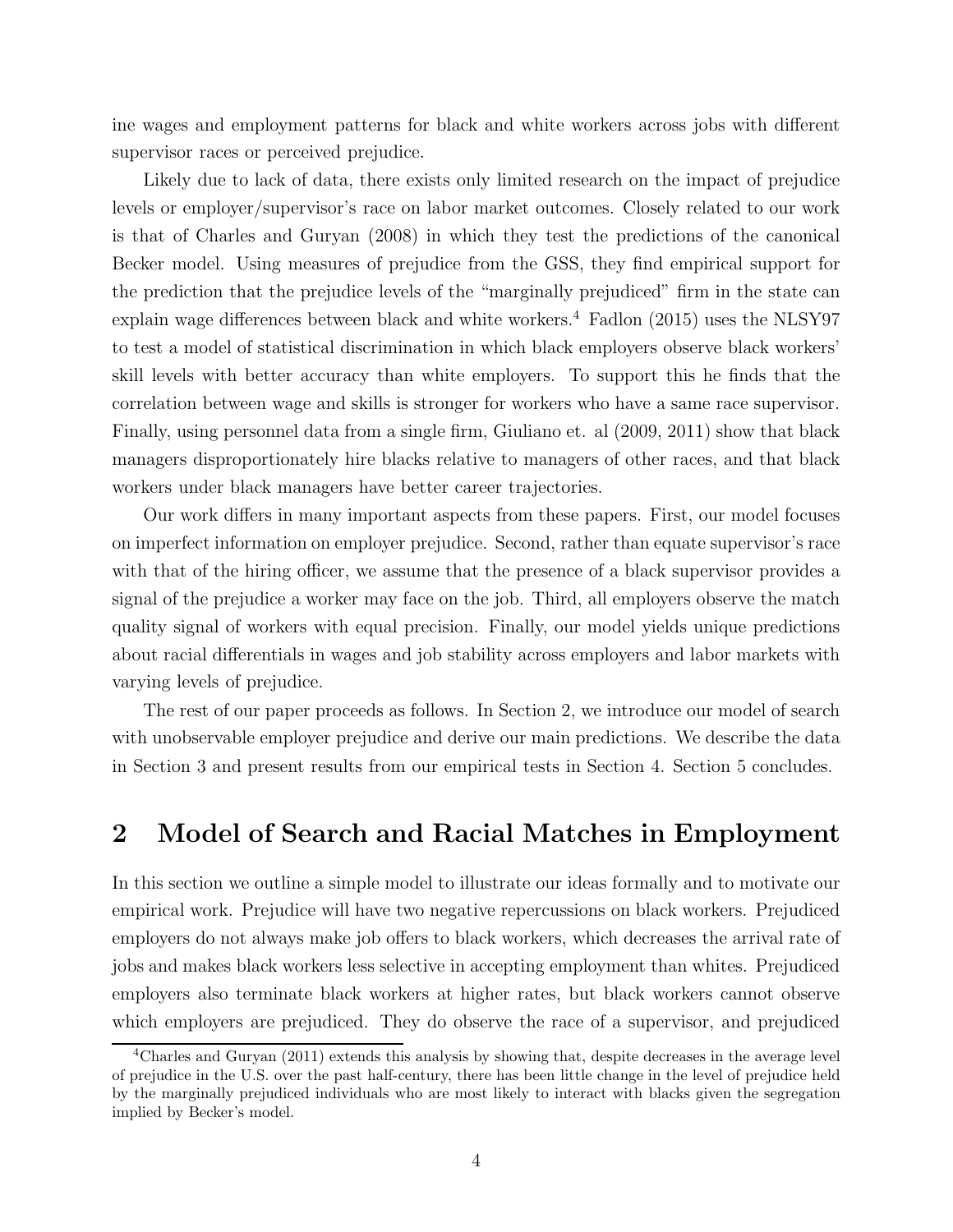ine wages and employment patterns for black and white workers across jobs with different supervisor races or perceived prejudice.

Likely due to lack of data, there exists only limited research on the impact of prejudice levels or employer/supervisor's race on labor market outcomes. Closely related to our work is that of Charles and Guryan (2008) in which they test the predictions of the canonical Becker model. Using measures of prejudice from the GSS, they find empirical support for the prediction that the prejudice levels of the "marginally prejudiced" firm in the state can explain wage differences between black and white workers.[4] Fadlon (2015) uses the NLSY97 to test a model of statistical discrimination in which black employers observe black workers' skill levels with better accuracy than white employers. To support this he finds that the correlation between wage and skills is stronger for workers who have a same race supervisor. Finally, using personnel data from a single firm, Giuliano et. al (2009, 2011) show that black managers disproportionately hire blacks relative to managers of other races, and that black workers under black managers have better career trajectories.

Our work differs in many important aspects from these papers. First, our model focuses on imperfect information on employer prejudice. Second, rather than equate supervisor's race with that of the hiring officer, we assume that the presence of a black supervisor provides a signal of the prejudice a worker may face on the job. Third, all employers observe the match quality signal of workers with equal precision. Finally, our model yields unique predictions about racial differentials in wages and job stability across employers and labor markets with varying levels of prejudice.

The rest of our paper proceeds as follows. In Section 2, we introduce our model of search with unobservable employer prejudice and derive our main predictions. We describe the data in Section 3 and present results from our empirical tests in Section 4. Section 5 concludes.

## 2 Model of Search and Racial Matches in Employment

In this section we outline a simple model to illustrate our ideas formally and to motivate our empirical work. Prejudice will have two negative repercussions on black workers. Prejudiced employers do not always make job offers to black workers, which decreases the arrival rate of jobs and makes black workers less selective in accepting employment than whites. Prejudiced employers also terminate black workers at higher rates, but black workers cannot observe which employers are prejudiced. They do observe the race of a supervisor, and prejudiced

[4] Charles and Guryan (2011) extends this analysis by showing that, despite decreases in the average level of prejudice in the U.S. over the past half-century, there has been little change in the level of prejudice held by the marginally prejudiced individuals who are most likely to interact with blacks given the segregation implied by Becker's model.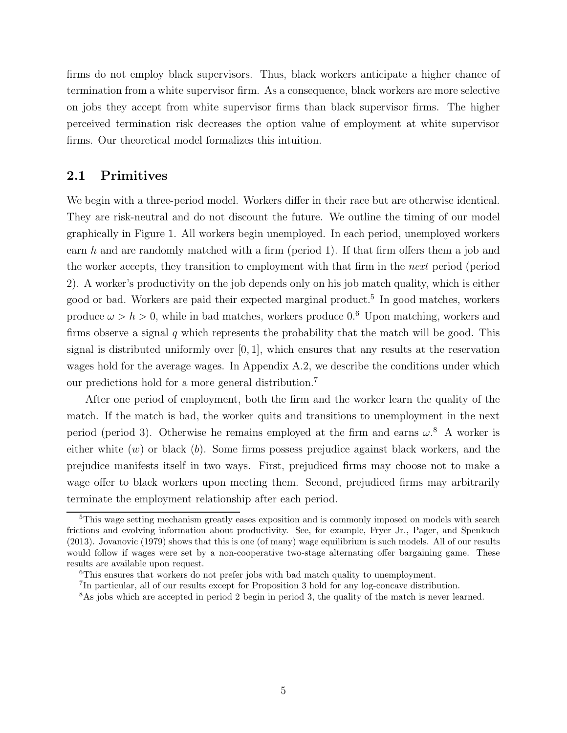firms do not employ black supervisors. Thus, black workers anticipate a higher chance of termination from a white supervisor firm. As a consequence, black workers are more selective on jobs they accept from white supervisor firms than black supervisor firms. The higher perceived termination risk decreases the option value of employment at white supervisor firms. Our theoretical model formalizes this intuition.

## 2.1 Primitives

We begin with a three-period model. Workers differ in their race but are otherwise identical. They are risk-neutral and do not discount the future. We outline the timing of our model graphically in Figure 1. All workers begin unemployed. In each period, unemployed workers earn $h$ and are randomly matched with a firm (period 1). If that firm offers them a job and the worker accepts, they transition to employment with that firm in the *next* period (period 2). A worker's productivity on the job depends only on his job match quality, which is either good or bad. Workers are paid their expected marginal product.[5] In good matches, workers produce $\omega > h > 0$, while in bad matches, workers produce 0.[6] Upon matching, workers and firms observe a signal $q$ which represents the probability that the match will be good. This signal is distributed uniformly over $[0, 1]$, which ensures that any results at the reservation wages hold for the average wages. In Appendix A.2, we describe the conditions under which our predictions hold for a more general distribution.[7]

After one period of employment, both the firm and the worker learn the quality of the match. If the match is bad, the worker quits and transitions to unemployment in the next period (period 3). Otherwise he remains employed at the firm and earns $\omega$.[8] A worker is either white ($w$) or black ($b$). Some firms possess prejudice against black workers, and the prejudice manifests itself in two ways. First, prejudiced firms may choose not to make a wage offer to black workers upon meeting them. Second, prejudiced firms may arbitrarily terminate the employment relationship after each period.

[5] This wage setting mechanism greatly eases exposition and is commonly imposed on models with search frictions and evolving information about productivity. See, for example, Fryer Jr., Pager, and Spenkuch (2013). Jovanovic (1979) shows that this is one (of many) wage equilibrium is such models. All of our results would follow if wages were set by a non-cooperative two-stage alternating offer bargaining game. These results are available upon request.

[6] This ensures that workers do not prefer jobs with bad match quality to unemployment.

[7] In particular, all of our results except for Proposition 3 hold for any log-concave distribution.

[8] As jobs which are accepted in period 2 begin in period 3, the quality of the match is never learned.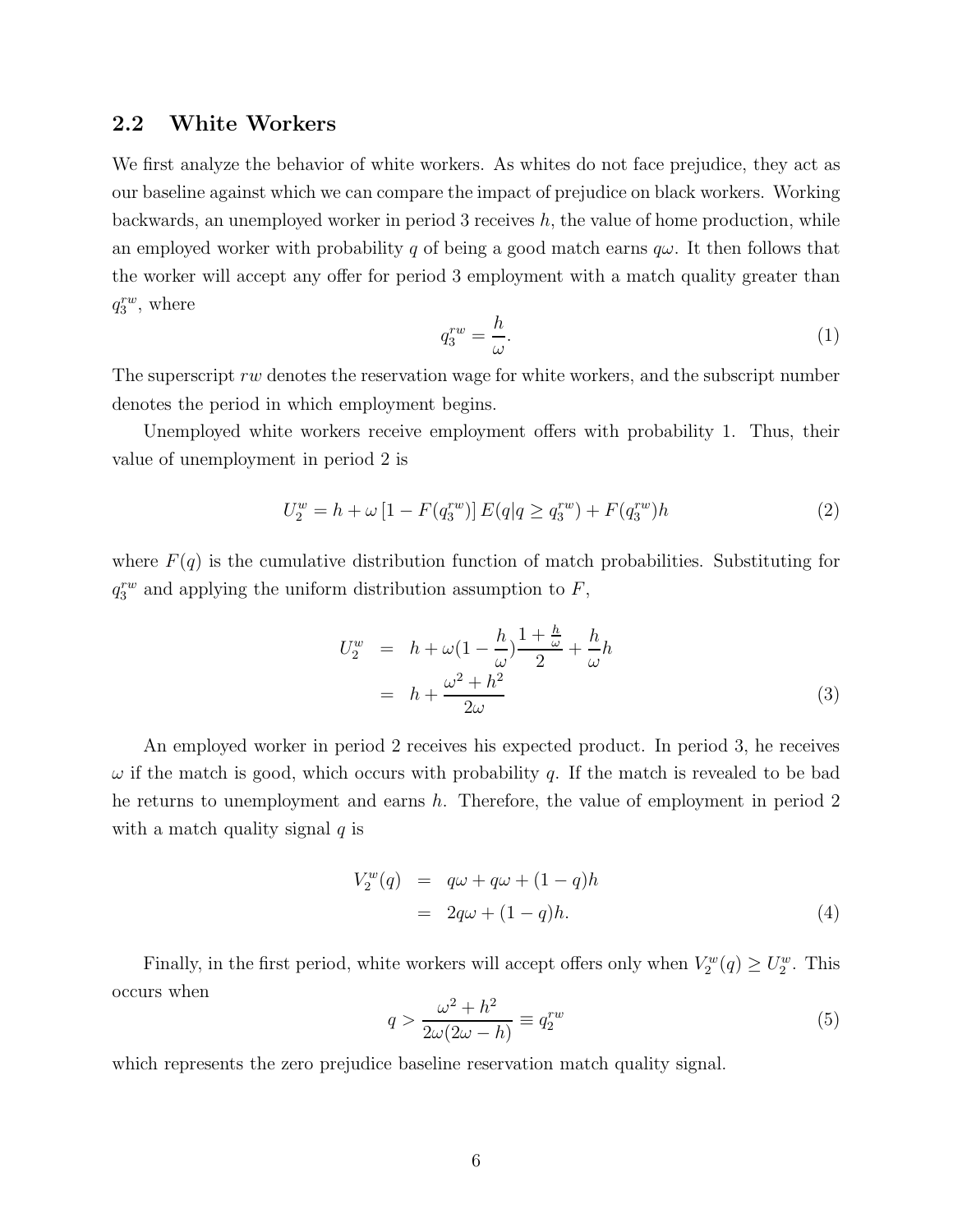## 2.2 White Workers

We first analyze the behavior of white workers. As whites do not face prejudice, they act as our baseline against which we can compare the impact of prejudice on black workers. Working backwards, an unemployed worker in period 3 receives $h$, the value of home production, while an employed worker with probability $q$ of being a good match earns $q\omega$. It then follows that the worker will accept any offer for period 3 employment with a match quality greater than $q_3^{rw}$, where

$$q_3^{rw} = \frac{h}{\omega}. \tag{1}$$

The superscript $rw$ denotes the reservation wage for white workers, and the subscript number denotes the period in which employment begins.

Unemployed white workers receive employment offers with probability 1. Thus, their value of unemployment in period 2 is

$$U_2^w = h + \omega \left[1 - F(q_3^{rw})\right] E(q|q \geq q_3^{rw}) + F(q_3^{rw})h \tag{2}$$

where $F(q)$ is the cumulative distribution function of match probabilities. Substituting for $q_3^{rw}$ and applying the uniform distribution assumption to $F$,

$$\begin{aligned} U_2^w &= h + \omega(1 - \frac{h}{\omega})\frac{1 + \frac{h}{\omega}}{2} + \frac{h}{\omega}h \\ &= h + \frac{\omega^2 + h^2}{2\omega} \end{aligned} \tag{3}$$

An employed worker in period 2 receives his expected product. In period 3, he receives $\omega$ if the match is good, which occurs with probability $q$. If the match is revealed to be bad he returns to unemployment and earns $h$. Therefore, the value of employment in period 2 with a match quality signal $q$ is

$$\begin{aligned} V_2^w(q) &= q\omega + q\omega + (1 - q)h \\ &= 2q\omega + (1 - q)h. \end{aligned} \tag{4}$$

Finally, in the first period, white workers will accept offers only when $V_2^w(q) \geq U_2^w$. This occurs when

$$q > \frac{\omega^2 + h^2}{2\omega(2\omega - h)} \equiv q_2^{rw} \tag{5}$$

which represents the zero prejudice baseline reservation match quality signal.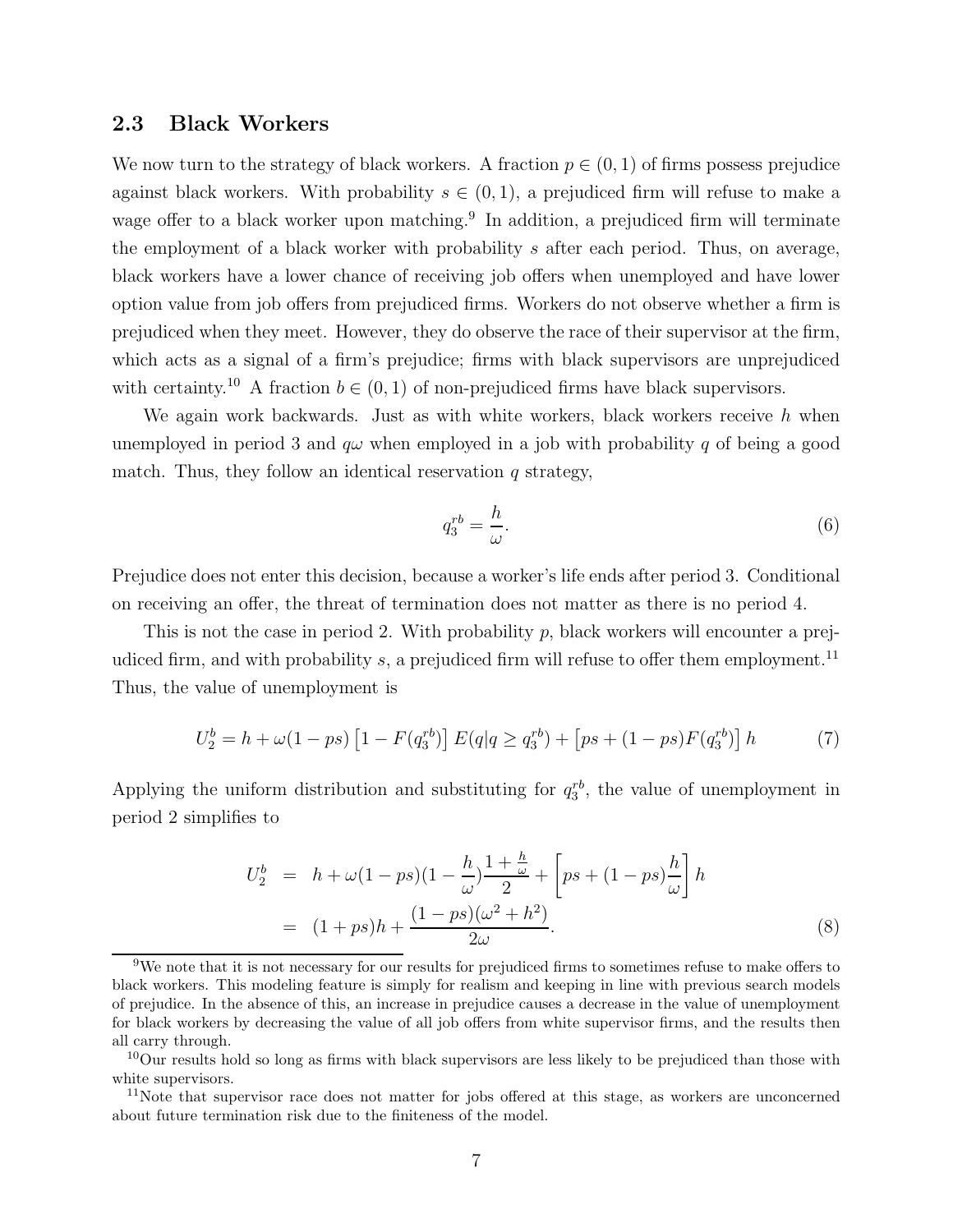### 2.3 Black Workers

We now turn to the strategy of black workers. A fraction $p \in (0, 1)$ of firms possess prejudice against black workers. With probability $s \in (0, 1)$, a prejudiced firm will refuse to make a wage offer to a black worker upon matching.[9] In addition, a prejudiced firm will terminate the employment of a black worker with probability $s$ after each period. Thus, on average, black workers have a lower chance of receiving job offers when unemployed and have lower option value from job offers from prejudiced firms. Workers do not observe whether a firm is prejudiced when they meet. However, they do observe the race of their supervisor at the firm, which acts as a signal of a firm's prejudice; firms with black supervisors are unprejudiced with certainty.[10] A fraction $b \in (0, 1)$ of non-prejudiced firms have black supervisors.

We again work backwards. Just as with white workers, black workers receive $h$ when unemployed in period 3 and $q\omega$ when employed in a job with probability $q$ of being a good match. Thus, they follow an identical reservation $q$ strategy,

$$q_3^{rb} = \frac{h}{\omega}. \tag{6}$$

Prejudice does not enter this decision, because a worker's life ends after period 3. Conditional on receiving an offer, the threat of termination does not matter as there is no period 4.

This is not the case in period 2. With probability $p$, black workers will encounter a prejudiced firm, and with probability $s$, a prejudiced firm will refuse to offer them employment.[11] Thus, the value of unemployment is

$$U_2^b = h + \omega(1 - ps)\left[1 - F(q_3^{rb})\right] E(q|q \geq q_3^{rb}) + \left[ps + (1 - ps)F(q_3^{rb})\right] h \tag{7}$$

Applying the uniform distribution and substituting for $q_3^{rb}$, the value of unemployment in period 2 simplifies to

$$\begin{aligned} U_2^b &= h + \omega(1 - ps)(1 - \frac{h}{\omega})\frac{1 + \frac{h}{\omega}}{2} + \left[ps + (1 - ps)\frac{h}{\omega}\right] h \\ &= (1 + ps)h + \frac{(1 - ps)(\omega^2 + h^2)}{2\omega}. \end{aligned} \tag{8}$$

[9] We note that it is not necessary for our results for prejudiced firms to sometimes refuse to make offers to black workers. This modeling feature is simply for realism and keeping in line with previous search models of prejudice. In the absence of this, an increase in prejudice causes a decrease in the value of unemployment for black workers by decreasing the value of all job offers from white supervisor firms, and the results then all carry through.

[10] Our results hold so long as firms with black supervisors are less likely to be prejudiced than those with white supervisors.

[11] Note that supervisor race does not matter for jobs offered at this stage, as workers are unconcerned about future termination risk due to the finiteness of the model.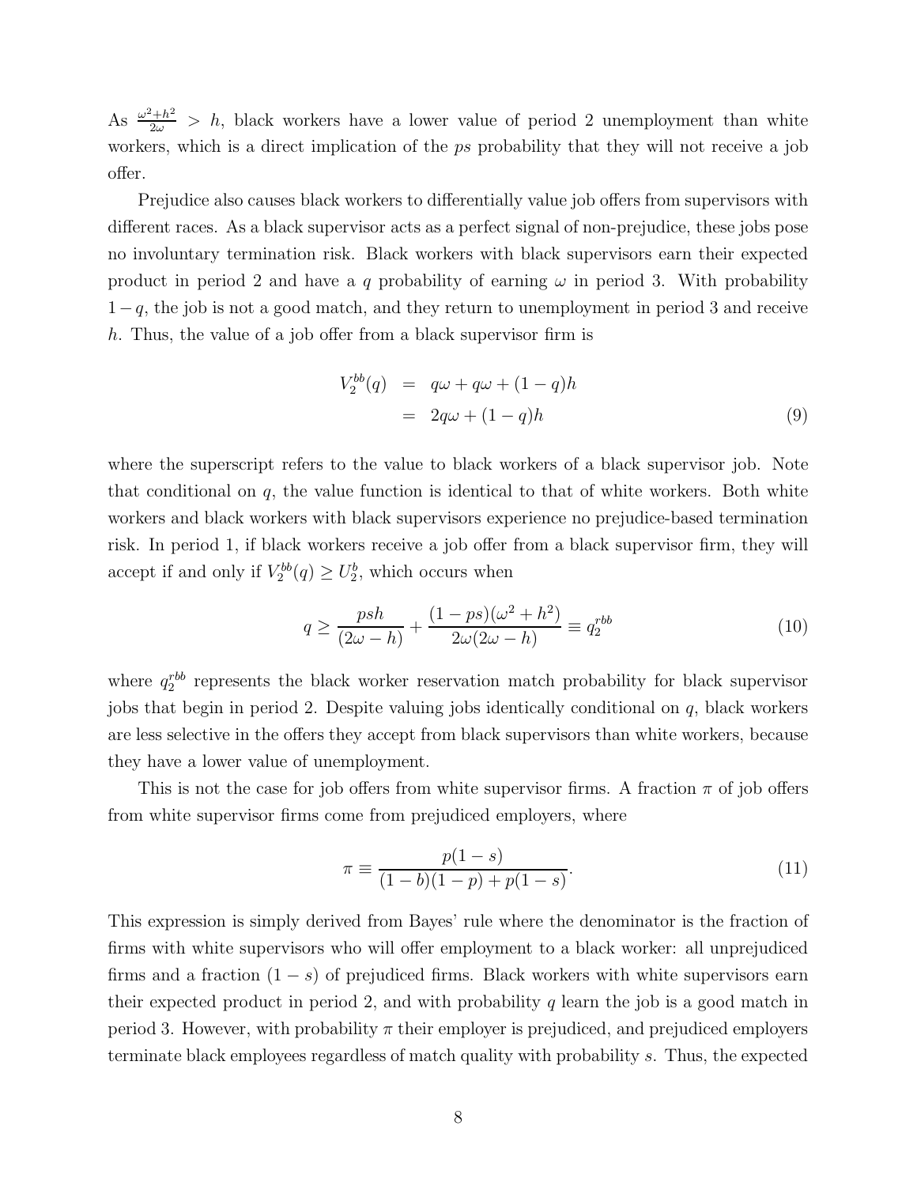As $\frac{\omega^2+h^2}{2\omega} > h$, black workers have a lower value of period 2 unemployment than white workers, which is a direct implication of the $ps$ probability that they will not receive a job offer.

Prejudice also causes black workers to differentially value job offers from supervisors with different races. As a black supervisor acts as a perfect signal of non-prejudice, these jobs pose no involuntary termination risk. Black workers with black supervisors earn their expected product in period 2 and have a $q$ probability of earning $\omega$ in period 3. With probability $1-q$, the job is not a good match, and they return to unemployment in period 3 and receive $h$. Thus, the value of a job offer from a black supervisor firm is

$$\begin{aligned} V_2^{bb}(q) &= q\omega + q\omega + (1-q)h \\ &= 2q\omega + (1-q)h \end{aligned} \tag{9}$$

where the superscript refers to the value to black workers of a black supervisor job. Note that conditional on $q$, the value function is identical to that of white workers. Both white workers and black workers with black supervisors experience no prejudice-based termination risk. In period 1, if black workers receive a job offer from a black supervisor firm, they will accept if and only if $V_2^{bb}(q) \geq U_2^b$, which occurs when

$$q \geq \frac{psh}{(2\omega - h)} + \frac{(1-ps)(\omega^2 + h^2)}{2\omega(2\omega - h)} \equiv q_2^{rbb} \tag{10}$$

where $q_2^{rbb}$ represents the black worker reservation match probability for black supervisor jobs that begin in period 2. Despite valuing jobs identically conditional on $q$, black workers are less selective in the offers they accept from black supervisors than white workers, because they have a lower value of unemployment.

This is not the case for job offers from white supervisor firms. A fraction $\pi$ of job offers from white supervisor firms come from prejudiced employers, where

$$\pi \equiv \frac{p(1-s)}{(1-b)(1-p) + p(1-s)}. \tag{11}$$

This expression is simply derived from Bayes' rule where the denominator is the fraction of firms with white supervisors who will offer employment to a black worker: all unprejudiced firms and a fraction $(1-s)$ of prejudiced firms. Black workers with white supervisors earn their expected product in period 2, and with probability $q$ learn the job is a good match in period 3. However, with probability $\pi$ their employer is prejudiced, and prejudiced employers terminate black employees regardless of match quality with probability $s$. Thus, the expected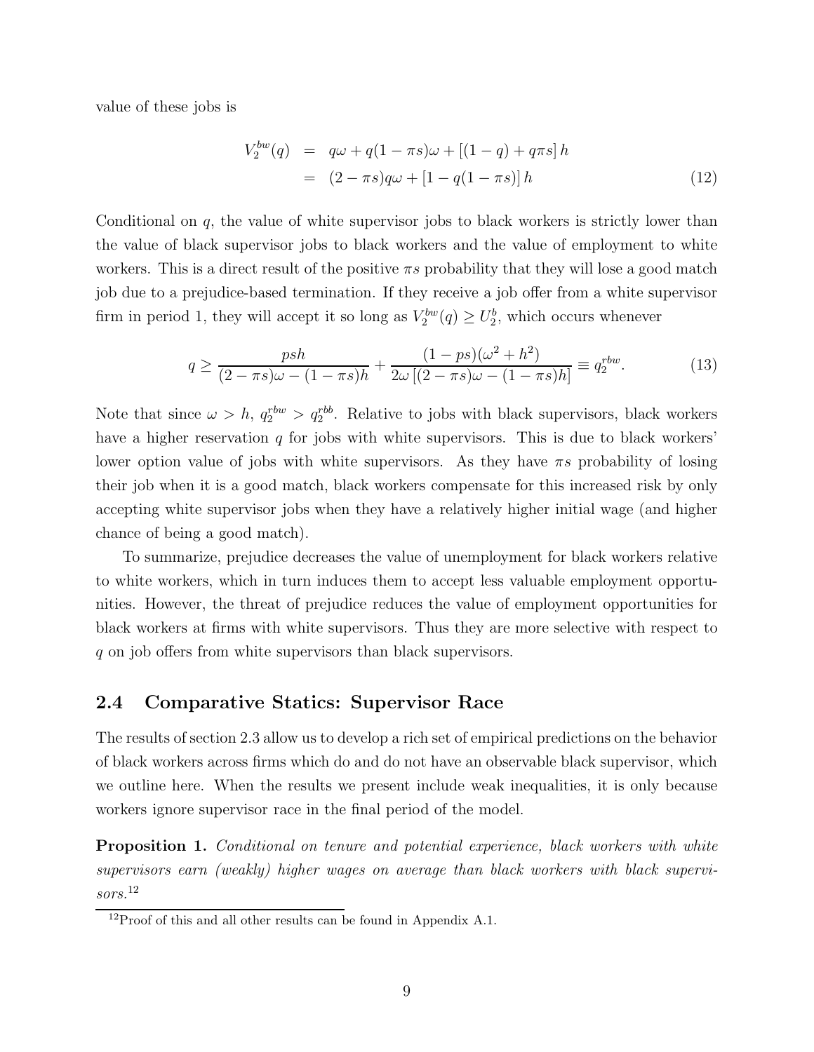value of these jobs is

$$
\begin{aligned}
V_2^{bw}(q) &= q\omega + q(1-\pi s)\omega + [(1-q) + q\pi s]\, h \\
&= (2-\pi s)q\omega + [1 - q(1-\pi s)]\, h
\end{aligned}
\tag{12}
$$

Conditional on $q$, the value of white supervisor jobs to black workers is strictly lower than the value of black supervisor jobs to black workers and the value of employment to white workers. This is a direct result of the positive $\pi s$ probability that they will lose a good match job due to a prejudice-based termination. If they receive a job offer from a white supervisor firm in period 1, they will accept it so long as $V_2^{bw}(q) \geq U_2^b$, which occurs whenever

$$
q \geq \frac{psh}{(2-\pi s)\omega - (1-\pi s)h} + \frac{(1-ps)(\omega^2 + h^2)}{2\omega\,[(2-\pi s)\omega - (1-\pi s)h]} \equiv q_2^{rbw}. \tag{13}
$$

Note that since $\omega > h$, $q_2^{rbw} > q_2^{rbb}$. Relative to jobs with black supervisors, black workers have a higher reservation $q$ for jobs with white supervisors. This is due to black workers' lower option value of jobs with white supervisors. As they have $\pi s$ probability of losing their job when it is a good match, black workers compensate for this increased risk by only accepting white supervisor jobs when they have a relatively higher initial wage (and higher chance of being a good match).

To summarize, prejudice decreases the value of unemployment for black workers relative to white workers, which in turn induces them to accept less valuable employment opportunities. However, the threat of prejudice reduces the value of employment opportunities for black workers at firms with white supervisors. Thus they are more selective with respect to $q$ on job offers from white supervisors than black supervisors.

## 2.4 Comparative Statics: Supervisor Race

The results of section 2.3 allow us to develop a rich set of empirical predictions on the behavior of black workers across firms which do and do not have an observable black supervisor, which we outline here. When the results we present include weak inequalities, it is only because workers ignore supervisor race in the final period of the model.

**Proposition 1.** *Conditional on tenure and potential experience, black workers with white supervisors earn (weakly) higher wages on average than black workers with black supervisors.*[12]

[12] Proof of this and all other results can be found in Appendix A.1.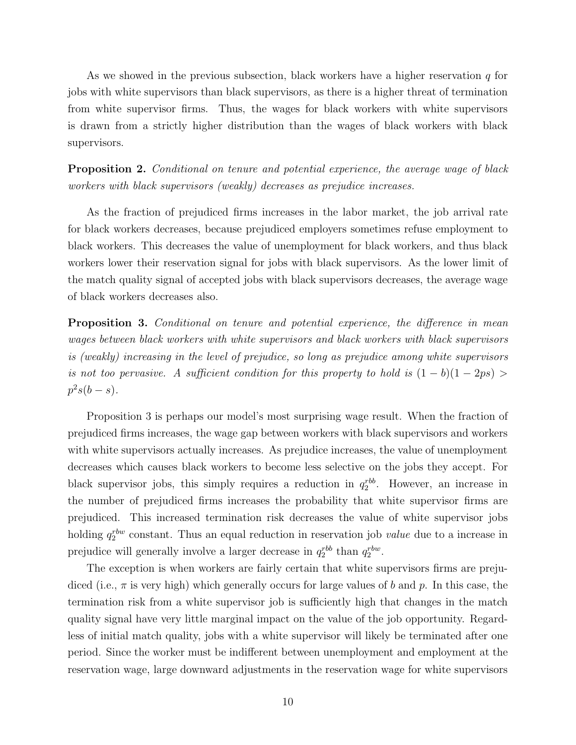As we showed in the previous subsection, black workers have a higher reservation $q$ for jobs with white supervisors than black supervisors, as there is a higher threat of termination from white supervisor firms. Thus, the wages for black workers with white supervisors is drawn from a strictly higher distribution than the wages of black workers with black supervisors.

**Proposition 2.** *Conditional on tenure and potential experience, the average wage of black workers with black supervisors (weakly) decreases as prejudice increases.*

As the fraction of prejudiced firms increases in the labor market, the job arrival rate for black workers decreases, because prejudiced employers sometimes refuse employment to black workers. This decreases the value of unemployment for black workers, and thus black workers lower their reservation signal for jobs with black supervisors. As the lower limit of the match quality signal of accepted jobs with black supervisors decreases, the average wage of black workers decreases also.

**Proposition 3.** *Conditional on tenure and potential experience, the difference in mean wages between black workers with white supervisors and black workers with black supervisors is (weakly) increasing in the level of prejudice, so long as prejudice among white supervisors is not too pervasive. A sufficient condition for this property to hold is $(1-b)(1-2ps) > p^2s(b-s)$.*

Proposition 3 is perhaps our model's most surprising wage result. When the fraction of prejudiced firms increases, the wage gap between workers with black supervisors and workers with white supervisors actually increases. As prejudice increases, the value of unemployment decreases which causes black workers to become less selective on the jobs they accept. For black supervisor jobs, this simply requires a reduction in $q_2^{rbb}$. However, an increase in the number of prejudiced firms increases the probability that white supervisor firms are prejudiced. This increased termination risk decreases the value of white supervisor jobs holding $q_2^{rbw}$ constant. Thus an equal reduction in reservation job *value* due to a increase in prejudice will generally involve a larger decrease in $q_2^{rbb}$ than $q_2^{rbw}$.

The exception is when workers are fairly certain that white supervisors firms are prejudiced (i.e., $\pi$ is very high) which generally occurs for large values of $b$ and $p$. In this case, the termination risk from a white supervisor job is sufficiently high that changes in the match quality signal have very little marginal impact on the value of the job opportunity. Regardless of initial match quality, jobs with a white supervisor will likely be terminated after one period. Since the worker must be indifferent between unemployment and employment at the reservation wage, large downward adjustments in the reservation wage for white supervisors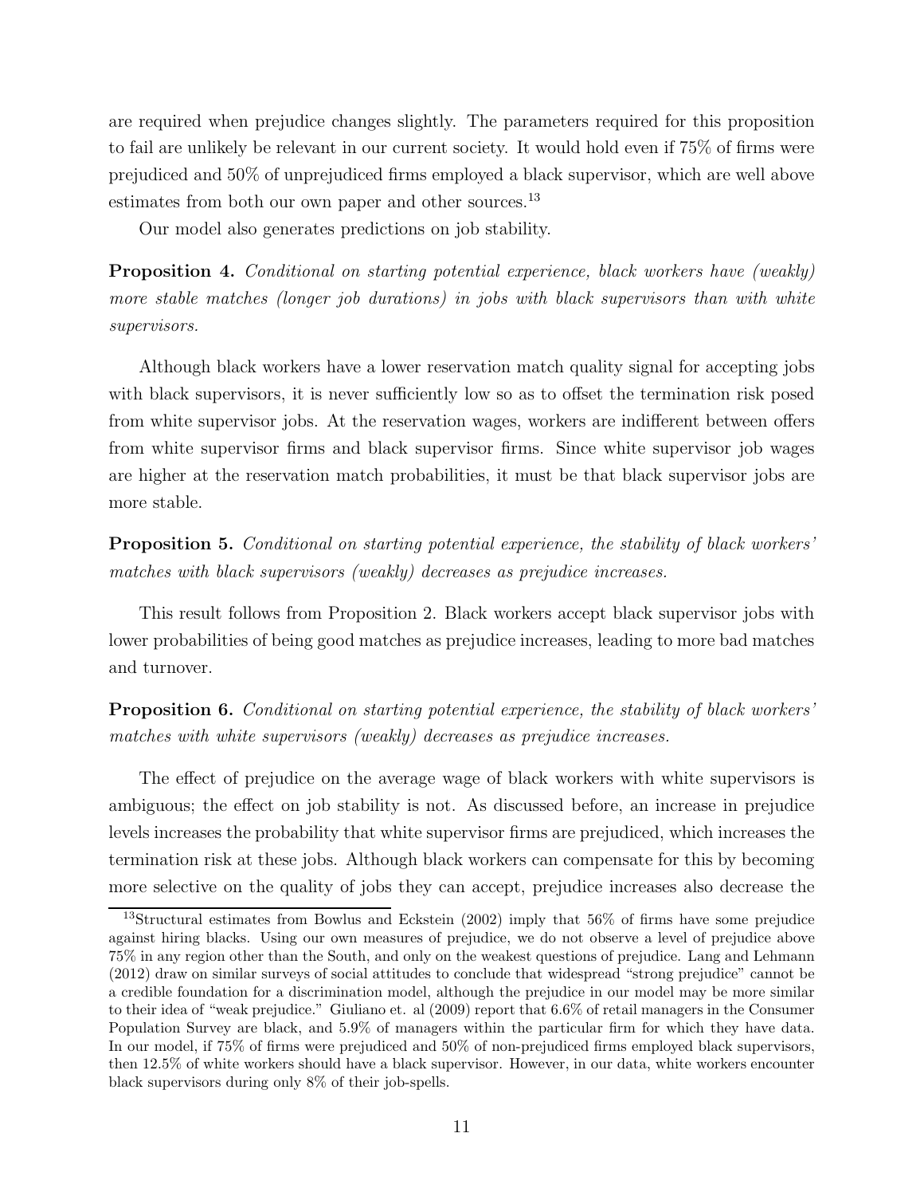are required when prejudice changes slightly. The parameters required for this proposition to fail are unlikely be relevant in our current society. It would hold even if 75% of firms were prejudiced and 50% of unprejudiced firms employed a black supervisor, which are well above estimates from both our own paper and other sources.[13]

Our model also generates predictions on job stability.

**Proposition 4.** *Conditional on starting potential experience, black workers have (weakly) more stable matches (longer job durations) in jobs with black supervisors than with white supervisors.*

Although black workers have a lower reservation match quality signal for accepting jobs with black supervisors, it is never sufficiently low so as to offset the termination risk posed from white supervisor jobs. At the reservation wages, workers are indifferent between offers from white supervisor firms and black supervisor firms. Since white supervisor job wages are higher at the reservation match probabilities, it must be that black supervisor jobs are more stable.

**Proposition 5.** *Conditional on starting potential experience, the stability of black workers' matches with black supervisors (weakly) decreases as prejudice increases.*

This result follows from Proposition 2. Black workers accept black supervisor jobs with lower probabilities of being good matches as prejudice increases, leading to more bad matches and turnover.

**Proposition 6.** *Conditional on starting potential experience, the stability of black workers' matches with white supervisors (weakly) decreases as prejudice increases.*

The effect of prejudice on the average wage of black workers with white supervisors is ambiguous; the effect on job stability is not. As discussed before, an increase in prejudice levels increases the probability that white supervisor firms are prejudiced, which increases the termination risk at these jobs. Although black workers can compensate for this by becoming more selective on the quality of jobs they can accept, prejudice increases also decrease the

[13] Structural estimates from Bowlus and Eckstein (2002) imply that 56% of firms have some prejudice against hiring blacks. Using our own measures of prejudice, we do not observe a level of prejudice above 75% in any region other than the South, and only on the weakest questions of prejudice. Lang and Lehmann (2012) draw on similar surveys of social attitudes to conclude that widespread "strong prejudice" cannot be a credible foundation for a discrimination model, although the prejudice in our model may be more similar to their idea of "weak prejudice." Giuliano et. al (2009) report that 6.6% of retail managers in the Consumer Population Survey are black, and 5.9% of managers within the particular firm for which they have data. In our model, if 75% of firms were prejudiced and 50% of non-prejudiced firms employed black supervisors, then 12.5% of white workers should have a black supervisor. However, in our data, white workers encounter black supervisors during only 8% of their job-spells.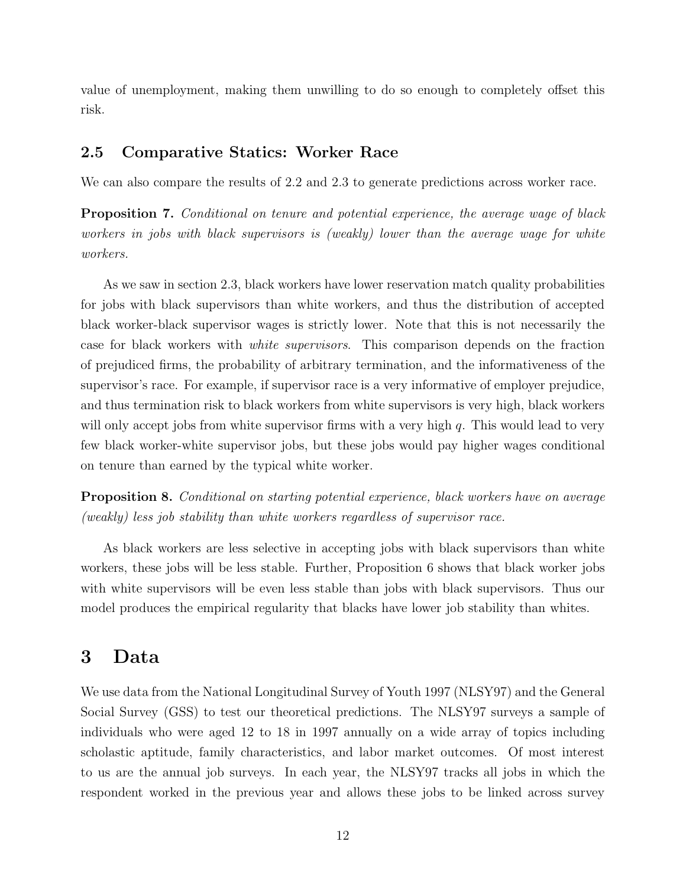value of unemployment, making them unwilling to do so enough to completely offset this risk.

### 2.5 Comparative Statics: Worker Race

We can also compare the results of 2.2 and 2.3 to generate predictions across worker race.

**Proposition 7.** *Conditional on tenure and potential experience, the average wage of black workers in jobs with black supervisors is (weakly) lower than the average wage for white workers.*

As we saw in section 2.3, black workers have lower reservation match quality probabilities for jobs with black supervisors than white workers, and thus the distribution of accepted black worker-black supervisor wages is strictly lower. Note that this is not necessarily the case for black workers with *white supervisors*. This comparison depends on the fraction of prejudiced firms, the probability of arbitrary termination, and the informativeness of the supervisor's race. For example, if supervisor race is a very informative of employer prejudice, and thus termination risk to black workers from white supervisors is very high, black workers will only accept jobs from white supervisor firms with a very high $q$. This would lead to very few black worker-white supervisor jobs, but these jobs would pay higher wages conditional on tenure than earned by the typical white worker.

**Proposition 8.** *Conditional on starting potential experience, black workers have on average (weakly) less job stability than white workers regardless of supervisor race.*

As black workers are less selective in accepting jobs with black supervisors than white workers, these jobs will be less stable. Further, Proposition 6 shows that black worker jobs with white supervisors will be even less stable than jobs with black supervisors. Thus our model produces the empirical regularity that blacks have lower job stability than whites.

## 3 Data

We use data from the National Longitudinal Survey of Youth 1997 (NLSY97) and the General Social Survey (GSS) to test our theoretical predictions. The NLSY97 surveys a sample of individuals who were aged 12 to 18 in 1997 annually on a wide array of topics including scholastic aptitude, family characteristics, and labor market outcomes. Of most interest to us are the annual job surveys. In each year, the NLSY97 tracks all jobs in which the respondent worked in the previous year and allows these jobs to be linked across survey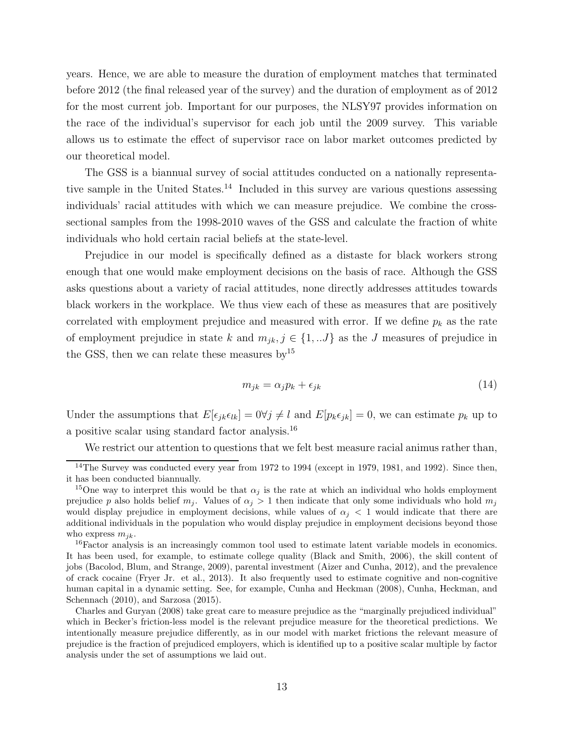years. Hence, we are able to measure the duration of employment matches that terminated before 2012 (the final released year of the survey) and the duration of employment as of 2012 for the most current job. Important for our purposes, the NLSY97 provides information on the race of the individual's supervisor for each job until the 2009 survey. This variable allows us to estimate the effect of supervisor race on labor market outcomes predicted by our theoretical model.

The GSS is a biannual survey of social attitudes conducted on a nationally representative sample in the United States.[14] Included in this survey are various questions assessing individuals' racial attitudes with which we can measure prejudice. We combine the cross-sectional samples from the 1998-2010 waves of the GSS and calculate the fraction of white individuals who hold certain racial beliefs at the state-level.

Prejudice in our model is specifically defined as a distaste for black workers strong enough that one would make employment decisions on the basis of race. Although the GSS asks questions about a variety of racial attitudes, none directly addresses attitudes towards black workers in the workplace. We thus view each of these as measures that are positively correlated with employment prejudice and measured with error. If we define $p_k$ as the rate of employment prejudice in state $k$ and $m_{jk}, j \in \{1, ..J\}$ as the $J$ measures of prejudice in the GSS, then we can relate these measures by[15]

$$m_{jk} = \alpha_j p_k + \epsilon_{jk} \tag{14}$$

Under the assumptions that $E[\epsilon_{jk}\epsilon_{lk}] = 0 \forall j \neq l$ and $E[p_k \epsilon_{jk}] = 0$, we can estimate $p_k$ up to a positive scalar using standard factor analysis.[16]

We restrict our attention to questions that we felt best measure racial animus rather than,

---

[14] The Survey was conducted every year from 1972 to 1994 (except in 1979, 1981, and 1992). Since then, it has been conducted biannually.

[15] One way to interpret this would be that $\alpha_j$ is the rate at which an individual who holds employment prejudice $p$ also holds belief $m_j$. Values of $\alpha_j > 1$ then indicate that only some individuals who hold $m_j$ would display prejudice in employment decisions, while values of $\alpha_j < 1$ would indicate that there are additional individuals in the population who would display prejudice in employment decisions beyond those who express $m_{jk}$.

[16] Factor analysis is an increasingly common tool used to estimate latent variable models in economics. It has been used, for example, to estimate college quality (Black and Smith, 2006), the skill content of jobs (Bacolod, Blum, and Strange, 2009), parental investment (Aizer and Cunha, 2012), and the prevalence of crack cocaine (Fryer Jr. et al., 2013). It also frequently used to estimate cognitive and non-cognitive human capital in a dynamic setting. See, for example, Cunha and Heckman (2008), Cunha, Heckman, and Schennach (2010), and Sarzosa (2015).

Charles and Guryan (2008) take great care to measure prejudice as the "marginally prejudiced individual" which in Becker's friction-less model is the relevant prejudice measure for the theoretical predictions. We intentionally measure prejudice differently, as in our model with market frictions the relevant measure of prejudice is the fraction of prejudiced employers, which is identified up to a positive scalar multiple by factor analysis under the set of assumptions we laid out.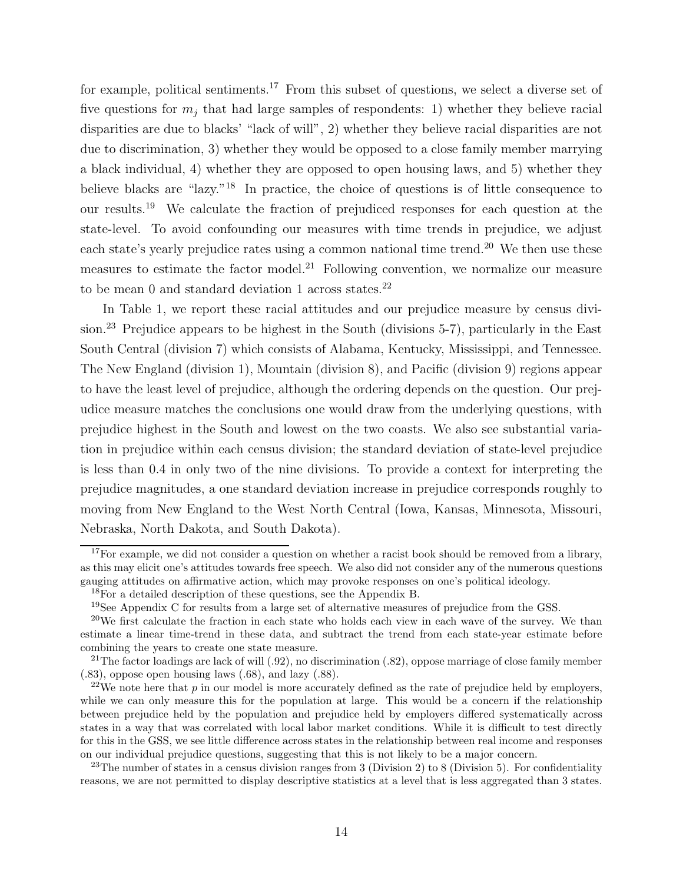for example, political sentiments.[17] From this subset of questions, we select a diverse set of five questions for $m_j$ that had large samples of respondents: 1) whether they believe racial disparities are due to blacks' "lack of will", 2) whether they believe racial disparities are not due to discrimination, 3) whether they would be opposed to a close family member marrying a black individual, 4) whether they are opposed to open housing laws, and 5) whether they believe blacks are "lazy."[18] In practice, the choice of questions is of little consequence to our results.[19] We calculate the fraction of prejudiced responses for each question at the state-level. To avoid confounding our measures with time trends in prejudice, we adjust each state's yearly prejudice rates using a common national time trend.[20] We then use these measures to estimate the factor model.[21] Following convention, we normalize our measure to be mean 0 and standard deviation 1 across states.[22]

In Table 1, we report these racial attitudes and our prejudice measure by census division.[23] Prejudice appears to be highest in the South (divisions 5-7), particularly in the East South Central (division 7) which consists of Alabama, Kentucky, Mississippi, and Tennessee. The New England (division 1), Mountain (division 8), and Pacific (division 9) regions appear to have the least level of prejudice, although the ordering depends on the question. Our prejudice measure matches the conclusions one would draw from the underlying questions, with prejudice highest in the South and lowest on the two coasts. We also see substantial variation in prejudice within each census division; the standard deviation of state-level prejudice is less than 0.4 in only two of the nine divisions. To provide a context for interpreting the prejudice magnitudes, a one standard deviation increase in prejudice corresponds roughly to moving from New England to the West North Central (Iowa, Kansas, Minnesota, Missouri, Nebraska, North Dakota, and South Dakota).

---

[17] For example, we did not consider a question on whether a racist book should be removed from a library, as this may elicit one's attitudes towards free speech. We also did not consider any of the numerous questions gauging attitudes on affirmative action, which may provoke responses on one's political ideology.

[18] For a detailed description of these questions, see the Appendix B.

[19] See Appendix C for results from a large set of alternative measures of prejudice from the GSS.

[20] We first calculate the fraction in each state who holds each view in each wave of the survey. We than estimate a linear time-trend in these data, and subtract the trend from each state-year estimate before combining the years to create one state measure.

[21] The factor loadings are lack of will (.92), no discrimination (.82), oppose marriage of close family member (.83), oppose open housing laws (.68), and lazy (.88).

[22] We note here that $p$ in our model is more accurately defined as the rate of prejudice held by employers, while we can only measure this for the population at large. This would be a concern if the relationship between prejudice held by the population and prejudice held by employers differed systematically across states in a way that was correlated with local labor market conditions. While it is difficult to test directly for this in the GSS, we see little difference across states in the relationship between real income and responses on our individual prejudice questions, suggesting that this is not likely to be a major concern.

[23] The number of states in a census division ranges from 3 (Division 2) to 8 (Division 5). For confidentiality reasons, we are not permitted to display descriptive statistics at a level that is less aggregated than 3 states.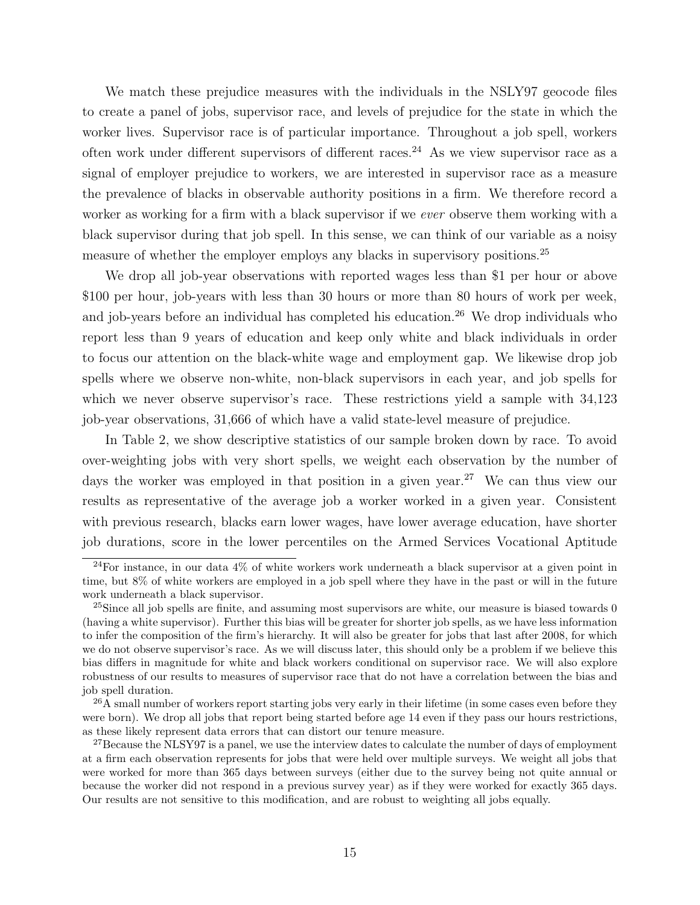We match these prejudice measures with the individuals in the NSLY97 geocode files to create a panel of jobs, supervisor race, and levels of prejudice for the state in which the worker lives. Supervisor race is of particular importance. Throughout a job spell, workers often work under different supervisors of different races.[24] As we view supervisor race as a signal of employer prejudice to workers, we are interested in supervisor race as a measure the prevalence of blacks in observable authority positions in a firm. We therefore record a worker as working for a firm with a black supervisor if we *ever* observe them working with a black supervisor during that job spell. In this sense, we can think of our variable as a noisy measure of whether the employer employs any blacks in supervisory positions.[25]

We drop all job-year observations with reported wages less than \$1 per hour or above \$100 per hour, job-years with less than 30 hours or more than 80 hours of work per week, and job-years before an individual has completed his education.[26] We drop individuals who report less than 9 years of education and keep only white and black individuals in order to focus our attention on the black-white wage and employment gap. We likewise drop job spells where we observe non-white, non-black supervisors in each year, and job spells for which we never observe supervisor's race. These restrictions yield a sample with 34,123 job-year observations, 31,666 of which have a valid state-level measure of prejudice.

In Table 2, we show descriptive statistics of our sample broken down by race. To avoid over-weighting jobs with very short spells, we weight each observation by the number of days the worker was employed in that position in a given year.[27] We can thus view our results as representative of the average job a worker worked in a given year. Consistent with previous research, blacks earn lower wages, have lower average education, have shorter job durations, score in the lower percentiles on the Armed Services Vocational Aptitude

[24] For instance, in our data 4% of white workers work underneath a black supervisor at a given point in time, but 8% of white workers are employed in a job spell where they have in the past or will in the future work underneath a black supervisor.

[25] Since all job spells are finite, and assuming most supervisors are white, our measure is biased towards 0 (having a white supervisor). Further this bias will be greater for shorter job spells, as we have less information to infer the composition of the firm's hierarchy. It will also be greater for jobs that last after 2008, for which we do not observe supervisor's race. As we will discuss later, this should only be a problem if we believe this bias differs in magnitude for white and black workers conditional on supervisor race. We will also explore robustness of our results to measures of supervisor race that do not have a correlation between the bias and job spell duration.

[26] A small number of workers report starting jobs very early in their lifetime (in some cases even before they were born). We drop all jobs that report being started before age 14 even if they pass our hours restrictions, as these likely represent data errors that can distort our tenure measure.

[27] Because the NLSY97 is a panel, we use the interview dates to calculate the number of days of employment at a firm each observation represents for jobs that were held over multiple surveys. We weight all jobs that were worked for more than 365 days between surveys (either due to the survey being not quite annual or because the worker did not respond in a previous survey year) as if they were worked for exactly 365 days. Our results are not sensitive to this modification, and are robust to weighting all jobs equally.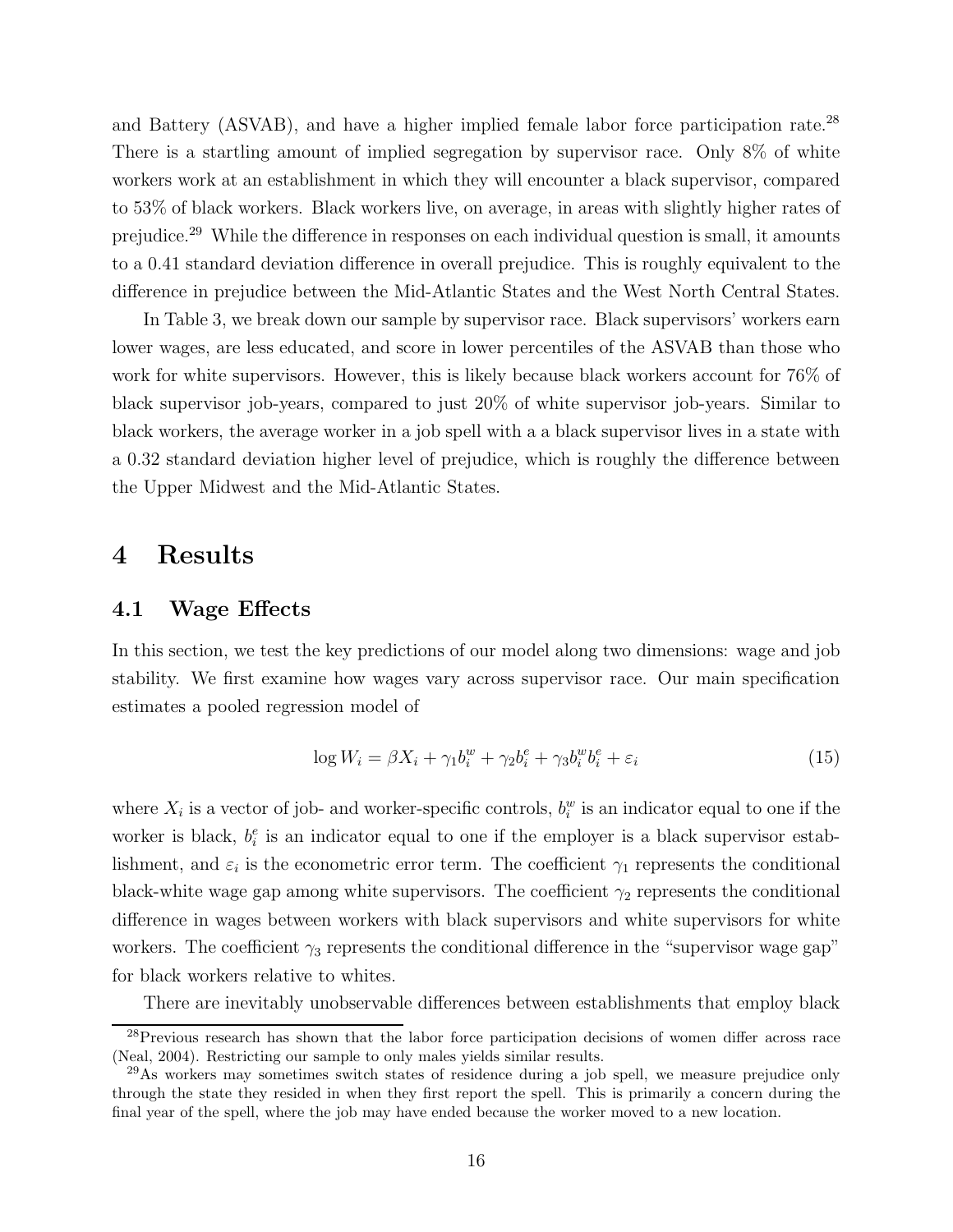and Battery (ASVAB), and have a higher implied female labor force participation rate.[28] There is a startling amount of implied segregation by supervisor race. Only 8% of white workers work at an establishment in which they will encounter a black supervisor, compared to 53% of black workers. Black workers live, on average, in areas with slightly higher rates of prejudice.[29] While the difference in responses on each individual question is small, it amounts to a 0.41 standard deviation difference in overall prejudice. This is roughly equivalent to the difference in prejudice between the Mid-Atlantic States and the West North Central States.

In Table 3, we break down our sample by supervisor race. Black supervisors' workers earn lower wages, are less educated, and score in lower percentiles of the ASVAB than those who work for white supervisors. However, this is likely because black workers account for 76% of black supervisor job-years, compared to just 20% of white supervisor job-years. Similar to black workers, the average worker in a job spell with a a black supervisor lives in a state with a 0.32 standard deviation higher level of prejudice, which is roughly the difference between the Upper Midwest and the Mid-Atlantic States.

# 4 Results

## 4.1 Wage Effects

In this section, we test the key predictions of our model along two dimensions: wage and job stability. We first examine how wages vary across supervisor race. Our main specification estimates a pooled regression model of

$$\log W_i = \beta X_i + \gamma_1 b_i^w + \gamma_2 b_i^e + \gamma_3 b_i^w b_i^e + \varepsilon_i \tag{15}$$

where $X_i$ is a vector of job- and worker-specific controls, $b_i^w$ is an indicator equal to one if the worker is black, $b_i^e$ is an indicator equal to one if the employer is a black supervisor establishment, and $\varepsilon_i$ is the econometric error term. The coefficient $\gamma_1$ represents the conditional black-white wage gap among white supervisors. The coefficient $\gamma_2$ represents the conditional difference in wages between workers with black supervisors and white supervisors for white workers. The coefficient $\gamma_3$ represents the conditional difference in the "supervisor wage gap" for black workers relative to whites.

There are inevitably unobservable differences between establishments that employ black

[28] Previous research has shown that the labor force participation decisions of women differ across race (Neal, 2004). Restricting our sample to only males yields similar results.

[29] As workers may sometimes switch states of residence during a job spell, we measure prejudice only through the state they resided in when they first report the spell. This is primarily a concern during the final year of the spell, where the job may have ended because the worker moved to a new location.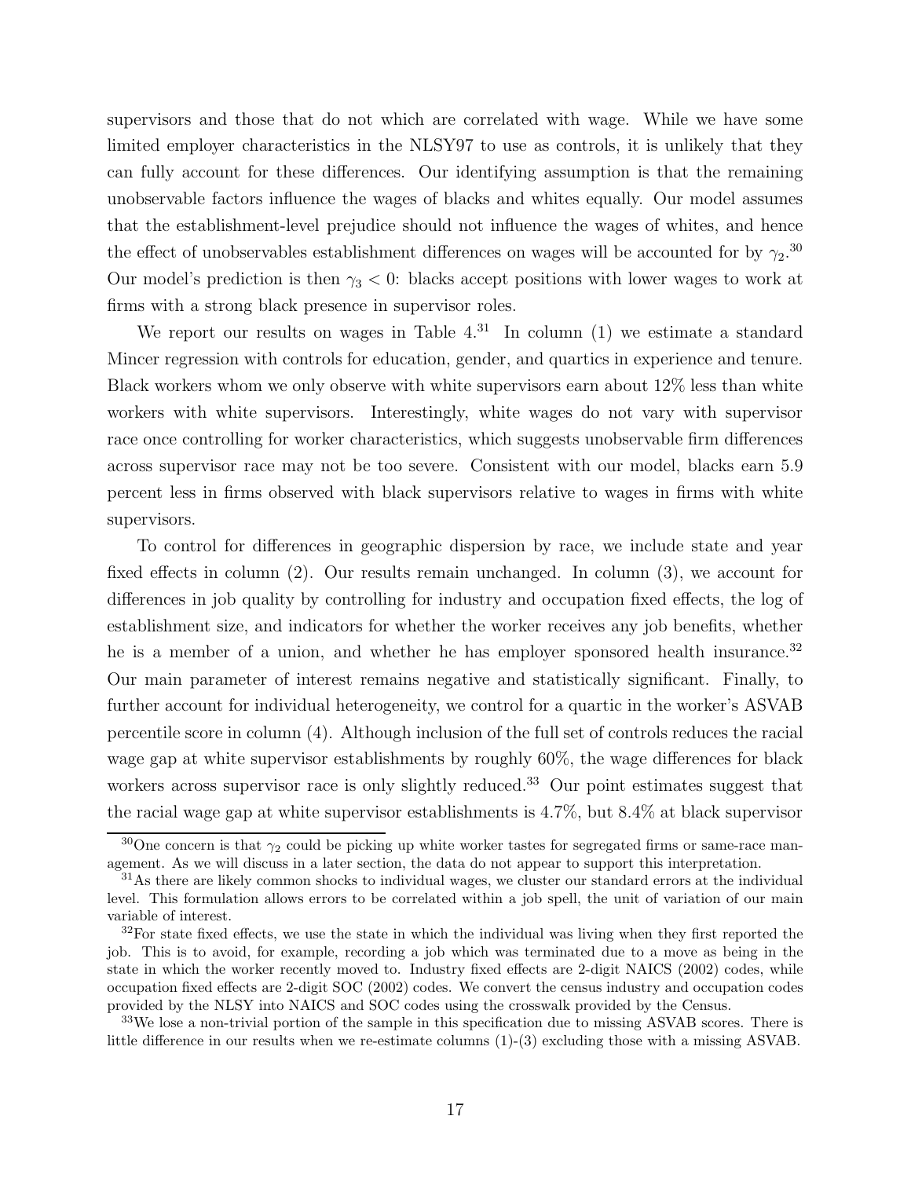supervisors and those that do not which are correlated with wage. While we have some limited employer characteristics in the NLSY97 to use as controls, it is unlikely that they can fully account for these differences. Our identifying assumption is that the remaining unobservable factors influence the wages of blacks and whites equally. Our model assumes that the establishment-level prejudice should not influence the wages of whites, and hence the effect of unobservables establishment differences on wages will be accounted for by $\gamma_2$.[30] Our model's prediction is then $\gamma_3 < 0$: blacks accept positions with lower wages to work at firms with a strong black presence in supervisor roles.

We report our results on wages in Table 4.[31] In column (1) we estimate a standard Mincer regression with controls for education, gender, and quartics in experience and tenure. Black workers whom we only observe with white supervisors earn about 12% less than white workers with white supervisors. Interestingly, white wages do not vary with supervisor race once controlling for worker characteristics, which suggests unobservable firm differences across supervisor race may not be too severe. Consistent with our model, blacks earn 5.9 percent less in firms observed with black supervisors relative to wages in firms with white supervisors.

To control for differences in geographic dispersion by race, we include state and year fixed effects in column (2). Our results remain unchanged. In column (3), we account for differences in job quality by controlling for industry and occupation fixed effects, the log of establishment size, and indicators for whether the worker receives any job benefits, whether he is a member of a union, and whether he has employer sponsored health insurance.[32] Our main parameter of interest remains negative and statistically significant. Finally, to further account for individual heterogeneity, we control for a quartic in the worker's ASVAB percentile score in column (4). Although inclusion of the full set of controls reduces the racial wage gap at white supervisor establishments by roughly 60%, the wage differences for black workers across supervisor race is only slightly reduced.[33] Our point estimates suggest that the racial wage gap at white supervisor establishments is 4.7%, but 8.4% at black supervisor

[30] One concern is that $\gamma_2$ could be picking up white worker tastes for segregated firms or same-race management. As we will discuss in a later section, the data do not appear to support this interpretation.

[31] As there are likely common shocks to individual wages, we cluster our standard errors at the individual level. This formulation allows errors to be correlated within a job spell, the unit of variation of our main variable of interest.

[32] For state fixed effects, we use the state in which the individual was living when they first reported the job. This is to avoid, for example, recording a job which was terminated due to a move as being in the state in which the worker recently moved to. Industry fixed effects are 2-digit NAICS (2002) codes, while occupation fixed effects are 2-digit SOC (2002) codes. We convert the census industry and occupation codes provided by the NLSY into NAICS and SOC codes using the crosswalk provided by the Census.

[33] We lose a non-trivial portion of the sample in this specification due to missing ASVAB scores. There is little difference in our results when we re-estimate columns (1)-(3) excluding those with a missing ASVAB.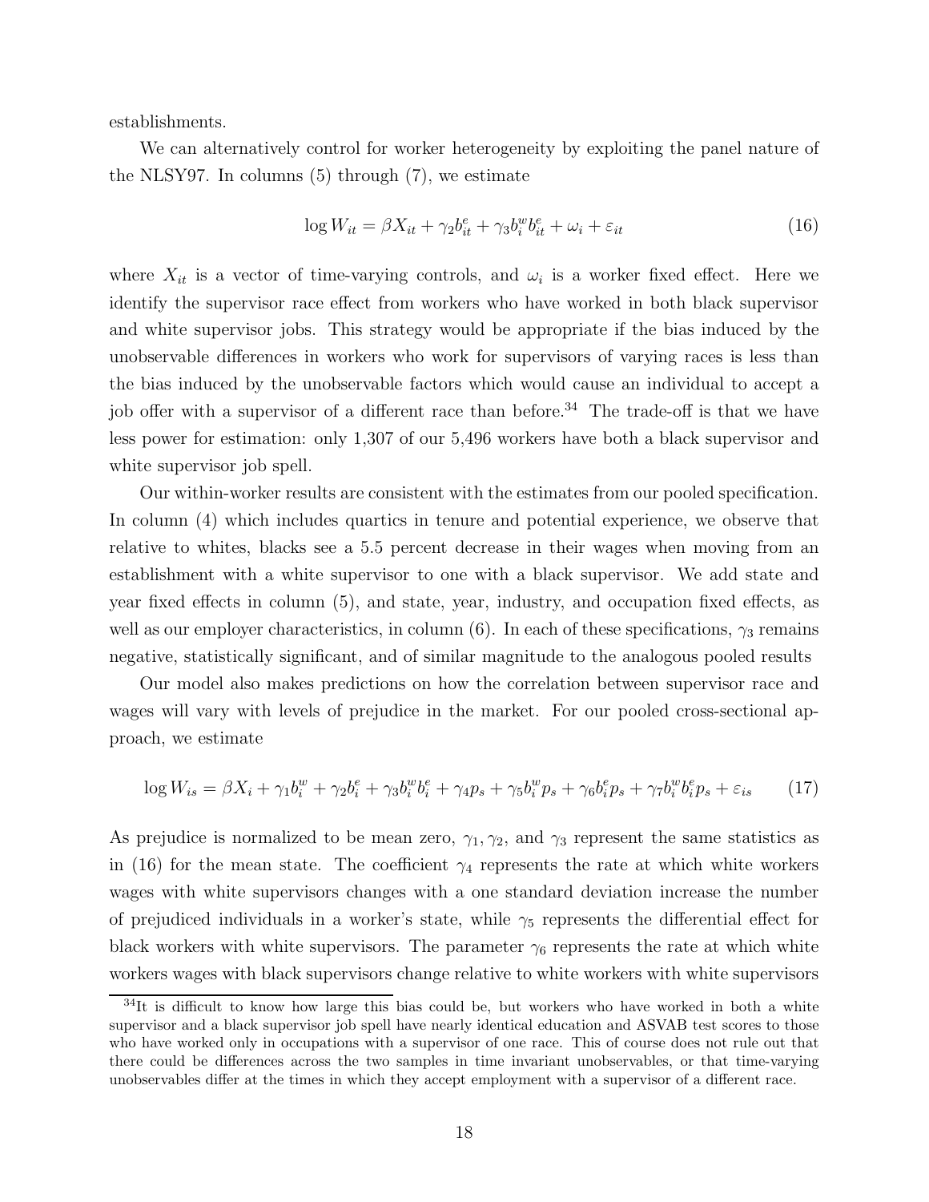establishments.

We can alternatively control for worker heterogeneity by exploiting the panel nature of the NLSY97. In columns (5) through (7), we estimate

$$\log W_{it} = \beta X_{it} + \gamma_2 b_{it}^e + \gamma_3 b_i^w b_{it}^e + \omega_i + \varepsilon_{it} \tag{16}$$

where $X_{it}$ is a vector of time-varying controls, and $\omega_i$ is a worker fixed effect. Here we identify the supervisor race effect from workers who have worked in both black supervisor and white supervisor jobs. This strategy would be appropriate if the bias induced by the unobservable differences in workers who work for supervisors of varying races is less than the bias induced by the unobservable factors which would cause an individual to accept a job offer with a supervisor of a different race than before.[34] The trade-off is that we have less power for estimation: only 1,307 of our 5,496 workers have both a black supervisor and white supervisor job spell.

Our within-worker results are consistent with the estimates from our pooled specification. In column (4) which includes quartics in tenure and potential experience, we observe that relative to whites, blacks see a 5.5 percent decrease in their wages when moving from an establishment with a white supervisor to one with a black supervisor. We add state and year fixed effects in column (5), and state, year, industry, and occupation fixed effects, as well as our employer characteristics, in column (6). In each of these specifications, $\gamma_3$ remains negative, statistically significant, and of similar magnitude to the analogous pooled results

Our model also makes predictions on how the correlation between supervisor race and wages will vary with levels of prejudice in the market. For our pooled cross-sectional approach, we estimate

$$\log W_{is} = \beta X_i + \gamma_1 b_i^w + \gamma_2 b_i^e + \gamma_3 b_i^w b_i^e + \gamma_4 p_s + \gamma_5 b_i^w p_s + \gamma_6 b_i^e p_s + \gamma_7 b_i^w b_i^e p_s + \varepsilon_{is} \tag{17}$$

As prejudice is normalized to be mean zero, $\gamma_1, \gamma_2$, and $\gamma_3$ represent the same statistics as in (16) for the mean state. The coefficient $\gamma_4$ represents the rate at which white workers wages with white supervisors changes with a one standard deviation increase the number of prejudiced individuals in a worker's state, while $\gamma_5$ represents the differential effect for black workers with white supervisors. The parameter $\gamma_6$ represents the rate at which white workers wages with black supervisors change relative to white workers with white supervisors

[34] It is difficult to know how large this bias could be, but workers who have worked in both a white supervisor and a black supervisor job spell have nearly identical education and ASVAB test scores to those who have worked only in occupations with a supervisor of one race. This of course does not rule out that there could be differences across the two samples in time invariant unobservables, or that time-varying unobservables differ at the times in which they accept employment with a supervisor of a different race.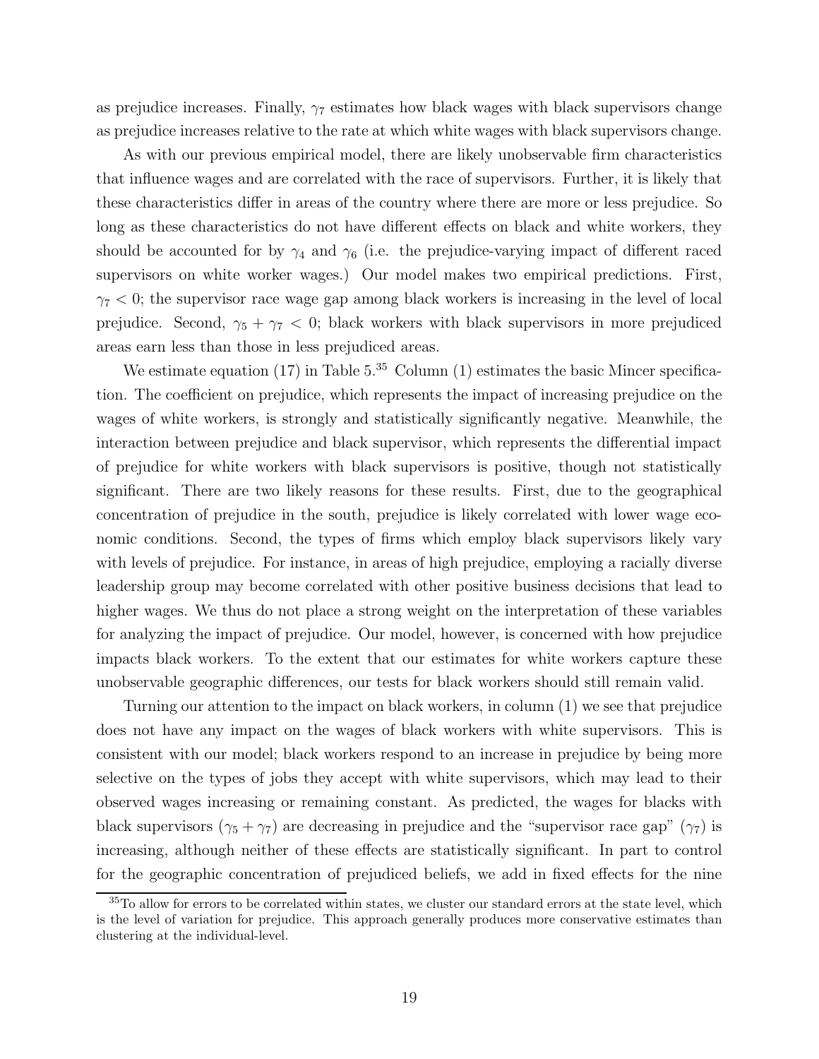as prejudice increases. Finally, $\gamma_7$ estimates how black wages with black supervisors change as prejudice increases relative to the rate at which white wages with black supervisors change.

As with our previous empirical model, there are likely unobservable firm characteristics that influence wages and are correlated with the race of supervisors. Further, it is likely that these characteristics differ in areas of the country where there are more or less prejudice. So long as these characteristics do not have different effects on black and white workers, they should be accounted for by $\gamma_4$ and $\gamma_6$ (i.e. the prejudice-varying impact of different raced supervisors on white worker wages.) Our model makes two empirical predictions. First, $\gamma_7 < 0$; the supervisor race wage gap among black workers is increasing in the level of local prejudice. Second, $\gamma_5 + \gamma_7 < 0$; black workers with black supervisors in more prejudiced areas earn less than those in less prejudiced areas.

We estimate equation (17) in Table 5.[35] Column (1) estimates the basic Mincer specification. The coefficient on prejudice, which represents the impact of increasing prejudice on the wages of white workers, is strongly and statistically significantly negative. Meanwhile, the interaction between prejudice and black supervisor, which represents the differential impact of prejudice for white workers with black supervisors is positive, though not statistically significant. There are two likely reasons for these results. First, due to the geographical concentration of prejudice in the south, prejudice is likely correlated with lower wage economic conditions. Second, the types of firms which employ black supervisors likely vary with levels of prejudice. For instance, in areas of high prejudice, employing a racially diverse leadership group may become correlated with other positive business decisions that lead to higher wages. We thus do not place a strong weight on the interpretation of these variables for analyzing the impact of prejudice. Our model, however, is concerned with how prejudice impacts black workers. To the extent that our estimates for white workers capture these unobservable geographic differences, our tests for black workers should still remain valid.

Turning our attention to the impact on black workers, in column (1) we see that prejudice does not have any impact on the wages of black workers with white supervisors. This is consistent with our model; black workers respond to an increase in prejudice by being more selective on the types of jobs they accept with white supervisors, which may lead to their observed wages increasing or remaining constant. As predicted, the wages for blacks with black supervisors ($\gamma_5 + \gamma_7$) are decreasing in prejudice and the "supervisor race gap" ($\gamma_7$) is increasing, although neither of these effects are statistically significant. In part to control for the geographic concentration of prejudiced beliefs, we add in fixed effects for the nine

[35] To allow for errors to be correlated within states, we cluster our standard errors at the state level, which is the level of variation for prejudice. This approach generally produces more conservative estimates than clustering at the individual-level.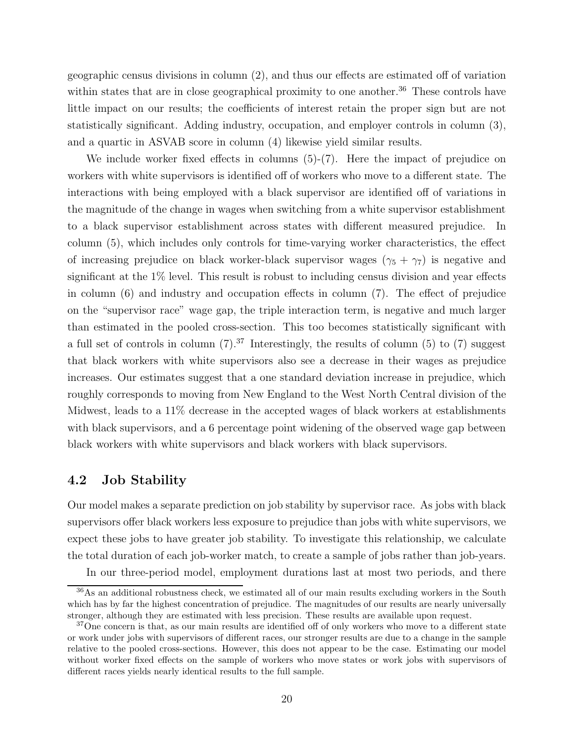geographic census divisions in column (2), and thus our effects are estimated off of variation within states that are in close geographical proximity to one another.[36] These controls have little impact on our results; the coefficients of interest retain the proper sign but are not statistically significant. Adding industry, occupation, and employer controls in column (3), and a quartic in ASVAB score in column (4) likewise yield similar results.

We include worker fixed effects in columns (5)-(7). Here the impact of prejudice on workers with white supervisors is identified off of workers who move to a different state. The interactions with being employed with a black supervisor are identified off of variations in the magnitude of the change in wages when switching from a white supervisor establishment to a black supervisor establishment across states with different measured prejudice. In column (5), which includes only controls for time-varying worker characteristics, the effect of increasing prejudice on black worker-black supervisor wages ($\gamma_5 + \gamma_7$) is negative and significant at the 1% level. This result is robust to including census division and year effects in column (6) and industry and occupation effects in column (7). The effect of prejudice on the "supervisor race" wage gap, the triple interaction term, is negative and much larger than estimated in the pooled cross-section. This too becomes statistically significant with a full set of controls in column (7).[37] Interestingly, the results of column (5) to (7) suggest that black workers with white supervisors also see a decrease in their wages as prejudice increases. Our estimates suggest that a one standard deviation increase in prejudice, which roughly corresponds to moving from New England to the West North Central division of the Midwest, leads to a 11% decrease in the accepted wages of black workers at establishments with black supervisors, and a 6 percentage point widening of the observed wage gap between black workers with white supervisors and black workers with black supervisors.

## 4.2 Job Stability

Our model makes a separate prediction on job stability by supervisor race. As jobs with black supervisors offer black workers less exposure to prejudice than jobs with white supervisors, we expect these jobs to have greater job stability. To investigate this relationship, we calculate the total duration of each job-worker match, to create a sample of jobs rather than job-years.

In our three-period model, employment durations last at most two periods, and there

[36] As an additional robustness check, we estimated all of our main results excluding workers in the South which has by far the highest concentration of prejudice. The magnitudes of our results are nearly universally stronger, although they are estimated with less precision. These results are available upon request.

[37] One concern is that, as our main results are identified off of only workers who move to a different state or work under jobs with supervisors of different races, our stronger results are due to a change in the sample relative to the pooled cross-sections. However, this does not appear to be the case. Estimating our model without worker fixed effects on the sample of workers who move states or work jobs with supervisors of different races yields nearly identical results to the full sample.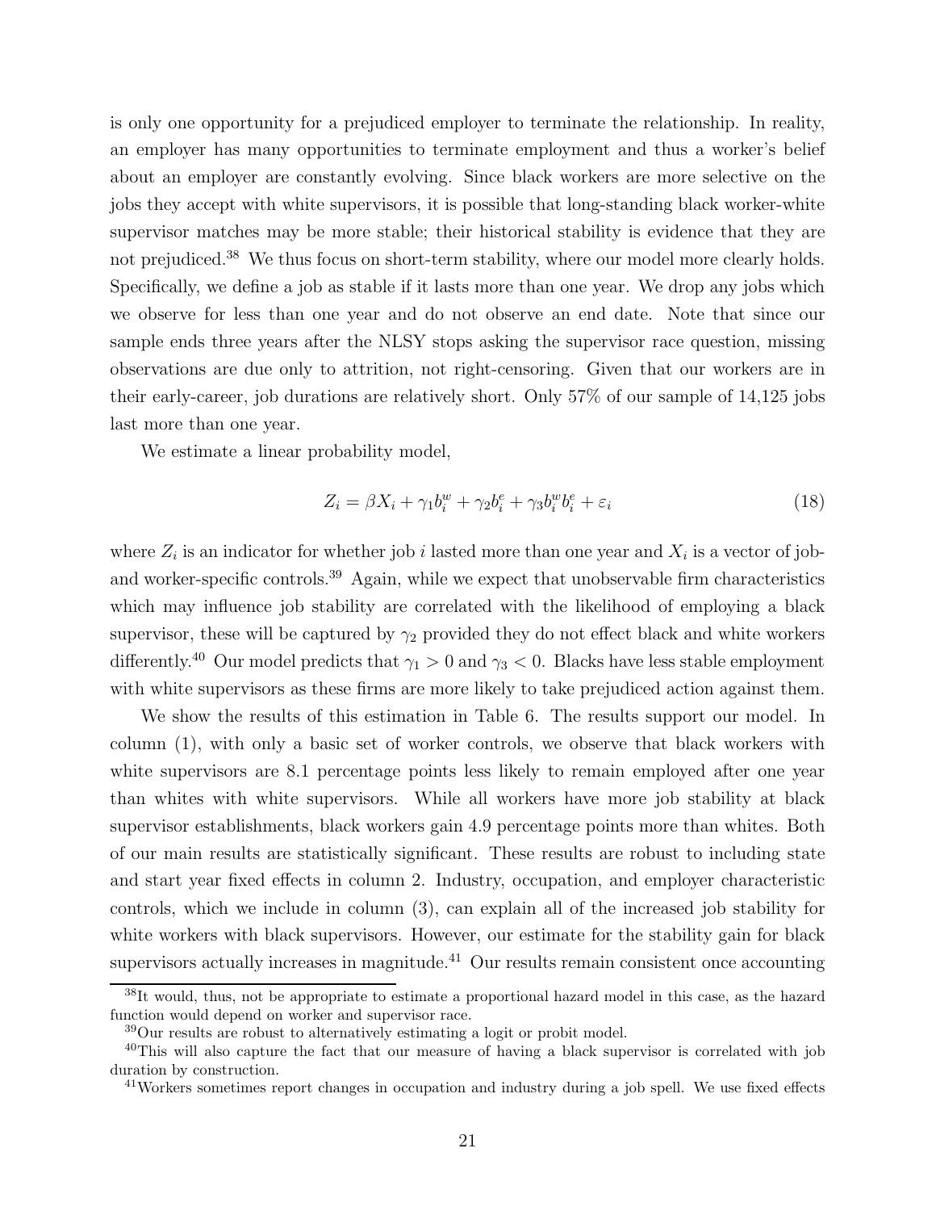is only one opportunity for a prejudiced employer to terminate the relationship. In reality, an employer has many opportunities to terminate employment and thus a worker's belief about an employer are constantly evolving. Since black workers are more selective on the jobs they accept with white supervisors, it is possible that long-standing black worker-white supervisor matches may be more stable; their historical stability is evidence that they are not prejudiced.[38] We thus focus on short-term stability, where our model more clearly holds. Specifically, we define a job as stable if it lasts more than one year. We drop any jobs which we observe for less than one year and do not observe an end date. Note that since our sample ends three years after the NLSY stops asking the supervisor race question, missing observations are due only to attrition, not right-censoring. Given that our workers are in their early-career, job durations are relatively short. Only 57% of our sample of 14,125 jobs last more than one year.

We estimate a linear probability model,

$$Z_i = \beta X_i + \gamma_1 b_i^w + \gamma_2 b_i^e + \gamma_3 b_i^w b_i^e + \varepsilon_i \tag{18}$$

where $Z_i$ is an indicator for whether job $i$ lasted more than one year and $X_i$ is a vector of job- and worker-specific controls.[39] Again, while we expect that unobservable firm characteristics which may influence job stability are correlated with the likelihood of employing a black supervisor, these will be captured by $\gamma_2$ provided they do not effect black and white workers differently.[40] Our model predicts that $\gamma_1 > 0$ and $\gamma_3 < 0$. Blacks have less stable employment with white supervisors as these firms are more likely to take prejudiced action against them.

We show the results of this estimation in Table 6. The results support our model. In column (1), with only a basic set of worker controls, we observe that black workers with white supervisors are 8.1 percentage points less likely to remain employed after one year than whites with white supervisors. While all workers have more job stability at black supervisor establishments, black workers gain 4.9 percentage points more than whites. Both of our main results are statistically significant. These results are robust to including state and start year fixed effects in column 2. Industry, occupation, and employer characteristic controls, which we include in column (3), can explain all of the increased job stability for white workers with black supervisors. However, our estimate for the stability gain for black supervisors actually increases in magnitude.[41] Our results remain consistent once accounting

[38]It would, thus, not be appropriate to estimate a proportional hazard model in this case, as the hazard function would depend on worker and supervisor race.

[39]Our results are robust to alternatively estimating a logit or probit model.

[40]This will also capture the fact that our measure of having a black supervisor is correlated with job duration by construction.

[41]Workers sometimes report changes in occupation and industry during a job spell. We use fixed effects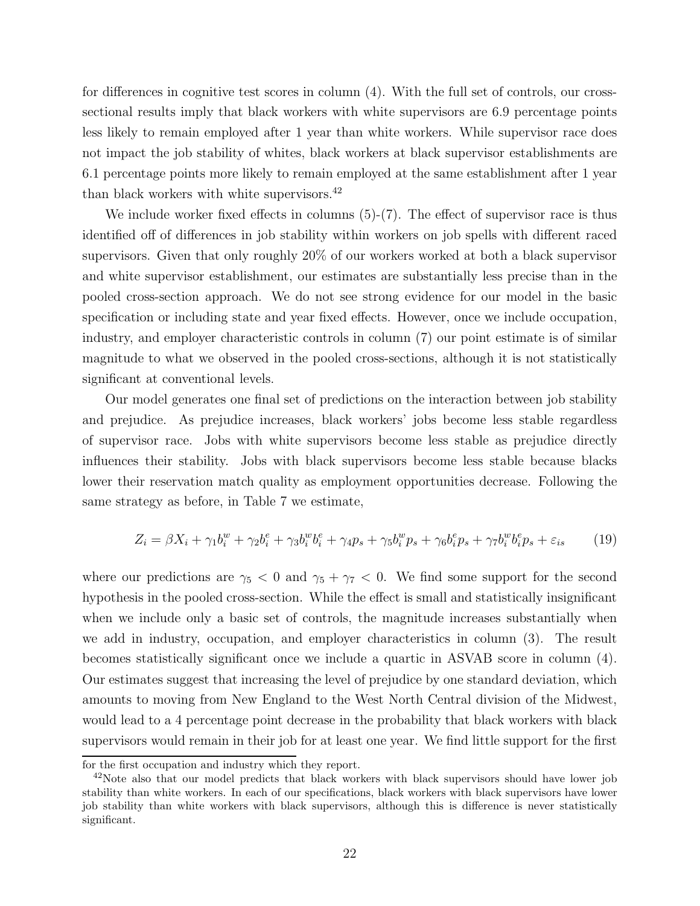for differences in cognitive test scores in column (4). With the full set of controls, our cross-sectional results imply that black workers with white supervisors are 6.9 percentage points less likely to remain employed after 1 year than white workers. While supervisor race does not impact the job stability of whites, black workers at black supervisor establishments are 6.1 percentage points more likely to remain employed at the same establishment after 1 year than black workers with white supervisors.[42]

We include worker fixed effects in columns (5)-(7). The effect of supervisor race is thus identified off of differences in job stability within workers on job spells with different raced supervisors. Given that only roughly 20% of our workers worked at both a black supervisor and white supervisor establishment, our estimates are substantially less precise than in the pooled cross-section approach. We do not see strong evidence for our model in the basic specification or including state and year fixed effects. However, once we include occupation, industry, and employer characteristic controls in column (7) our point estimate is of similar magnitude to what we observed in the pooled cross-sections, although it is not statistically significant at conventional levels.

Our model generates one final set of predictions on the interaction between job stability and prejudice. As prejudice increases, black workers' jobs become less stable regardless of supervisor race. Jobs with white supervisors become less stable as prejudice directly influences their stability. Jobs with black supervisors become less stable because blacks lower their reservation match quality as employment opportunities decrease. Following the same strategy as before, in Table 7 we estimate,

$$Z_i = \beta X_i + \gamma_1 b_i^w + \gamma_2 b_i^e + \gamma_3 b_i^w b_i^e + \gamma_4 p_s + \gamma_5 b_i^w p_s + \gamma_6 b_i^e p_s + \gamma_7 b_i^w b_i^e p_s + \varepsilon_{is} \qquad (19)$$

where our predictions are $\gamma_5 < 0$ and $\gamma_5 + \gamma_7 < 0$. We find some support for the second hypothesis in the pooled cross-section. While the effect is small and statistically insignificant when we include only a basic set of controls, the magnitude increases substantially when we add in industry, occupation, and employer characteristics in column (3). The result becomes statistically significant once we include a quartic in ASVAB score in column (4). Our estimates suggest that increasing the level of prejudice by one standard deviation, which amounts to moving from New England to the West North Central division of the Midwest, would lead to a 4 percentage point decrease in the probability that black workers with black supervisors would remain in their job for at least one year. We find little support for the first

for the first occupation and industry which they report.

[42]Note also that our model predicts that black workers with black supervisors should have lower job stability than white workers. In each of our specifications, black workers with black supervisors have lower job stability than white workers with black supervisors, although this is difference is never statistically significant.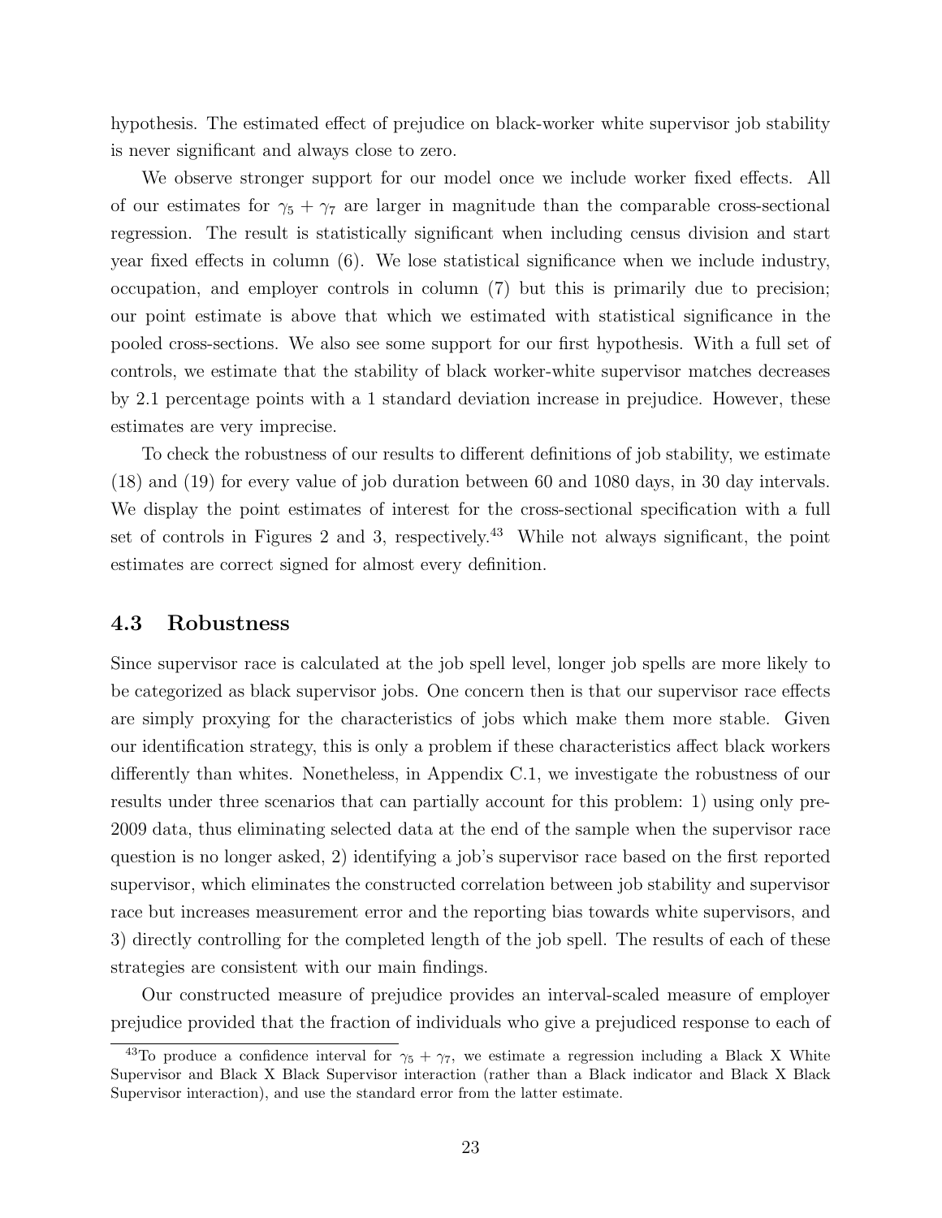hypothesis. The estimated effect of prejudice on black-worker white supervisor job stability is never significant and always close to zero.

We observe stronger support for our model once we include worker fixed effects. All of our estimates for $\gamma_5 + \gamma_7$ are larger in magnitude than the comparable cross-sectional regression. The result is statistically significant when including census division and start year fixed effects in column (6). We lose statistical significance when we include industry, occupation, and employer controls in column (7) but this is primarily due to precision; our point estimate is above that which we estimated with statistical significance in the pooled cross-sections. We also see some support for our first hypothesis. With a full set of controls, we estimate that the stability of black worker-white supervisor matches decreases by 2.1 percentage points with a 1 standard deviation increase in prejudice. However, these estimates are very imprecise.

To check the robustness of our results to different definitions of job stability, we estimate (18) and (19) for every value of job duration between 60 and 1080 days, in 30 day intervals. We display the point estimates of interest for the cross-sectional specification with a full set of controls in Figures 2 and 3, respectively.[43] While not always significant, the point estimates are correct signed for almost every definition.

### 4.3 Robustness

Since supervisor race is calculated at the job spell level, longer job spells are more likely to be categorized as black supervisor jobs. One concern then is that our supervisor race effects are simply proxying for the characteristics of jobs which make them more stable. Given our identification strategy, this is only a problem if these characteristics affect black workers differently than whites. Nonetheless, in Appendix C.1, we investigate the robustness of our results under three scenarios that can partially account for this problem: 1) using only pre-2009 data, thus eliminating selected data at the end of the sample when the supervisor race question is no longer asked, 2) identifying a job's supervisor race based on the first reported supervisor, which eliminates the constructed correlation between job stability and supervisor race but increases measurement error and the reporting bias towards white supervisors, and 3) directly controlling for the completed length of the job spell. The results of each of these strategies are consistent with our main findings.

Our constructed measure of prejudice provides an interval-scaled measure of employer prejudice provided that the fraction of individuals who give a prejudiced response to each of

[43] To produce a confidence interval for $\gamma_5 + \gamma_7$, we estimate a regression including a Black X White Supervisor and Black X Black Supervisor interaction (rather than a Black indicator and Black X Black Supervisor interaction), and use the standard error from the latter estimate.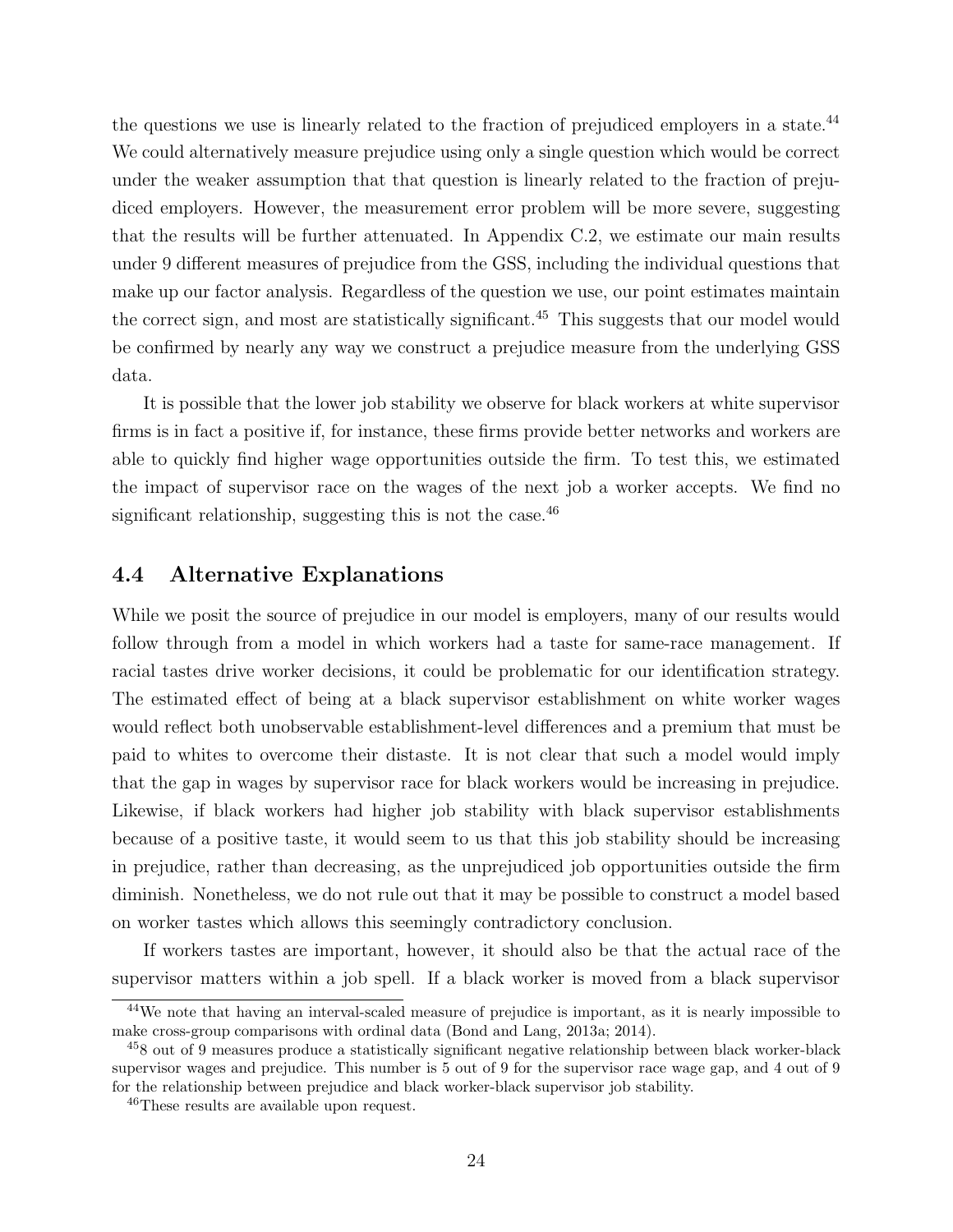the questions we use is linearly related to the fraction of prejudiced employers in a state.[44] We could alternatively measure prejudice using only a single question which would be correct under the weaker assumption that that question is linearly related to the fraction of prejudiced employers. However, the measurement error problem will be more severe, suggesting that the results will be further attenuated. In Appendix C.2, we estimate our main results under 9 different measures of prejudice from the GSS, including the individual questions that make up our factor analysis. Regardless of the question we use, our point estimates maintain the correct sign, and most are statistically significant.[45] This suggests that our model would be confirmed by nearly any way we construct a prejudice measure from the underlying GSS data.

It is possible that the lower job stability we observe for black workers at white supervisor firms is in fact a positive if, for instance, these firms provide better networks and workers are able to quickly find higher wage opportunities outside the firm. To test this, we estimated the impact of supervisor race on the wages of the next job a worker accepts. We find no significant relationship, suggesting this is not the case.[46]

### 4.4 Alternative Explanations

While we posit the source of prejudice in our model is employers, many of our results would follow through from a model in which workers had a taste for same-race management. If racial tastes drive worker decisions, it could be problematic for our identification strategy. The estimated effect of being at a black supervisor establishment on white worker wages would reflect both unobservable establishment-level differences and a premium that must be paid to whites to overcome their distaste. It is not clear that such a model would imply that the gap in wages by supervisor race for black workers would be increasing in prejudice. Likewise, if black workers had higher job stability with black supervisor establishments because of a positive taste, it would seem to us that this job stability should be increasing in prejudice, rather than decreasing, as the unprejudiced job opportunities outside the firm diminish. Nonetheless, we do not rule out that it may be possible to construct a model based on worker tastes which allows this seemingly contradictory conclusion.

If workers tastes are important, however, it should also be that the actual race of the supervisor matters within a job spell. If a black worker is moved from a black supervisor

[44] We note that having an interval-scaled measure of prejudice is important, as it is nearly impossible to make cross-group comparisons with ordinal data (Bond and Lang, 2013a; 2014).

[45] 8 out of 9 measures produce a statistically significant negative relationship between black worker-black supervisor wages and prejudice. This number is 5 out of 9 for the supervisor race wage gap, and 4 out of 9 for the relationship between prejudice and black worker-black supervisor job stability.

[46] These results are available upon request.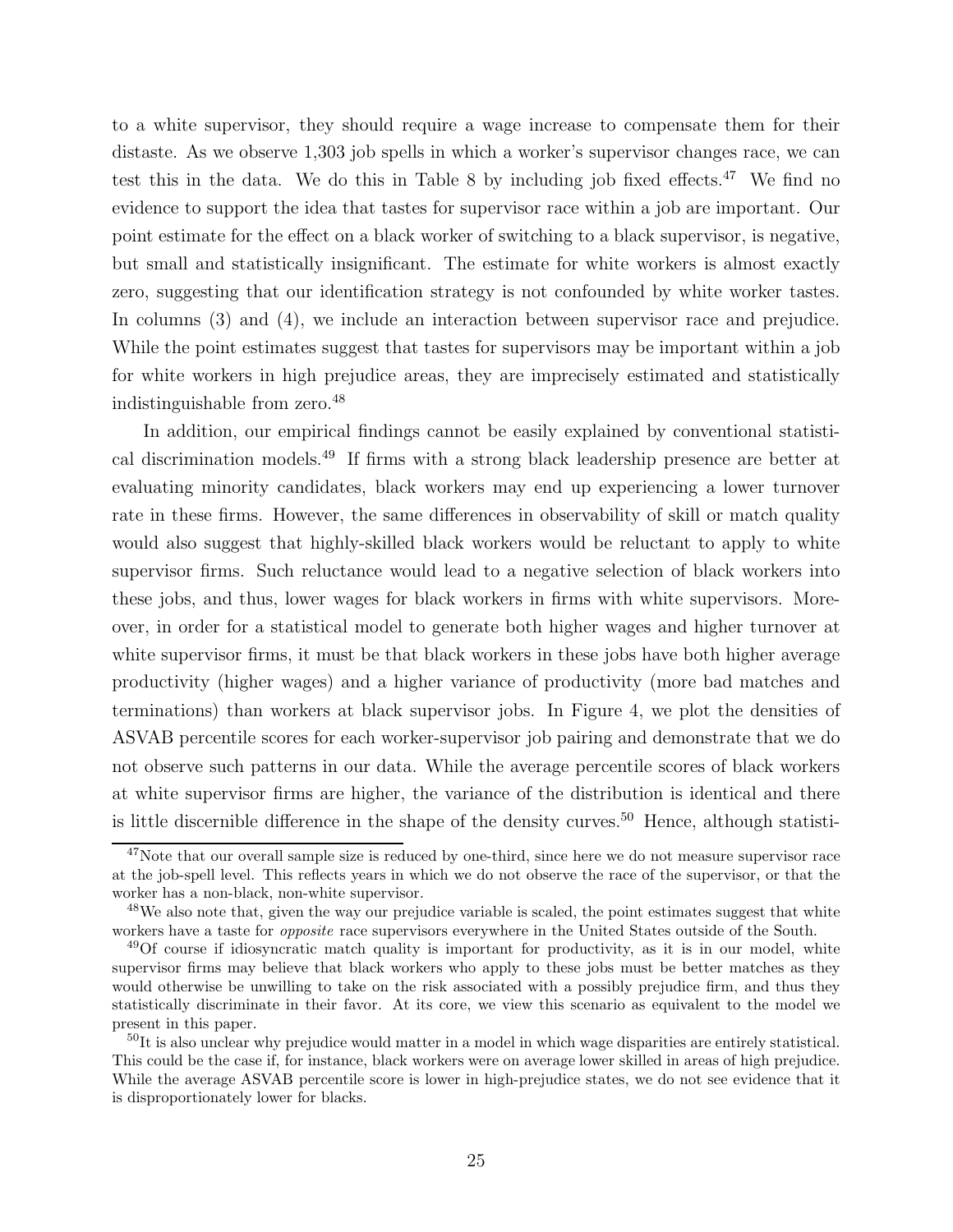to a white supervisor, they should require a wage increase to compensate them for their distaste. As we observe 1,303 job spells in which a worker's supervisor changes race, we can test this in the data. We do this in Table 8 by including job fixed effects.[47] We find no evidence to support the idea that tastes for supervisor race within a job are important. Our point estimate for the effect on a black worker of switching to a black supervisor, is negative, but small and statistically insignificant. The estimate for white workers is almost exactly zero, suggesting that our identification strategy is not confounded by white worker tastes. In columns (3) and (4), we include an interaction between supervisor race and prejudice. While the point estimates suggest that tastes for supervisors may be important within a job for white workers in high prejudice areas, they are imprecisely estimated and statistically indistinguishable from zero.[48]

In addition, our empirical findings cannot be easily explained by conventional statistical discrimination models.[49] If firms with a strong black leadership presence are better at evaluating minority candidates, black workers may end up experiencing a lower turnover rate in these firms. However, the same differences in observability of skill or match quality would also suggest that highly-skilled black workers would be reluctant to apply to white supervisor firms. Such reluctance would lead to a negative selection of black workers into these jobs, and thus, lower wages for black workers in firms with white supervisors. Moreover, in order for a statistical model to generate both higher wages and higher turnover at white supervisor firms, it must be that black workers in these jobs have both higher average productivity (higher wages) and a higher variance of productivity (more bad matches and terminations) than workers at black supervisor jobs. In Figure 4, we plot the densities of ASVAB percentile scores for each worker-supervisor job pairing and demonstrate that we do not observe such patterns in our data. While the average percentile scores of black workers at white supervisor firms are higher, the variance of the distribution is identical and there is little discernible difference in the shape of the density curves.[50] Hence, although statisti-

[47]Note that our overall sample size is reduced by one-third, since here we do not measure supervisor race at the job-spell level. This reflects years in which we do not observe the race of the supervisor, or that the worker has a non-black, non-white supervisor.

[48]We also note that, given the way our prejudice variable is scaled, the point estimates suggest that white workers have a taste for *opposite* race supervisors everywhere in the United States outside of the South.

[49]Of course if idiosyncratic match quality is important for productivity, as it is in our model, white supervisor firms may believe that black workers who apply to these jobs must be better matches as they would otherwise be unwilling to take on the risk associated with a possibly prejudice firm, and thus they statistically discriminate in their favor. At its core, we view this scenario as equivalent to the model we present in this paper.

[50]It is also unclear why prejudice would matter in a model in which wage disparities are entirely statistical. This could be the case if, for instance, black workers were on average lower skilled in areas of high prejudice. While the average ASVAB percentile score is lower in high-prejudice states, we do not see evidence that it is disproportionately lower for blacks.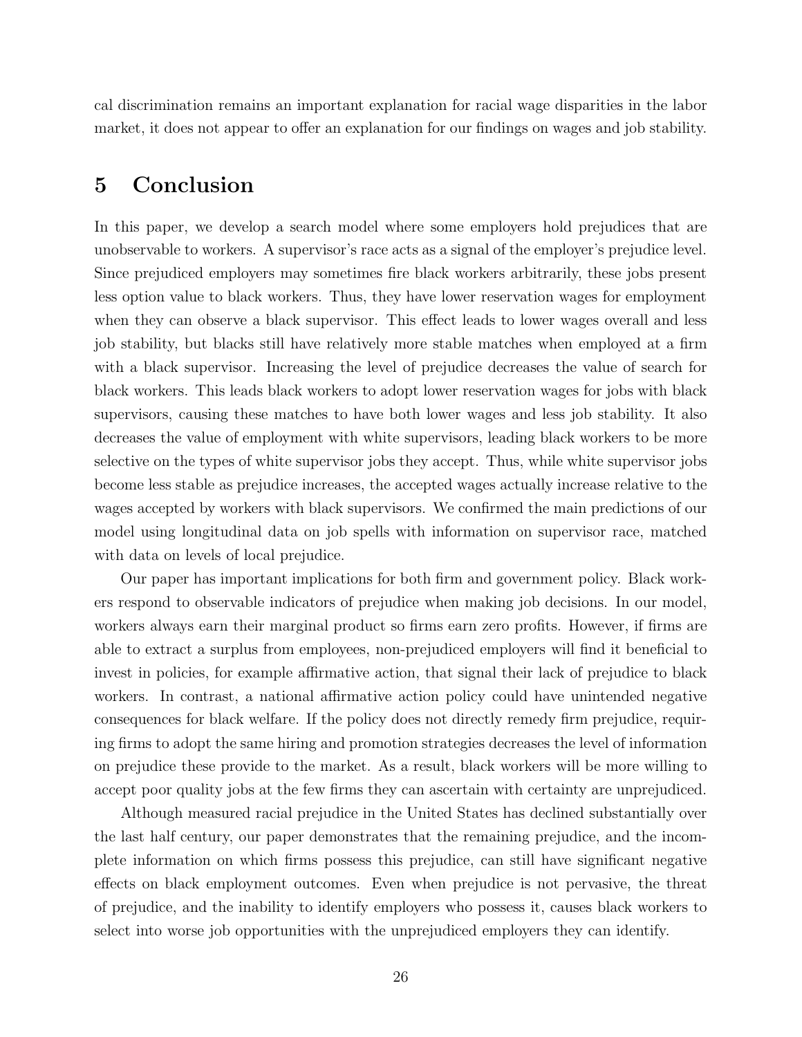cal discrimination remains an important explanation for racial wage disparities in the labor market, it does not appear to offer an explanation for our findings on wages and job stability.

## 5 Conclusion

In this paper, we develop a search model where some employers hold prejudices that are unobservable to workers. A supervisor's race acts as a signal of the employer's prejudice level. Since prejudiced employers may sometimes fire black workers arbitrarily, these jobs present less option value to black workers. Thus, they have lower reservation wages for employment when they can observe a black supervisor. This effect leads to lower wages overall and less job stability, but blacks still have relatively more stable matches when employed at a firm with a black supervisor. Increasing the level of prejudice decreases the value of search for black workers. This leads black workers to adopt lower reservation wages for jobs with black supervisors, causing these matches to have both lower wages and less job stability. It also decreases the value of employment with white supervisors, leading black workers to be more selective on the types of white supervisor jobs they accept. Thus, while white supervisor jobs become less stable as prejudice increases, the accepted wages actually increase relative to the wages accepted by workers with black supervisors. We confirmed the main predictions of our model using longitudinal data on job spells with information on supervisor race, matched with data on levels of local prejudice.

Our paper has important implications for both firm and government policy. Black workers respond to observable indicators of prejudice when making job decisions. In our model, workers always earn their marginal product so firms earn zero profits. However, if firms are able to extract a surplus from employees, non-prejudiced employers will find it beneficial to invest in policies, for example affirmative action, that signal their lack of prejudice to black workers. In contrast, a national affirmative action policy could have unintended negative consequences for black welfare. If the policy does not directly remedy firm prejudice, requiring firms to adopt the same hiring and promotion strategies decreases the level of information on prejudice these provide to the market. As a result, black workers will be more willing to accept poor quality jobs at the few firms they can ascertain with certainty are unprejudiced.

Although measured racial prejudice in the United States has declined substantially over the last half century, our paper demonstrates that the remaining prejudice, and the incomplete information on which firms possess this prejudice, can still have significant negative effects on black employment outcomes. Even when prejudice is not pervasive, the threat of prejudice, and the inability to identify employers who possess it, causes black workers to select into worse job opportunities with the unprejudiced employers they can identify.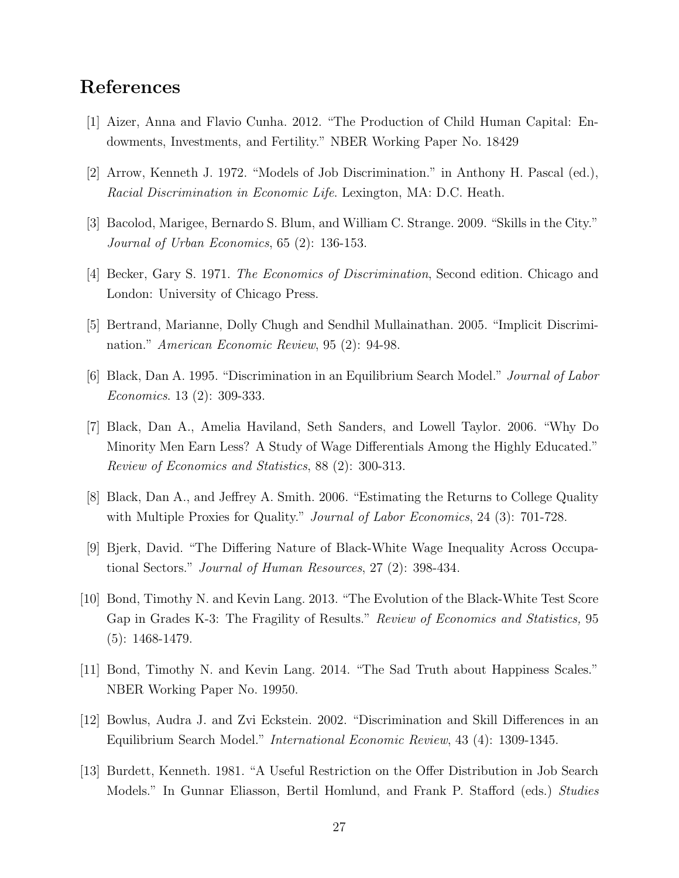# References

[1] Aizer, Anna and Flavio Cunha. 2012. "The Production of Child Human Capital: Endowments, Investments, and Fertility." NBER Working Paper No. 18429

[2] Arrow, Kenneth J. 1972. "Models of Job Discrimination." in Anthony H. Pascal (ed.), *Racial Discrimination in Economic Life*. Lexington, MA: D.C. Heath.

[3] Bacolod, Marigee, Bernardo S. Blum, and William C. Strange. 2009. "Skills in the City." *Journal of Urban Economics*, 65 (2): 136-153.

[4] Becker, Gary S. 1971. *The Economics of Discrimination*, Second edition. Chicago and London: University of Chicago Press.

[5] Bertrand, Marianne, Dolly Chugh and Sendhil Mullainathan. 2005. "Implicit Discrimination." *American Economic Review*, 95 (2): 94-98.

[6] Black, Dan A. 1995. "Discrimination in an Equilibrium Search Model." *Journal of Labor Economics*. 13 (2): 309-333.

[7] Black, Dan A., Amelia Haviland, Seth Sanders, and Lowell Taylor. 2006. "Why Do Minority Men Earn Less? A Study of Wage Differentials Among the Highly Educated." *Review of Economics and Statistics*, 88 (2): 300-313.

[8] Black, Dan A., and Jeffrey A. Smith. 2006. "Estimating the Returns to College Quality with Multiple Proxies for Quality." *Journal of Labor Economics*, 24 (3): 701-728.

[9] Bjerk, David. "The Differing Nature of Black-White Wage Inequality Across Occupational Sectors." *Journal of Human Resources*, 27 (2): 398-434.

[10] Bond, Timothy N. and Kevin Lang. 2013. "The Evolution of the Black-White Test Score Gap in Grades K-3: The Fragility of Results." *Review of Economics and Statistics,* 95 (5): 1468-1479.

[11] Bond, Timothy N. and Kevin Lang. 2014. "The Sad Truth about Happiness Scales." NBER Working Paper No. 19950.

[12] Bowlus, Audra J. and Zvi Eckstein. 2002. "Discrimination and Skill Differences in an Equilibrium Search Model." *International Economic Review*, 43 (4): 1309-1345.

[13] Burdett, Kenneth. 1981. "A Useful Restriction on the Offer Distribution in Job Search Models." In Gunnar Eliasson, Bertil Homlund, and Frank P. Stafford (eds.) *Studies*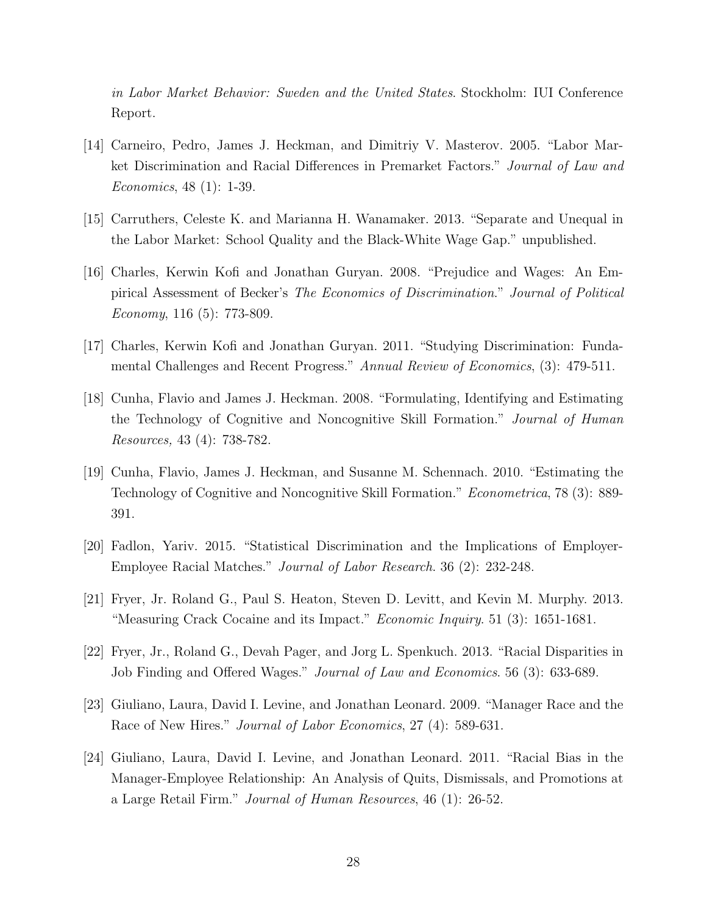*in Labor Market Behavior: Sweden and the United States*. Stockholm: IUI Conference Report.

[14] Carneiro, Pedro, James J. Heckman, and Dimitriy V. Masterov. 2005. "Labor Market Discrimination and Racial Differences in Premarket Factors." *Journal of Law and Economics*, 48 (1): 1-39.

[15] Carruthers, Celeste K. and Marianna H. Wanamaker. 2013. "Separate and Unequal in the Labor Market: School Quality and the Black-White Wage Gap." unpublished.

[16] Charles, Kerwin Kofi and Jonathan Guryan. 2008. "Prejudice and Wages: An Empirical Assessment of Becker's *The Economics of Discrimination*." *Journal of Political Economy*, 116 (5): 773-809.

[17] Charles, Kerwin Kofi and Jonathan Guryan. 2011. "Studying Discrimination: Fundamental Challenges and Recent Progress." *Annual Review of Economics*, (3): 479-511.

[18] Cunha, Flavio and James J. Heckman. 2008. "Formulating, Identifying and Estimating the Technology of Cognitive and Noncognitive Skill Formation." *Journal of Human Resources,* 43 (4): 738-782.

[19] Cunha, Flavio, James J. Heckman, and Susanne M. Schennach. 2010. "Estimating the Technology of Cognitive and Noncognitive Skill Formation." *Econometrica*, 78 (3): 889-391.

[20] Fadlon, Yariv. 2015. "Statistical Discrimination and the Implications of Employer-Employee Racial Matches." *Journal of Labor Research*. 36 (2): 232-248.

[21] Fryer, Jr. Roland G., Paul S. Heaton, Steven D. Levitt, and Kevin M. Murphy. 2013. "Measuring Crack Cocaine and its Impact." *Economic Inquiry*. 51 (3): 1651-1681.

[22] Fryer, Jr., Roland G., Devah Pager, and Jorg L. Spenkuch. 2013. "Racial Disparities in Job Finding and Offered Wages." *Journal of Law and Economics*. 56 (3): 633-689.

[23] Giuliano, Laura, David I. Levine, and Jonathan Leonard. 2009. "Manager Race and the Race of New Hires." *Journal of Labor Economics*, 27 (4): 589-631.

[24] Giuliano, Laura, David I. Levine, and Jonathan Leonard. 2011. "Racial Bias in the Manager-Employee Relationship: An Analysis of Quits, Dismissals, and Promotions at a Large Retail Firm." *Journal of Human Resources*, 46 (1): 26-52.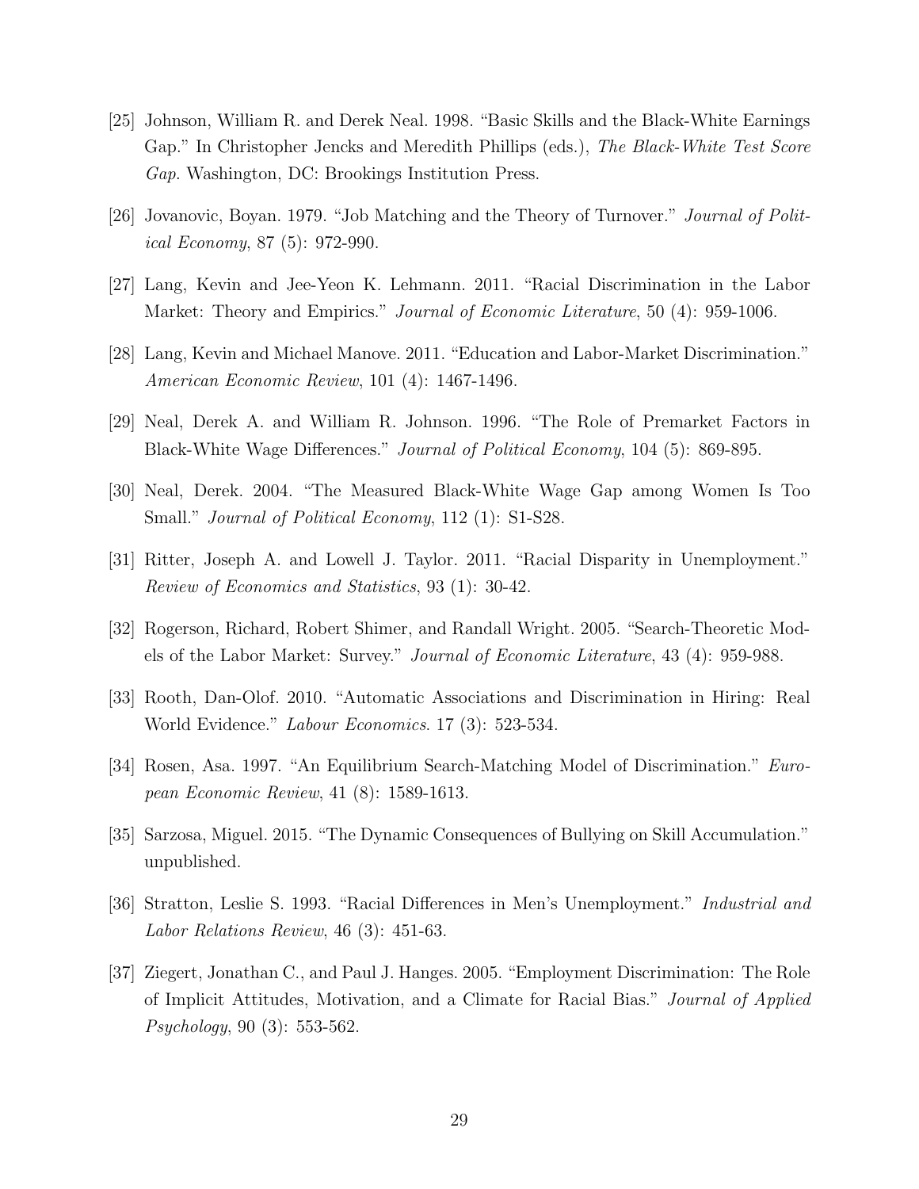[25] Johnson, William R. and Derek Neal. 1998. "Basic Skills and the Black-White Earnings Gap." In Christopher Jencks and Meredith Phillips (eds.), *The Black-White Test Score Gap*. Washington, DC: Brookings Institution Press.

[26] Jovanovic, Boyan. 1979. "Job Matching and the Theory of Turnover." *Journal of Political Economy*, 87 (5): 972-990.

[27] Lang, Kevin and Jee-Yeon K. Lehmann. 2011. "Racial Discrimination in the Labor Market: Theory and Empirics." *Journal of Economic Literature*, 50 (4): 959-1006.

[28] Lang, Kevin and Michael Manove. 2011. "Education and Labor-Market Discrimination." *American Economic Review*, 101 (4): 1467-1496.

[29] Neal, Derek A. and William R. Johnson. 1996. "The Role of Premarket Factors in Black-White Wage Differences." *Journal of Political Economy*, 104 (5): 869-895.

[30] Neal, Derek. 2004. "The Measured Black-White Wage Gap among Women Is Too Small." *Journal of Political Economy*, 112 (1): S1-S28.

[31] Ritter, Joseph A. and Lowell J. Taylor. 2011. "Racial Disparity in Unemployment." *Review of Economics and Statistics*, 93 (1): 30-42.

[32] Rogerson, Richard, Robert Shimer, and Randall Wright. 2005. "Search-Theoretic Models of the Labor Market: Survey." *Journal of Economic Literature*, 43 (4): 959-988.

[33] Rooth, Dan-Olof. 2010. "Automatic Associations and Discrimination in Hiring: Real World Evidence." *Labour Economics*. 17 (3): 523-534.

[34] Rosen, Asa. 1997. "An Equilibrium Search-Matching Model of Discrimination." *European Economic Review*, 41 (8): 1589-1613.

[35] Sarzosa, Miguel. 2015. "The Dynamic Consequences of Bullying on Skill Accumulation." unpublished.

[36] Stratton, Leslie S. 1993. "Racial Differences in Men's Unemployment." *Industrial and Labor Relations Review*, 46 (3): 451-63.

[37] Ziegert, Jonathan C., and Paul J. Hanges. 2005. "Employment Discrimination: The Role of Implicit Attitudes, Motivation, and a Climate for Racial Bias." *Journal of Applied Psychology*, 90 (3): 553-562.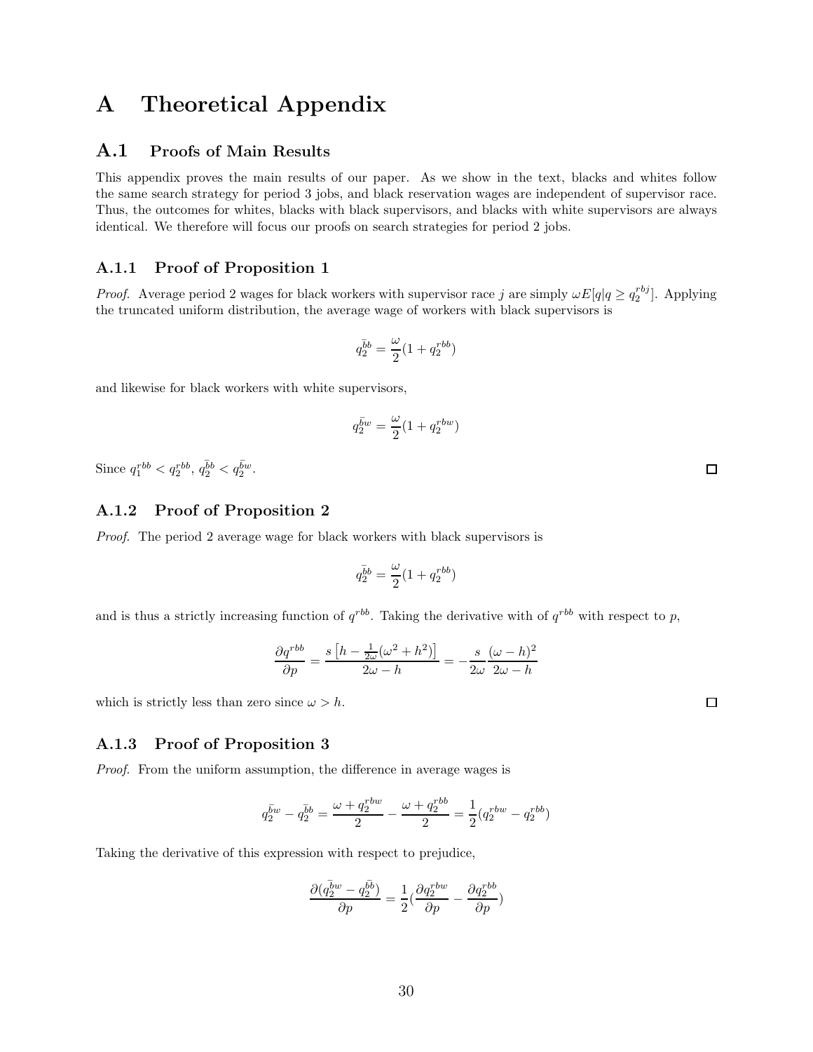# A Theoretical Appendix

## A.1 Proofs of Main Results

This appendix proves the main results of our paper. As we show in the text, blacks and whites follow the same search strategy for period 3 jobs, and black reservation wages are independent of supervisor race. Thus, the outcomes for whites, blacks with black supervisors, and blacks with white supervisors are always identical. We therefore will focus our proofs on search strategies for period 2 jobs.

### A.1.1 Proof of Proposition 1

*Proof.* Average period 2 wages for black workers with supervisor race $j$ are simply $\omega E[q|q \geq q_2^{rbj}]$. Applying the truncated uniform distribution, the average wage of workers with black supervisors is

$$\bar{q_2^{bb}} = \frac{\omega}{2}(1 + q_2^{rbb})$$

and likewise for black workers with white supervisors,

$$\bar{q_2^{bw}} = \frac{\omega}{2}(1 + q_2^{rbw})$$

Since $q_1^{rbb} < q_2^{rbb}$, $\bar{q_2^{bb}} < \bar{q_2^{bw}}$. ☐

### A.1.2 Proof of Proposition 2

*Proof.* The period 2 average wage for black workers with black supervisors is

$$\bar{q_2^{bb}} = \frac{\omega}{2}(1 + q_2^{rbb})$$

and is thus a strictly increasing function of $q^{rbb}$. Taking the derivative with of $q^{rbb}$ with respect to $p$,

$$\frac{\partial q^{rbb}}{\partial p} = \frac{s\left[h - \frac{1}{2\omega}(\omega^2 + h^2)\right]}{2\omega - h} = -\frac{s}{2\omega}\frac{(\omega - h)^2}{2\omega - h}$$

which is strictly less than zero since $\omega > h$. ☐

### A.1.3 Proof of Proposition 3

*Proof.* From the uniform assumption, the difference in average wages is

$$\bar{q_2^{bw}} - \bar{q_2^{bb}} = \frac{\omega + q_2^{rbw}}{2} - \frac{\omega + q_2^{rbb}}{2} = \frac{1}{2}(q_2^{rbw} - q_2^{rbb})$$

Taking the derivative of this expression with respect to prejudice,

$$\frac{\partial(\bar{q_2^{bw}} - \bar{q_2^{bb}})}{\partial p} = \frac{1}{2}\left(\frac{\partial q_2^{rbw}}{\partial p} - \frac{\partial q_2^{rbb}}{\partial p}\right)$$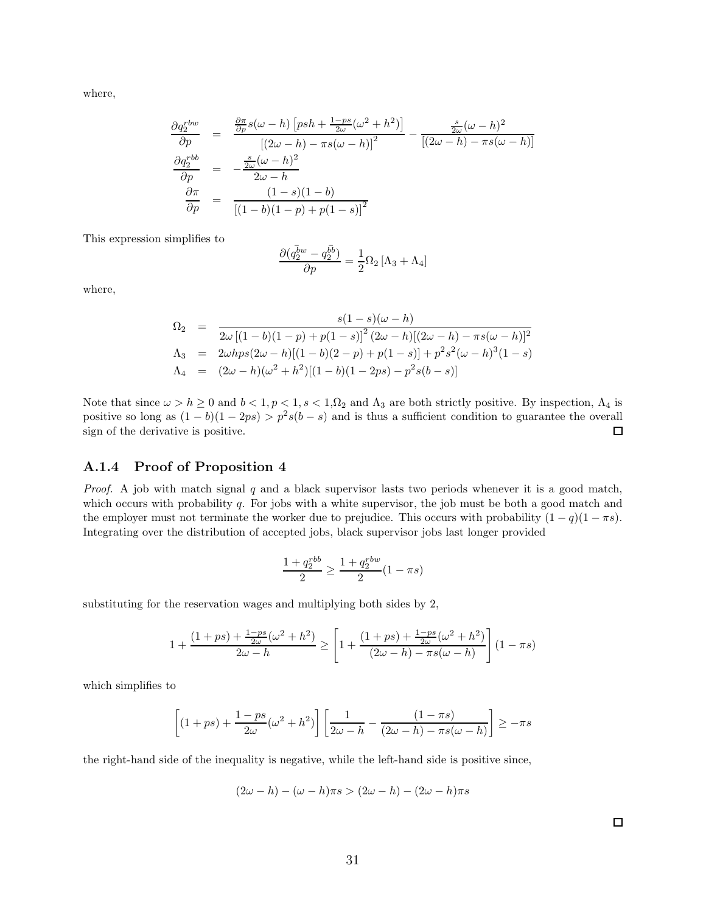where,

$$
\begin{aligned}
\frac{\partial q_2^{rbw}}{\partial p} &= \frac{\frac{\partial \pi}{\partial p} s(\omega - h)\left[psh + \frac{1-ps}{2\omega}(\omega^2 + h^2)\right]}{\left[(2\omega - h) - \pi s(\omega - h)\right]^2} - \frac{\frac{s}{2\omega}(\omega - h)^2}{\left[(2\omega - h) - \pi s(\omega - h)\right]} \\
\frac{\partial q_2^{rbb}}{\partial p} &= -\frac{\frac{s}{2\omega}(\omega - h)^2}{2\omega - h} \\
\frac{\partial \pi}{\partial p} &= \frac{(1-s)(1-b)}{\left[(1-b)(1-p) + p(1-s)\right]^2}
\end{aligned}
$$

This expression simplifies to

$$
\frac{\partial(\bar{q_2^{bw}} - \bar{q_2^{bb}})}{\partial p} = \frac{1}{2}\Omega_2\left[\Lambda_3 + \Lambda_4\right]
$$

where,

$$
\begin{aligned}
\Omega_2 &= \frac{s(1-s)(\omega - h)}{2\omega\left[(1-b)(1-p) + p(1-s)\right]^2 (2\omega - h)\left[(2\omega - h) - \pi s(\omega - h)\right]^2} \\
\Lambda_3 &= 2\omega hps(2\omega - h)\left[(1-b)(2-p) + p(1-s)\right] + p^2 s^2 (\omega - h)^3 (1-s) \\
\Lambda_4 &= (2\omega - h)(\omega^2 + h^2)\left[(1-b)(1-2ps) - p^2 s(b-s)\right]
\end{aligned}
$$

Note that since $\omega > h \geq 0$ and $b < 1, p < 1, s < 1, \Omega_2$ and $\Lambda_3$ are both strictly positive. By inspection, $\Lambda_4$ is positive so long as $(1-b)(1-2ps) > p^2 s(b-s)$ and is thus a sufficient condition to guarantee the overall sign of the derivative is positive. □

### A.1.4 Proof of Proposition 4

*Proof.* A job with match signal $q$ and a black supervisor lasts two periods whenever it is a good match, which occurs with probability $q$. For jobs with a white supervisor, the job must be both a good match and the employer must not terminate the worker due to prejudice. This occurs with probability $(1-q)(1-\pi s)$. Integrating over the distribution of accepted jobs, black supervisor jobs last longer provided

$$
\frac{1 + q_2^{rbb}}{2} \geq \frac{1 + q_2^{rbw}}{2}(1 - \pi s)
$$

substituting for the reservation wages and multiplying both sides by 2,

$$
1 + \frac{(1+ps) + \frac{1-ps}{2\omega}(\omega^2 + h^2)}{2\omega - h} \geq \left[1 + \frac{(1+ps) + \frac{1-ps}{2\omega}(\omega^2 + h^2)}{(2\omega - h) - \pi s(\omega - h)}\right](1 - \pi s)
$$

which simplifies to

$$
\left[(1+ps) + \frac{1-ps}{2\omega}(\omega^2 + h^2)\right]\left[\frac{1}{2\omega - h} - \frac{(1 - \pi s)}{(2\omega - h) - \pi s(\omega - h)}\right] \geq -\pi s
$$

the right-hand side of the inequality is negative, while the left-hand side is positive since,

$$
(2\omega - h) - (\omega - h)\pi s > (2\omega - h) - (2\omega - h)\pi s
$$

□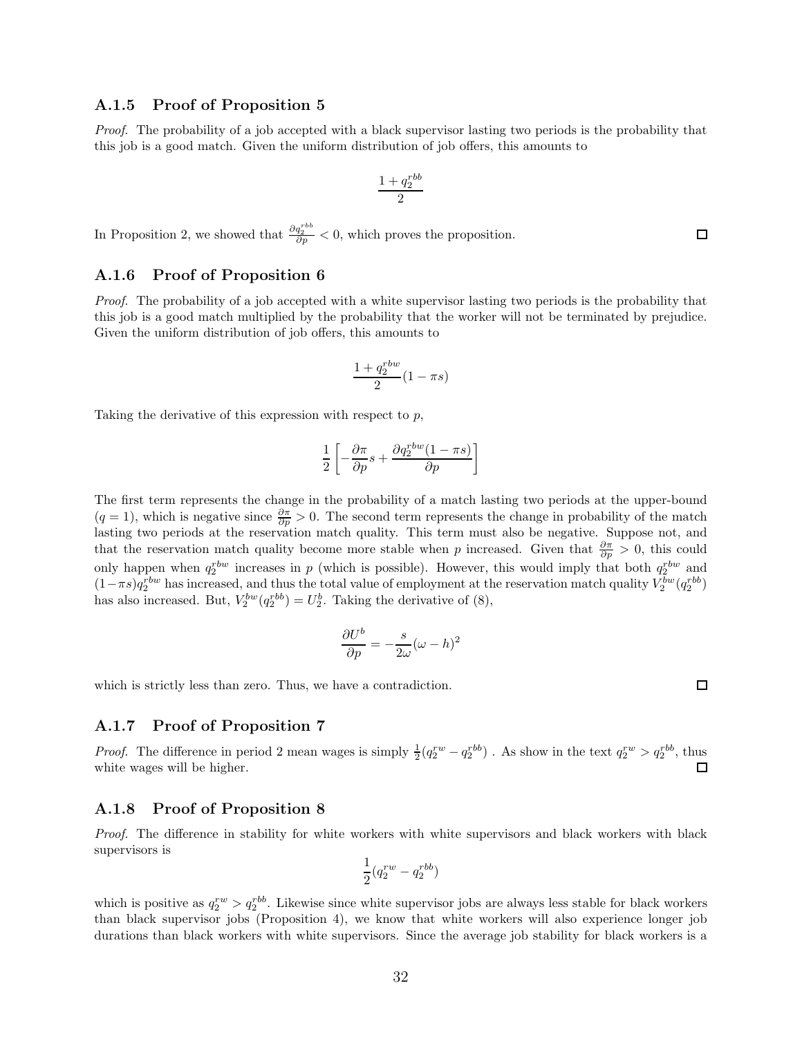### A.1.5 Proof of Proposition 5

*Proof.* The probability of a job accepted with a black supervisor lasting two periods is the probability that this job is a good match. Given the uniform distribution of job offers, this amounts to

$$\frac{1 + q_2^{rbb}}{2}$$

In Proposition 2, we showed that $\frac{\partial q_2^{rbb}}{\partial p} < 0$, which proves the proposition. □

### A.1.6 Proof of Proposition 6

*Proof.* The probability of a job accepted with a white supervisor lasting two periods is the probability that this job is a good match multiplied by the probability that the worker will not be terminated by prejudice. Given the uniform distribution of job offers, this amounts to

$$\frac{1 + q_2^{rbw}}{2}(1 - \pi s)$$

Taking the derivative of this expression with respect to $p$,

$$\frac{1}{2}\left[-\frac{\partial \pi}{\partial p}s + \frac{\partial q_2^{rbw}(1 - \pi s)}{\partial p}\right]$$

The first term represents the change in the probability of a match lasting two periods at the upper-bound ($q = 1$), which is negative since $\frac{\partial \pi}{\partial p} > 0$. The second term represents the change in probability of the match lasting two periods at the reservation match quality. This term must also be negative. Suppose not, and that the reservation match quality become more stable when $p$ increased. Given that $\frac{\partial \pi}{\partial p} > 0$, this could only happen when $q_2^{rbw}$ increases in $p$ (which is possible). However, this would imply that both $q_2^{rbw}$ and $(1-\pi s)q_2^{rbw}$ has increased, and thus the total value of employment at the reservation match quality $V_2^{bw}(q_2^{rbb})$ has also increased. But, $V_2^{bw}(q_2^{rbb}) = U_2^b$. Taking the derivative of (8),

$$\frac{\partial U^b}{\partial p} = -\frac{s}{2\omega}(\omega - h)^2$$

which is strictly less than zero. Thus, we have a contradiction. □

### A.1.7 Proof of Proposition 7

*Proof.* The difference in period 2 mean wages is simply $\frac{1}{2}(q_2^{rw} - q_2^{rbb})$ . As show in the text $q_2^{rw} > q_2^{rbb}$, thus white wages will be higher. □

### A.1.8 Proof of Proposition 8

*Proof.* The difference in stability for white workers with white supervisors and black workers with black supervisors is

$$\frac{1}{2}(q_2^{rw} - q_2^{rbb})$$

which is positive as $q_2^{rw} > q_2^{rbb}$. Likewise since white supervisor jobs are always less stable for black workers than black supervisor jobs (Proposition 4), we know that white workers will also experience longer job durations than black workers with white supervisors. Since the average job stability for black workers is a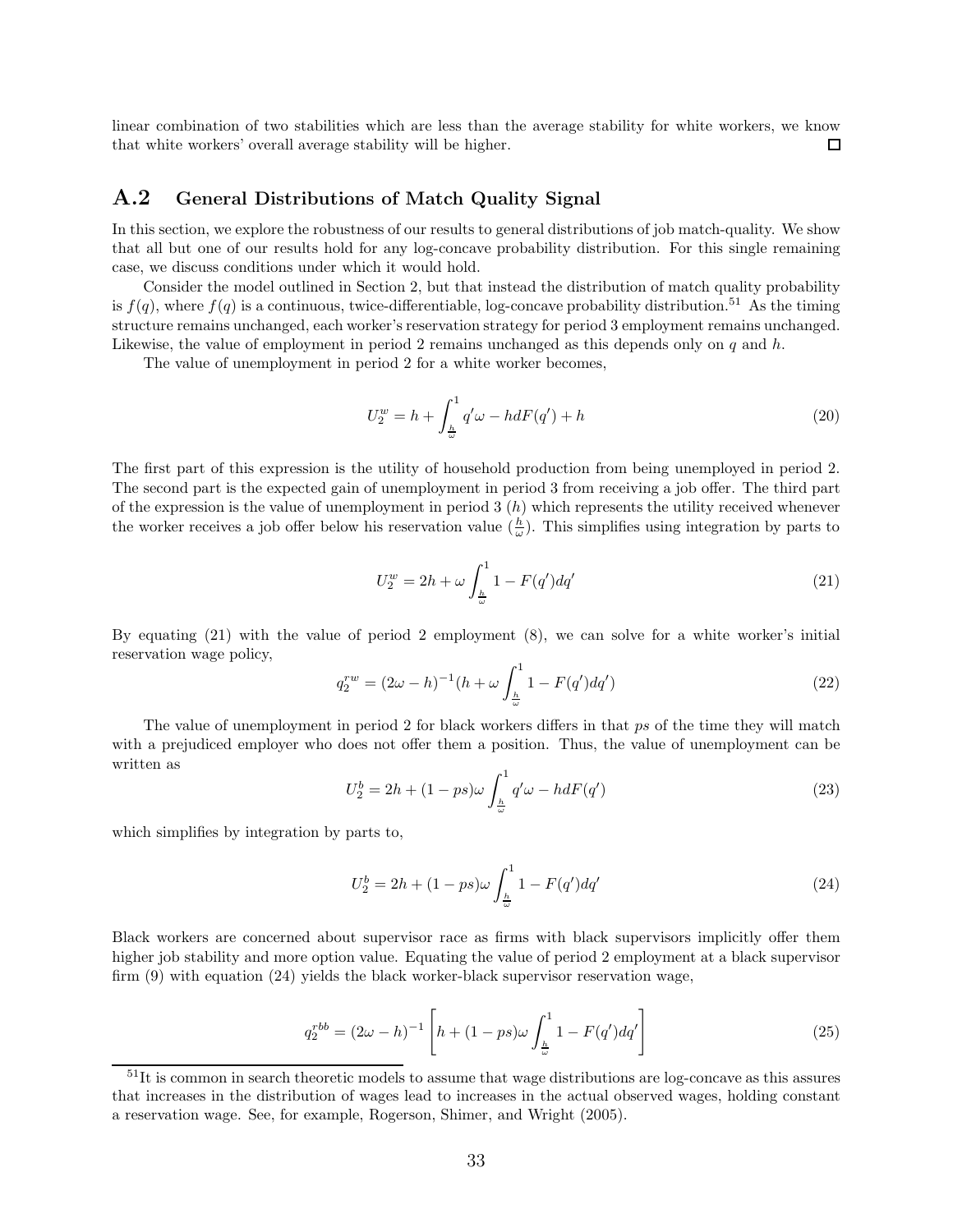linear combination of two stabilities which are less than the average stability for white workers, we know that white workers' overall average stability will be higher. □

## A.2 General Distributions of Match Quality Signal

In this section, we explore the robustness of our results to general distributions of job match-quality. We show that all but one of our results hold for any log-concave probability distribution. For this single remaining case, we discuss conditions under which it would hold.

Consider the model outlined in Section 2, but that instead the distribution of match quality probability is $f(q)$, where $f(q)$ is a continuous, twice-differentiable, log-concave probability distribution.[51] As the timing structure remains unchanged, each worker's reservation strategy for period 3 employment remains unchanged. Likewise, the value of employment in period 2 remains unchanged as this depends only on $q$ and $h$.

The value of unemployment in period 2 for a white worker becomes,

$$U_2^w = h + \int_{\frac{h}{\omega}}^{1} q'\omega - h dF(q') + h \tag{20}$$

The first part of this expression is the utility of household production from being unemployed in period 2. The second part is the expected gain of unemployment in period 3 from receiving a job offer. The third part of the expression is the value of unemployment in period 3 ($h$) which represents the utility received whenever the worker receives a job offer below his reservation value ($\frac{h}{\omega}$). This simplifies using integration by parts to

$$U_2^w = 2h + \omega \int_{\frac{h}{\omega}}^{1} 1 - F(q')dq' \tag{21}$$

By equating (21) with the value of period 2 employment (8), we can solve for a white worker's initial reservation wage policy,

$$q_2^{rw} = (2\omega - h)^{-1}(h + \omega \int_{\frac{h}{\omega}}^{1} 1 - F(q')dq') \tag{22}$$

The value of unemployment in period 2 for black workers differs in that $ps$ of the time they will match with a prejudiced employer who does not offer them a position. Thus, the value of unemployment can be written as

$$U_2^b = 2h + (1 - ps)\omega \int_{\frac{h}{\omega}}^{1} q'\omega - h dF(q') \tag{23}$$

which simplifies by integration by parts to,

$$U_2^b = 2h + (1 - ps)\omega \int_{\frac{h}{\omega}}^{1} 1 - F(q')dq' \tag{24}$$

Black workers are concerned about supervisor race as firms with black supervisors implicitly offer them higher job stability and more option value. Equating the value of period 2 employment at a black supervisor firm (9) with equation (24) yields the black worker-black supervisor reservation wage,

$$q_2^{rbb} = (2\omega - h)^{-1}\left[h + (1 - ps)\omega \int_{\frac{h}{\omega}}^{1} 1 - F(q')dq'\right] \tag{25}$$

[51] It is common in search theoretic models to assume that wage distributions are log-concave as this assures that increases in the distribution of wages lead to increases in the actual observed wages, holding constant a reservation wage. See, for example, Rogerson, Shimer, and Wright (2005).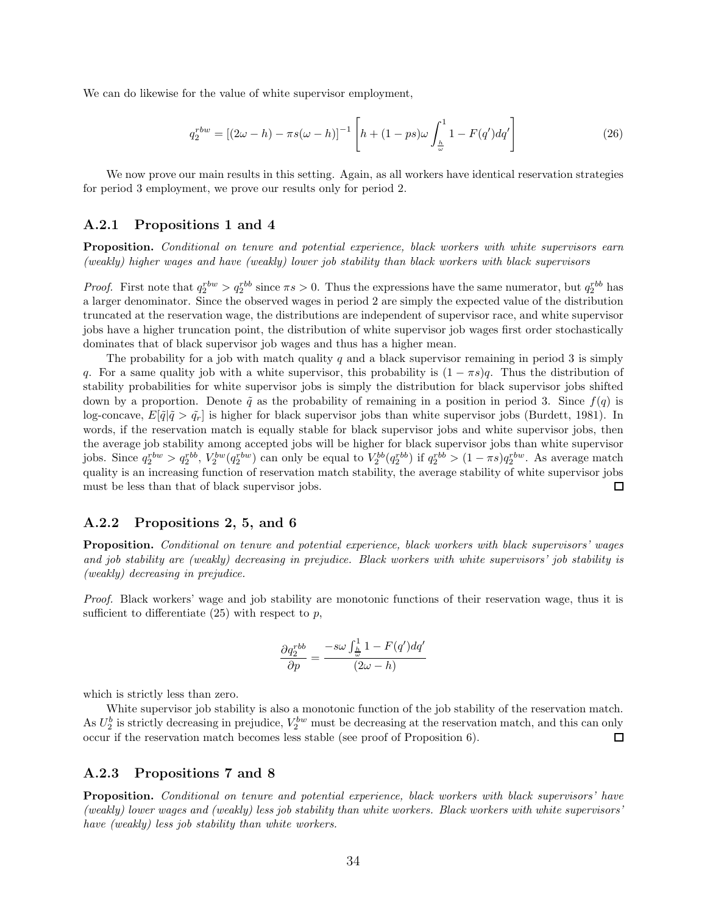We can do likewise for the value of white supervisor employment,

$$q_2^{rbw} = [(2\omega - h) - \pi s(\omega - h)]^{-1} \left[ h + (1 - ps)\omega \int_{\frac{h}{\omega}}^{1} 1 - F(q')dq' \right] \tag{26}$$

We now prove our main results in this setting. Again, as all workers have identical reservation strategies for period 3 employment, we prove our results only for period 2.

### A.2.1 Propositions 1 and 4

**Proposition.** *Conditional on tenure and potential experience, black workers with white supervisors earn (weakly) higher wages and have (weakly) lower job stability than black workers with black supervisors*

*Proof.* First note that $q_2^{rbw} > q_2^{rbb}$ since $\pi s > 0$. Thus the expressions have the same numerator, but $q_2^{rbb}$ has a larger denominator. Since the observed wages in period 2 are simply the expected value of the distribution truncated at the reservation wage, the distributions are independent of supervisor race, and white supervisor jobs have a higher truncation point, the distribution of white supervisor job wages first order stochastically dominates that of black supervisor job wages and thus has a higher mean.

The probability for a job with match quality $q$ and a black supervisor remaining in period 3 is simply $q$. For a same quality job with a white supervisor, this probability is $(1 - \pi s)q$. Thus the distribution of stability probabilities for white supervisor jobs is simply the distribution for black supervisor jobs shifted down by a proportion. Denote $\tilde{q}$ as the probability of remaining in a position in period 3. Since $f(q)$ is log-concave, $E[\tilde{q}|\tilde{q} > \tilde{q_r}]$ is higher for black supervisor jobs than white supervisor jobs (Burdett, 1981). In words, if the reservation match is equally stable for black supervisor jobs and white supervisor jobs, then the average job stability among accepted jobs will be higher for black supervisor jobs than white supervisor jobs. Since $q_2^{rbw} > q_2^{rbb}$, $V_2^{bw}(q_2^{rbw})$ can only be equal to $V_2^{bb}(q_2^{rbb})$ if $q_2^{rbb} > (1 - \pi s)q_2^{rbw}$. As average match quality is an increasing function of reservation match stability, the average stability of white supervisor jobs must be less than that of black supervisor jobs. □

### A.2.2 Propositions 2, 5, and 6

**Proposition.** *Conditional on tenure and potential experience, black workers with black supervisors' wages and job stability are (weakly) decreasing in prejudice. Black workers with white supervisors' job stability is (weakly) decreasing in prejudice.*

*Proof.* Black workers' wage and job stability are monotonic functions of their reservation wage, thus it is sufficient to differentiate (25) with respect to $p$,

$$\frac{\partial q_2^{rbb}}{\partial p} = \frac{-s\omega \int_{\frac{h}{\omega}}^{1} 1 - F(q')dq'}{(2\omega - h)}$$

which is strictly less than zero.

White supervisor job stability is also a monotonic function of the job stability of the reservation match. As $U_2^b$ is strictly decreasing in prejudice, $V_2^{bw}$ must be decreasing at the reservation match, and this can only occur if the reservation match becomes less stable (see proof of Proposition 6). □

### A.2.3 Propositions 7 and 8

**Proposition.** *Conditional on tenure and potential experience, black workers with black supervisors' have (weakly) lower wages and (weakly) less job stability than white workers. Black workers with white supervisors' have (weakly) less job stability than white workers.*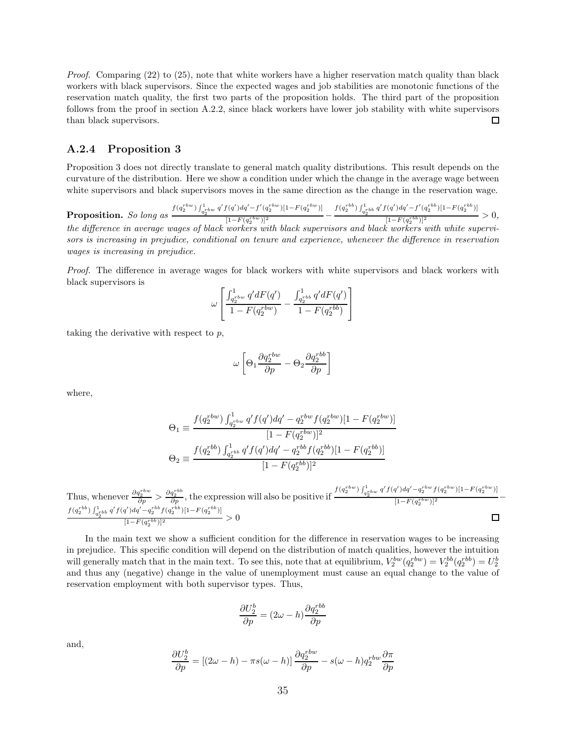*Proof.* Comparing (22) to (25), note that white workers have a higher reservation match quality than black workers with black supervisors. Since the expected wages and job stabilities are monotonic functions of the reservation match quality, the first two parts of the proposition holds. The third part of the proposition follows from the proof in section A.2.2, since black workers have lower job stability with white supervisors than black supervisors. □

### A.2.4 Proposition 3

Proposition 3 does not directly translate to general match quality distributions. This result depends on the curvature of the distribution. Here we show a condition under which the change in the average wage between white supervisors and black supervisors moves in the same direction as the change in the reservation wage.

**Proposition.** *So long as* $\frac{f(q_2^{rbw})\int_{q_2^{rbw}}^1 q' f(q')dq' - f'(q_2^{rbw})[1-F(q_2^{rbw})]}{[1-F(q_2^{rbw})]^2} - \frac{f(q_2^{rbb})\int_{q_2^{rbb}}^1 q' f(q')dq' - f'(q_2^{rbb})[1-F(q_2^{rbb})]}{[1-F(q_2^{rbb})]^2} > 0$, *the difference in average wages of black workers with black supervisors and black workers with white supervisors is increasing in prejudice, conditional on tenure and experience, whenever the difference in reservation wages is increasing in prejudice.*

*Proof.* The difference in average wages for black workers with white supervisors and black workers with black supervisors is

$$\omega \left[ \frac{\int_{q_2^{rbw}}^1 q' dF(q')}{1-F(q_2^{rbw})} - \frac{\int_{q_2^{rbb}}^1 q' dF(q')}{1-F(q_2^{rbb})} \right]$$

taking the derivative with respect to $p$,

$$\omega \left[ \Theta_1 \frac{\partial q_2^{rbw}}{\partial p} - \Theta_2 \frac{\partial q_2^{rbb}}{\partial p} \right]$$

where,

$$\Theta_1 \equiv \frac{f(q_2^{rbw})\int_{q_2^{rbw}}^1 q' f(q')dq' - q_2^{rbw} f(q_2^{rbw})[1-F(q_2^{rbw})]}{[1-F(q_2^{rbw})]^2}$$

$$\Theta_2 \equiv \frac{f(q_2^{rbb})\int_{q_2^{rbb}}^1 q' f(q')dq' - q_2^{rbb} f(q_2^{rbb})[1-F(q_2^{rbb})]}{[1-F(q_2^{rbb})]^2}$$

Thus, whenever $\frac{\partial q_2^{rbw}}{\partial p} > \frac{\partial q_2^{rbb}}{\partial p}$, the expression will also be positive if $\frac{f(q_2^{rbw})\int_{q_2^{rbw}}^1 q' f(q')dq' - q_2^{rbw} f(q_2^{rbw})[1-F(q_2^{rbw})]}{[1-F(q_2^{rbw})]^2} - \frac{f(q_2^{rbb})\int_{q_2^{rbb}}^1 q' f(q')dq' - q_2^{rbb} f(q_2^{rbb})[1-F(q_2^{rbb})]}{[1-F(q_2^{rbb})]^2} > 0$ □

In the main text we show a sufficient condition for the difference in reservation wages to be increasing in prejudice. This specific condition will depend on the distribution of match qualities, however the intuition will generally match that in the main text. To see this, note that at equilibrium, $V_2^{bw}(q_2^{rbw}) = V_2^{bb}(q_2^{rbb}) = U_2^b$ and thus any (negative) change in the value of unemployment must cause an equal change to the value of reservation employment with both supervisor types. Thus,

$$\frac{\partial U_2^b}{\partial p} = (2\omega - h)\frac{\partial q_2^{rbb}}{\partial p}$$

and,

$$\frac{\partial U_2^b}{\partial p} = [(2\omega - h) - \pi s(\omega - h)] \frac{\partial q_2^{rbw}}{\partial p} - s(\omega - h) q_2^{rbw} \frac{\partial \pi}{\partial p}$$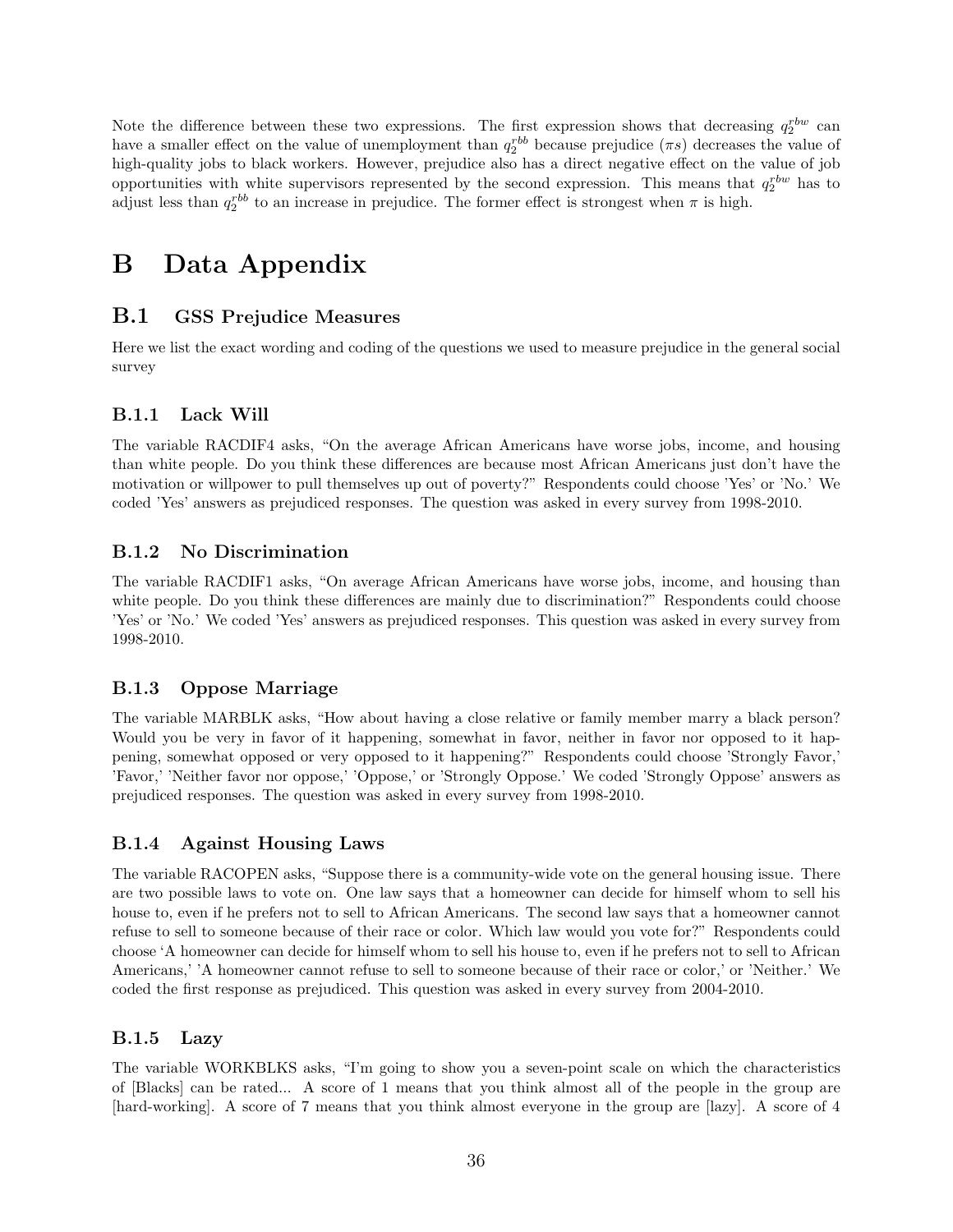Note the difference between these two expressions. The first expression shows that decreasing $q_2^{rbw}$ can have a smaller effect on the value of unemployment than $q_2^{rbb}$ because prejudice ($\pi s$) decreases the value of high-quality jobs to black workers. However, prejudice also has a direct negative effect on the value of job opportunities with white supervisors represented by the second expression. This means that $q_2^{rbw}$ has to adjust less than $q_2^{rbb}$ to an increase in prejudice. The former effect is strongest when $\pi$ is high.

# B Data Appendix

## B.1 GSS Prejudice Measures

Here we list the exact wording and coding of the questions we used to measure prejudice in the general social survey

### B.1.1 Lack Will

The variable RACDIF4 asks, "On the average African Americans have worse jobs, income, and housing than white people. Do you think these differences are because most African Americans just don't have the motivation or willpower to pull themselves up out of poverty?" Respondents could choose 'Yes' or 'No.' We coded 'Yes' answers as prejudiced responses. The question was asked in every survey from 1998-2010.

### B.1.2 No Discrimination

The variable RACDIF1 asks, "On average African Americans have worse jobs, income, and housing than white people. Do you think these differences are mainly due to discrimination?" Respondents could choose 'Yes' or 'No.' We coded 'Yes' answers as prejudiced responses. This question was asked in every survey from 1998-2010.

### B.1.3 Oppose Marriage

The variable MARBLK asks, "How about having a close relative or family member marry a black person? Would you be very in favor of it happening, somewhat in favor, neither in favor nor opposed to it happening, somewhat opposed or very opposed to it happening?" Respondents could choose 'Strongly Favor,' 'Favor,' 'Neither favor nor oppose,' 'Oppose,' or 'Strongly Oppose.' We coded 'Strongly Oppose' answers as prejudiced responses. The question was asked in every survey from 1998-2010.

### B.1.4 Against Housing Laws

The variable RACOPEN asks, "Suppose there is a community-wide vote on the general housing issue. There are two possible laws to vote on. One law says that a homeowner can decide for himself whom to sell his house to, even if he prefers not to sell to African Americans. The second law says that a homeowner cannot refuse to sell to someone because of their race or color. Which law would you vote for?" Respondents could choose 'A homeowner can decide for himself whom to sell his house to, even if he prefers not to sell to African Americans,' 'A homeowner cannot refuse to sell to someone because of their race or color,' or 'Neither.' We coded the first response as prejudiced. This question was asked in every survey from 2004-2010.

### B.1.5 Lazy

The variable WORKBLKS asks, "I'm going to show you a seven-point scale on which the characteristics of [Blacks] can be rated... A score of 1 means that you think almost all of the people in the group are [hard-working]. A score of 7 means that you think almost everyone in the group are [lazy]. A score of 4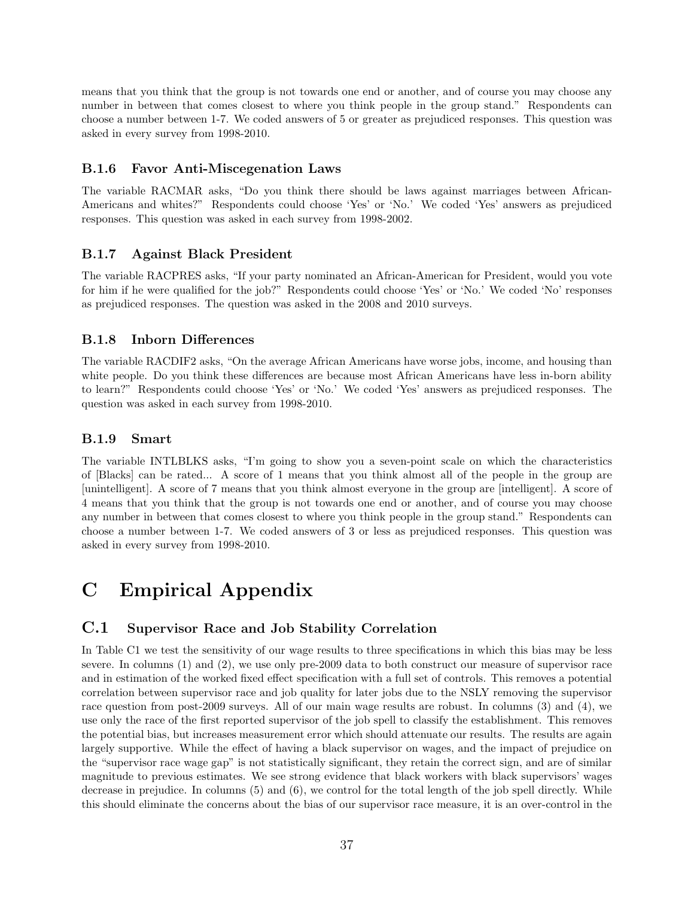means that you think that the group is not towards one end or another, and of course you may choose any number in between that comes closest to where you think people in the group stand." Respondents can choose a number between 1-7. We coded answers of 5 or greater as prejudiced responses. This question was asked in every survey from 1998-2010.

### B.1.6 Favor Anti-Miscegenation Laws

The variable RACMAR asks, "Do you think there should be laws against marriages between African-Americans and whites?" Respondents could choose 'Yes' or 'No.' We coded 'Yes' answers as prejudiced responses. This question was asked in each survey from 1998-2002.

### B.1.7 Against Black President

The variable RACPRES asks, "If your party nominated an African-American for President, would you vote for him if he were qualified for the job?" Respondents could choose 'Yes' or 'No.' We coded 'No' responses as prejudiced responses. The question was asked in the 2008 and 2010 surveys.

### B.1.8 Inborn Differences

The variable RACDIF2 asks, "On the average African Americans have worse jobs, income, and housing than white people. Do you think these differences are because most African Americans have less in-born ability to learn?" Respondents could choose 'Yes' or 'No.' We coded 'Yes' answers as prejudiced responses. The question was asked in each survey from 1998-2010.

### B.1.9 Smart

The variable INTLBLKS asks, "I'm going to show you a seven-point scale on which the characteristics of [Blacks] can be rated... A score of 1 means that you think almost all of the people in the group are [unintelligent]. A score of 7 means that you think almost everyone in the group are [intelligent]. A score of 4 means that you think that the group is not towards one end or another, and of course you may choose any number in between that comes closest to where you think people in the group stand." Respondents can choose a number between 1-7. We coded answers of 3 or less as prejudiced responses. This question was asked in every survey from 1998-2010.

# C Empirical Appendix

## C.1 Supervisor Race and Job Stability Correlation

In Table C1 we test the sensitivity of our wage results to three specifications in which this bias may be less severe. In columns (1) and (2), we use only pre-2009 data to both construct our measure of supervisor race and in estimation of the worked fixed effect specification with a full set of controls. This removes a potential correlation between supervisor race and job quality for later jobs due to the NSLY removing the supervisor race question from post-2009 surveys. All of our main wage results are robust. In columns (3) and (4), we use only the race of the first reported supervisor of the job spell to classify the establishment. This removes the potential bias, but increases measurement error which should attenuate our results. The results are again largely supportive. While the effect of having a black supervisor on wages, and the impact of prejudice on the "supervisor race wage gap" is not statistically significant, they retain the correct sign, and are of similar magnitude to previous estimates. We see strong evidence that black workers with black supervisors' wages decrease in prejudice. In columns (5) and (6), we control for the total length of the job spell directly. While this should eliminate the concerns about the bias of our supervisor race measure, it is an over-control in the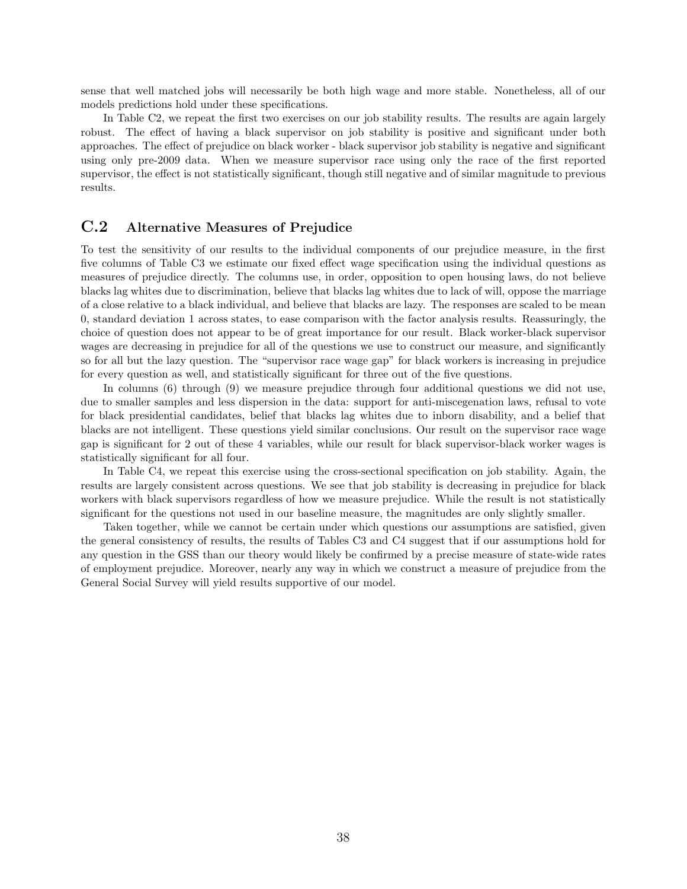sense that well matched jobs will necessarily be both high wage and more stable. Nonetheless, all of our models predictions hold under these specifications.

In Table C2, we repeat the first two exercises on our job stability results. The results are again largely robust. The effect of having a black supervisor on job stability is positive and significant under both approaches. The effect of prejudice on black worker - black supervisor job stability is negative and significant using only pre-2009 data. When we measure supervisor race using only the race of the first reported supervisor, the effect is not statistically significant, though still negative and of similar magnitude to previous results.

## C.2 Alternative Measures of Prejudice

To test the sensitivity of our results to the individual components of our prejudice measure, in the first five columns of Table C3 we estimate our fixed effect wage specification using the individual questions as measures of prejudice directly. The columns use, in order, opposition to open housing laws, do not believe blacks lag whites due to discrimination, believe that blacks lag whites due to lack of will, oppose the marriage of a close relative to a black individual, and believe that blacks are lazy. The responses are scaled to be mean 0, standard deviation 1 across states, to ease comparison with the factor analysis results. Reassuringly, the choice of question does not appear to be of great importance for our result. Black worker-black supervisor wages are decreasing in prejudice for all of the questions we use to construct our measure, and significantly so for all but the lazy question. The "supervisor race wage gap" for black workers is increasing in prejudice for every question as well, and statistically significant for three out of the five questions.

In columns (6) through (9) we measure prejudice through four additional questions we did not use, due to smaller samples and less dispersion in the data: support for anti-miscegenation laws, refusal to vote for black presidential candidates, belief that blacks lag whites due to inborn disability, and a belief that blacks are not intelligent. These questions yield similar conclusions. Our result on the supervisor race wage gap is significant for 2 out of these 4 variables, while our result for black supervisor-black worker wages is statistically significant for all four.

In Table C4, we repeat this exercise using the cross-sectional specification on job stability. Again, the results are largely consistent across questions. We see that job stability is decreasing in prejudice for black workers with black supervisors regardless of how we measure prejudice. While the result is not statistically significant for the questions not used in our baseline measure, the magnitudes are only slightly smaller.

Taken together, while we cannot be certain under which questions our assumptions are satisfied, given the general consistency of results, the results of Tables C3 and C4 suggest that if our assumptions hold for any question in the GSS than our theory would likely be confirmed by a precise measure of state-wide rates of employment prejudice. Moreover, nearly any way in which we construct a measure of prejudice from the General Social Survey will yield results supportive of our model.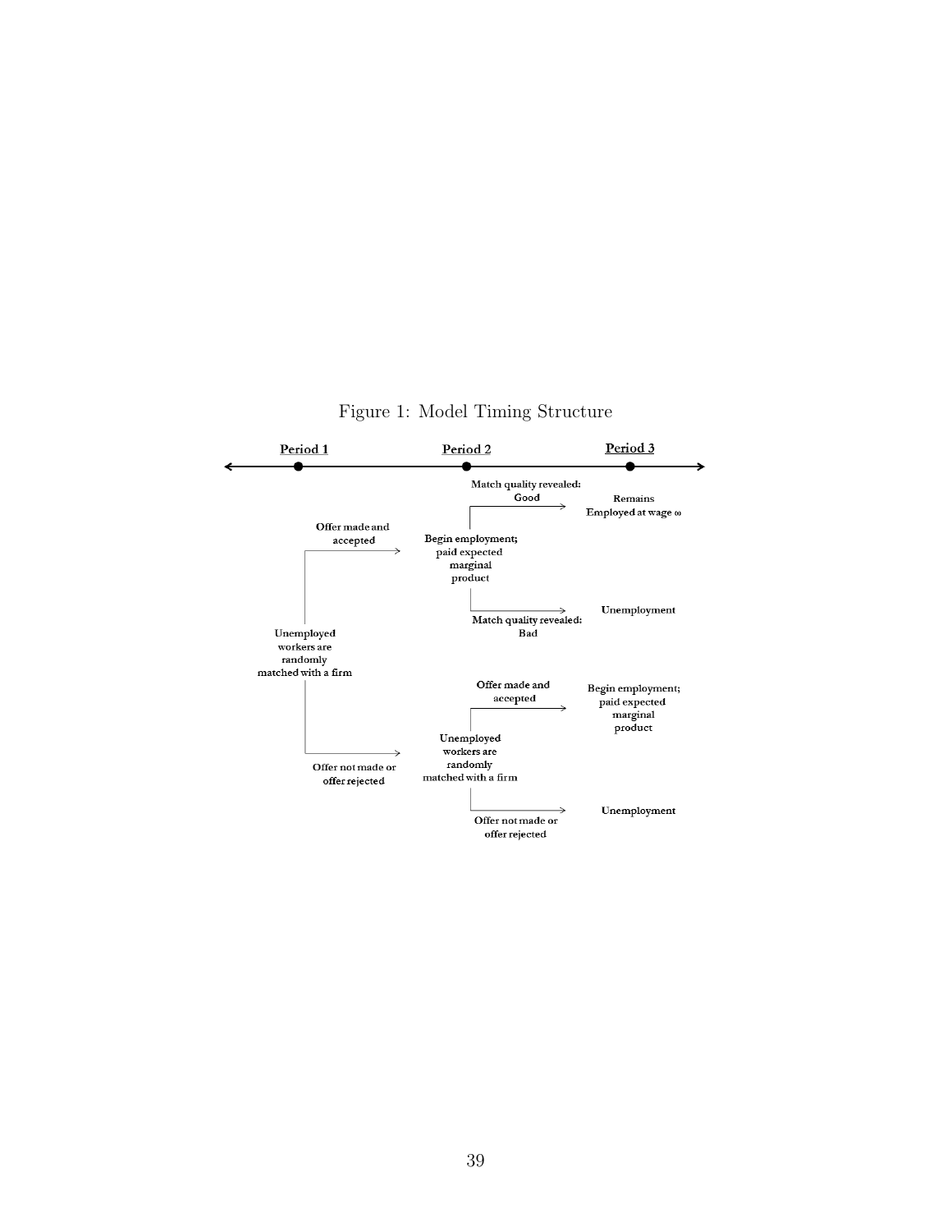Figure 1: Model Timing Structure

**Period 1** — **Period 2** — **Period 3**

Unemployed workers are randomly matched with a firm

- Offer made and accepted → Begin employment; paid expected marginal product
  - Match quality revealed: Good → Remains Employed at wage $\omega$
  - Match quality revealed: Bad → Unemployment
- Offer not made or offer rejected → Unemployed workers are randomly matched with a firm
  - Offer made and accepted → Begin employment; paid expected marginal product
  - Offer not made or offer rejected → Unemployment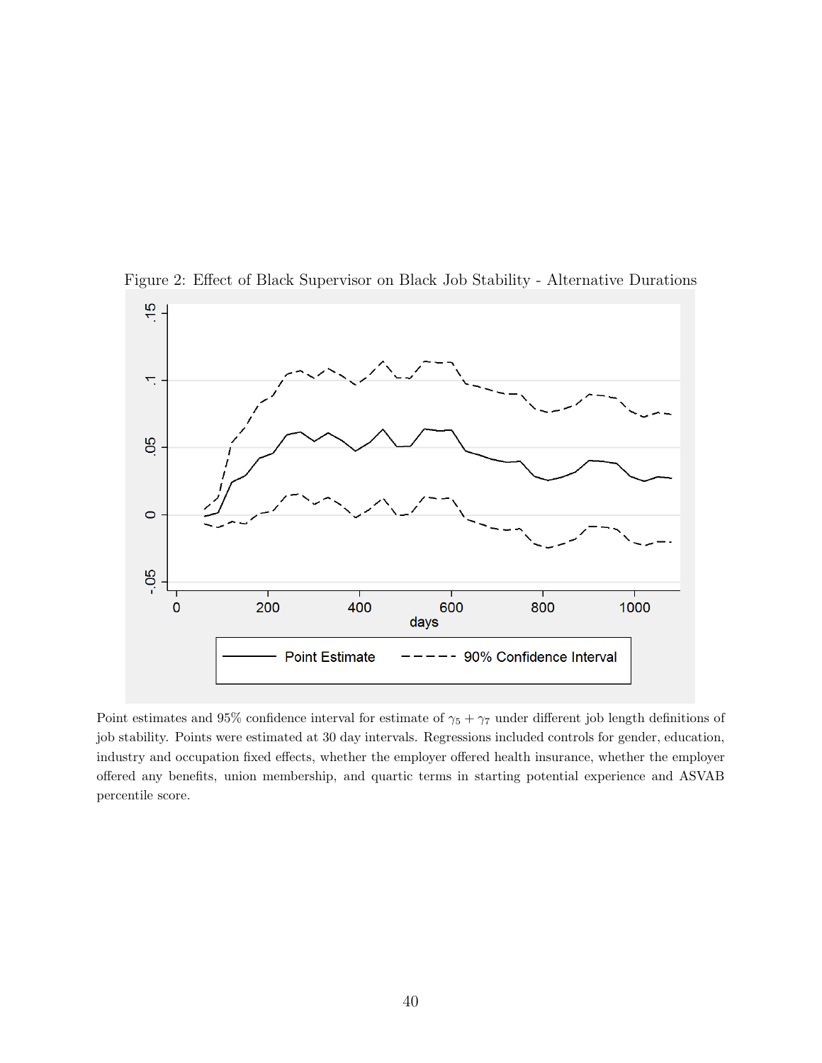Figure 2: Effect of Black Supervisor on Black Job Stability - Alternative Durations

Point estimates and 95% confidence interval for estimate of $\gamma_5 + \gamma_7$ under different job length definitions of job stability. Points were estimated at 30 day intervals. Regressions included controls for gender, education, industry and occupation fixed effects, whether the employer offered health insurance, whether the employer offered any benefits, union membership, and quartic terms in starting potential experience and ASVAB percentile score.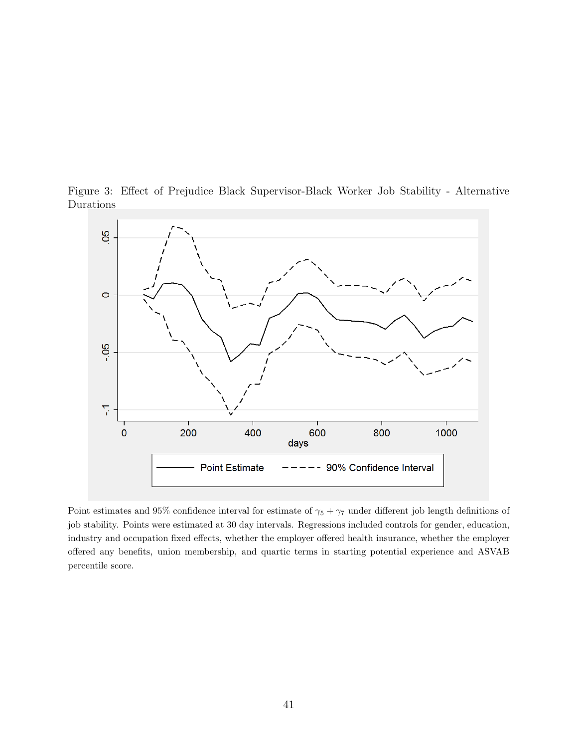Figure 3: Effect of Prejudice Black Supervisor-Black Worker Job Stability - Alternative Durations

Point estimates and 95% confidence interval for estimate of $\gamma_5 + \gamma_7$ under different job length definitions of job stability. Points were estimated at 30 day intervals. Regressions included controls for gender, education, industry and occupation fixed effects, whether the employer offered health insurance, whether the employer offered any benefits, union membership, and quartic terms in starting potential experience and ASVAB percentile score.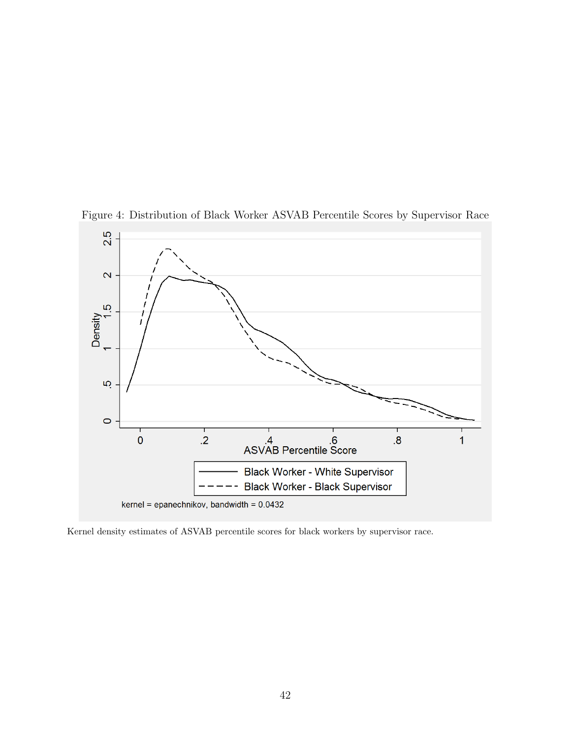Figure 4: Distribution of Black Worker ASVAB Percentile Scores by Supervisor Race

Kernel density estimates of ASVAB percentile scores for black workers by supervisor race.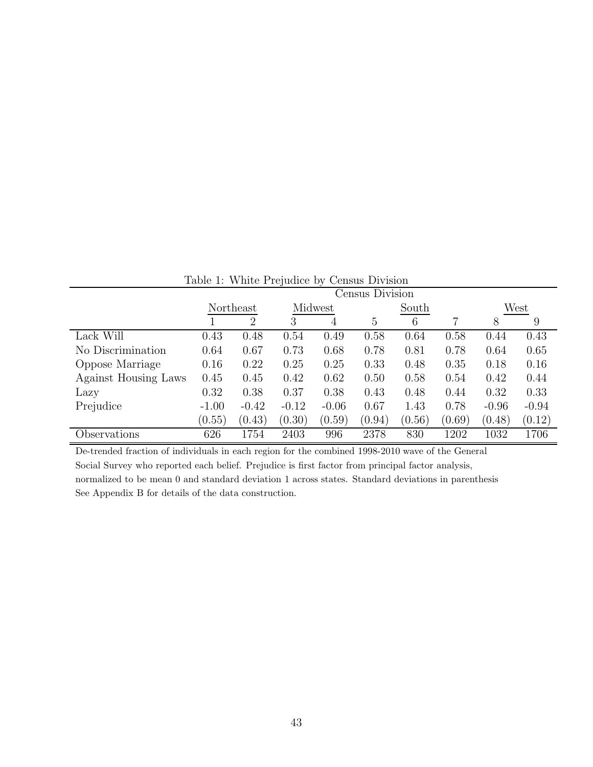Table 1: White Prejudice by Census Division

| | Census Division | | | | | | | | |
|---|---|---|---|---|---|---|---|---|---|
| | Northeast | | Midwest | | | South | | West | |
| | 1 | 2 | 3 | 4 | 5 | 6 | 7 | 8 | 9 |
| Lack Will | 0.43 | 0.48 | 0.54 | 0.49 | 0.58 | 0.64 | 0.58 | 0.44 | 0.43 |
| No Discrimination | 0.64 | 0.67 | 0.73 | 0.68 | 0.78 | 0.81 | 0.78 | 0.64 | 0.65 |
| Oppose Marriage | 0.16 | 0.22 | 0.25 | 0.25 | 0.33 | 0.48 | 0.35 | 0.18 | 0.16 |
| Against Housing Laws | 0.45 | 0.45 | 0.42 | 0.62 | 0.50 | 0.58 | 0.54 | 0.42 | 0.44 |
| Lazy | 0.32 | 0.38 | 0.37 | 0.38 | 0.43 | 0.48 | 0.44 | 0.32 | 0.33 |
| Prejudice | -1.00 | -0.42 | -0.12 | -0.06 | 0.67 | 1.43 | 0.78 | -0.96 | -0.94 |
| | (0.55) | (0.43) | (0.30) | (0.59) | (0.94) | (0.56) | (0.69) | (0.48) | (0.12) |
| Observations | 626 | 1754 | 2403 | 996 | 2378 | 830 | 1202 | 1032 | 1706 |

De-trended fraction of individuals in each region for the combined 1998-2010 wave of the General Social Survey who reported each belief. Prejudice is first factor from principal factor analysis, normalized to be mean 0 and standard deviation 1 across states. Standard deviations in parenthesis See Appendix B for details of the data construction.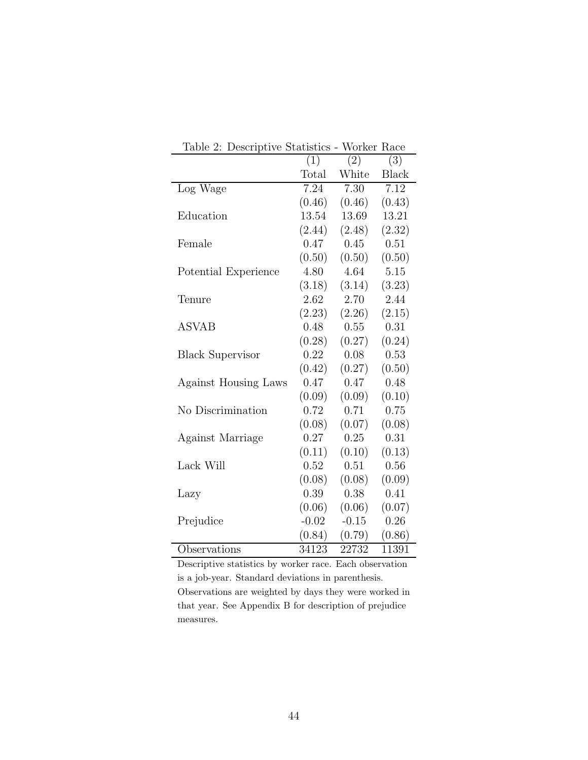Table 2: Descriptive Statistics - Worker Race

| | (1) | (2) | (3) |
|---|---|---|---|
| | Total | White | Black |
| Log Wage | 7.24 | 7.30 | 7.12 |
| | (0.46) | (0.46) | (0.43) |
| Education | 13.54 | 13.69 | 13.21 |
| | (2.44) | (2.48) | (2.32) |
| Female | 0.47 | 0.45 | 0.51 |
| | (0.50) | (0.50) | (0.50) |
| Potential Experience | 4.80 | 4.64 | 5.15 |
| | (3.18) | (3.14) | (3.23) |
| Tenure | 2.62 | 2.70 | 2.44 |
| | (2.23) | (2.26) | (2.15) |
| ASVAB | 0.48 | 0.55 | 0.31 |
| | (0.28) | (0.27) | (0.24) |
| Black Supervisor | 0.22 | 0.08 | 0.53 |
| | (0.42) | (0.27) | (0.50) |
| Against Housing Laws | 0.47 | 0.47 | 0.48 |
| | (0.09) | (0.09) | (0.10) |
| No Discrimination | 0.72 | 0.71 | 0.75 |
| | (0.08) | (0.07) | (0.08) |
| Against Marriage | 0.27 | 0.25 | 0.31 |
| | (0.11) | (0.10) | (0.13) |
| Lack Will | 0.52 | 0.51 | 0.56 |
| | (0.08) | (0.08) | (0.09) |
| Lazy | 0.39 | 0.38 | 0.41 |
| | (0.06) | (0.06) | (0.07) |
| Prejudice | -0.02 | -0.15 | 0.26 |
| | (0.84) | (0.79) | (0.86) |
| Observations | 34123 | 22732 | 11391 |

Descriptive statistics by worker race. Each observation is a job-year. Standard deviations in parenthesis. Observations are weighted by days they were worked in that year. See Appendix B for description of prejudice measures.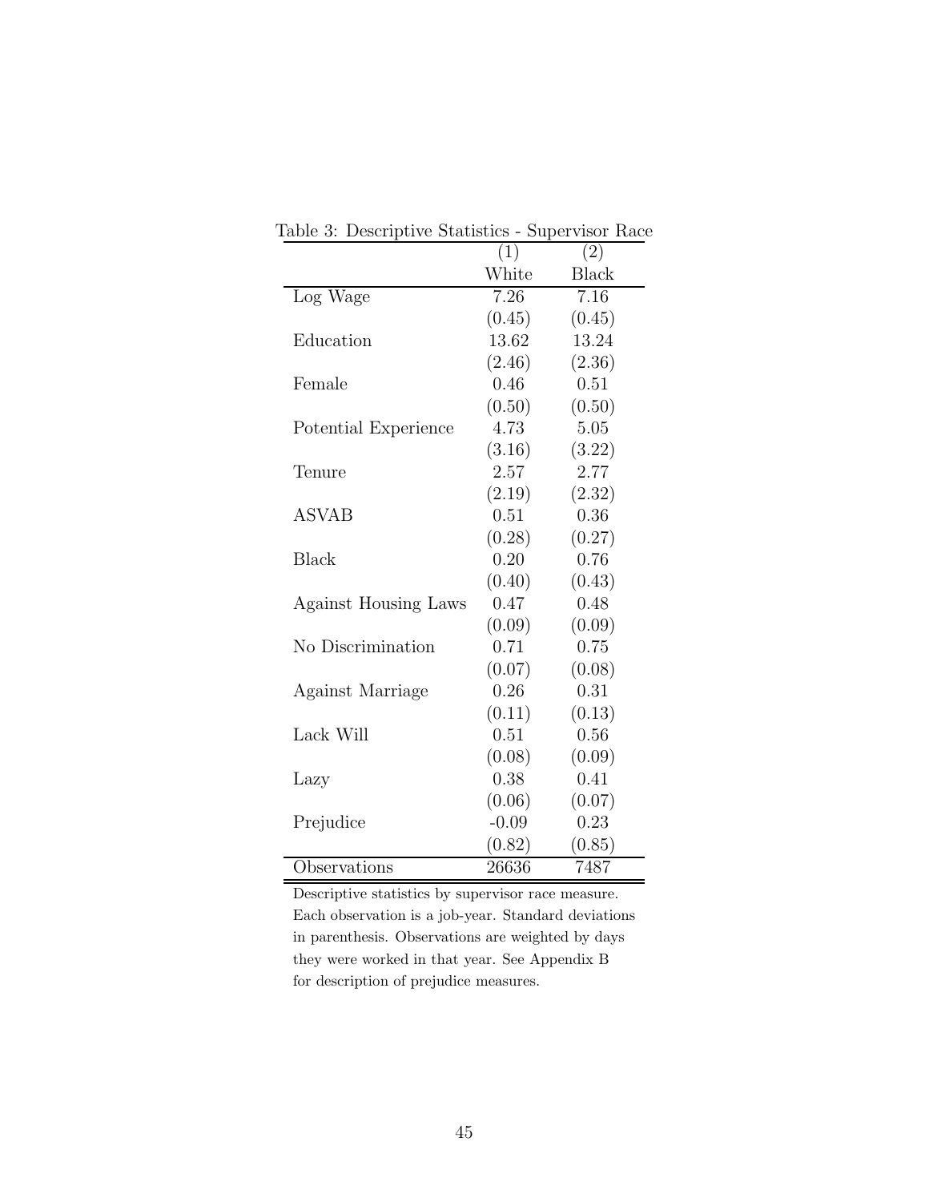Table 3: Descriptive Statistics - Supervisor Race

| | (1) | (2) |
|---|---|---|
| | White | Black |
| Log Wage | 7.26 | 7.16 |
| | (0.45) | (0.45) |
| Education | 13.62 | 13.24 |
| | (2.46) | (2.36) |
| Female | 0.46 | 0.51 |
| | (0.50) | (0.50) |
| Potential Experience | 4.73 | 5.05 |
| | (3.16) | (3.22) |
| Tenure | 2.57 | 2.77 |
| | (2.19) | (2.32) |
| ASVAB | 0.51 | 0.36 |
| | (0.28) | (0.27) |
| Black | 0.20 | 0.76 |
| | (0.40) | (0.43) |
| Against Housing Laws | 0.47 | 0.48 |
| | (0.09) | (0.09) |
| No Discrimination | 0.71 | 0.75 |
| | (0.07) | (0.08) |
| Against Marriage | 0.26 | 0.31 |
| | (0.11) | (0.13) |
| Lack Will | 0.51 | 0.56 |
| | (0.08) | (0.09) |
| Lazy | 0.38 | 0.41 |
| | (0.06) | (0.07) |
| Prejudice | -0.09 | 0.23 |
| | (0.82) | (0.85) |
| Observations | 26636 | 7487 |

Descriptive statistics by supervisor race measure. Each observation is a job-year. Standard deviations in parenthesis. Observations are weighted by days they were worked in that year. See Appendix B for description of prejudice measures.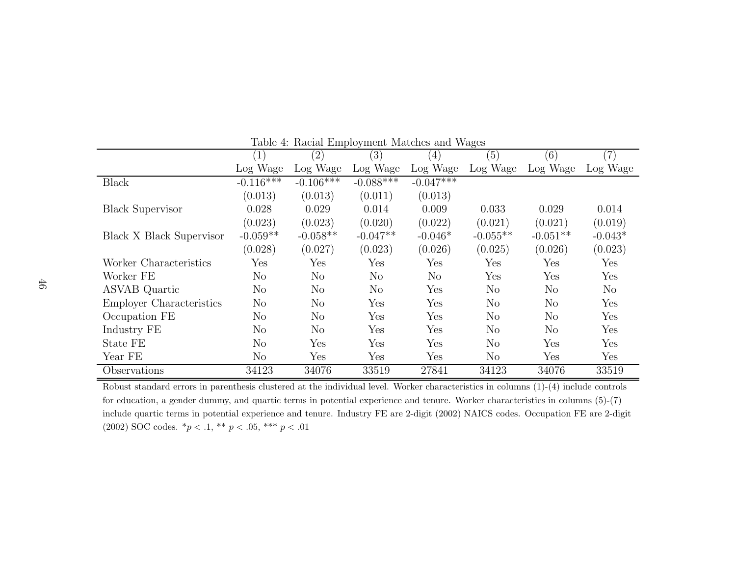Table 4: Racial Employment Matches and Wages

| | (1) | (2) | (3) | (4) | (5) | (6) | (7) |
|---|---|---|---|---|---|---|---|
| | Log Wage | Log Wage | Log Wage | Log Wage | Log Wage | Log Wage | Log Wage |
| Black | -0.116*** | -0.106*** | -0.088*** | -0.047*** | | | |
| | (0.013) | (0.013) | (0.011) | (0.013) | | | |
| Black Supervisor | 0.028 | 0.029 | 0.014 | 0.009 | 0.033 | 0.029 | 0.014 |
| | (0.023) | (0.023) | (0.020) | (0.022) | (0.021) | (0.021) | (0.019) |
| Black X Black Supervisor | -0.059** | -0.058** | -0.047** | -0.046* | -0.055** | -0.051** | -0.043* |
| | (0.028) | (0.027) | (0.023) | (0.026) | (0.025) | (0.026) | (0.023) |
| Worker Characteristics | Yes | Yes | Yes | Yes | Yes | Yes | Yes |
| Worker FE | No | No | No | No | Yes | Yes | Yes |
| ASVAB Quartic | No | No | No | Yes | No | No | No |
| Employer Characteristics | No | No | Yes | Yes | No | No | Yes |
| Occupation FE | No | No | Yes | Yes | No | No | Yes |
| Industry FE | No | No | Yes | Yes | No | No | Yes |
| State FE | No | Yes | Yes | Yes | No | Yes | Yes |
| Year FE | No | Yes | Yes | Yes | No | Yes | Yes |
| Observations | 34123 | 34076 | 33519 | 27841 | 34123 | 34076 | 33519 |

Robust standard errors in parenthesis clustered at the individual level. Worker characteristics in columns (1)-(4) include controls for education, a gender dummy, and quartic terms in potential experience and tenure. Worker characteristics in columns (5)-(7) include quartic terms in potential experience and tenure. Industry FE are 2-digit (2002) NAICS codes. Occupation FE are 2-digit (2002) SOC codes. *$p < .1$, ** $p < .05$, *** $p < .01$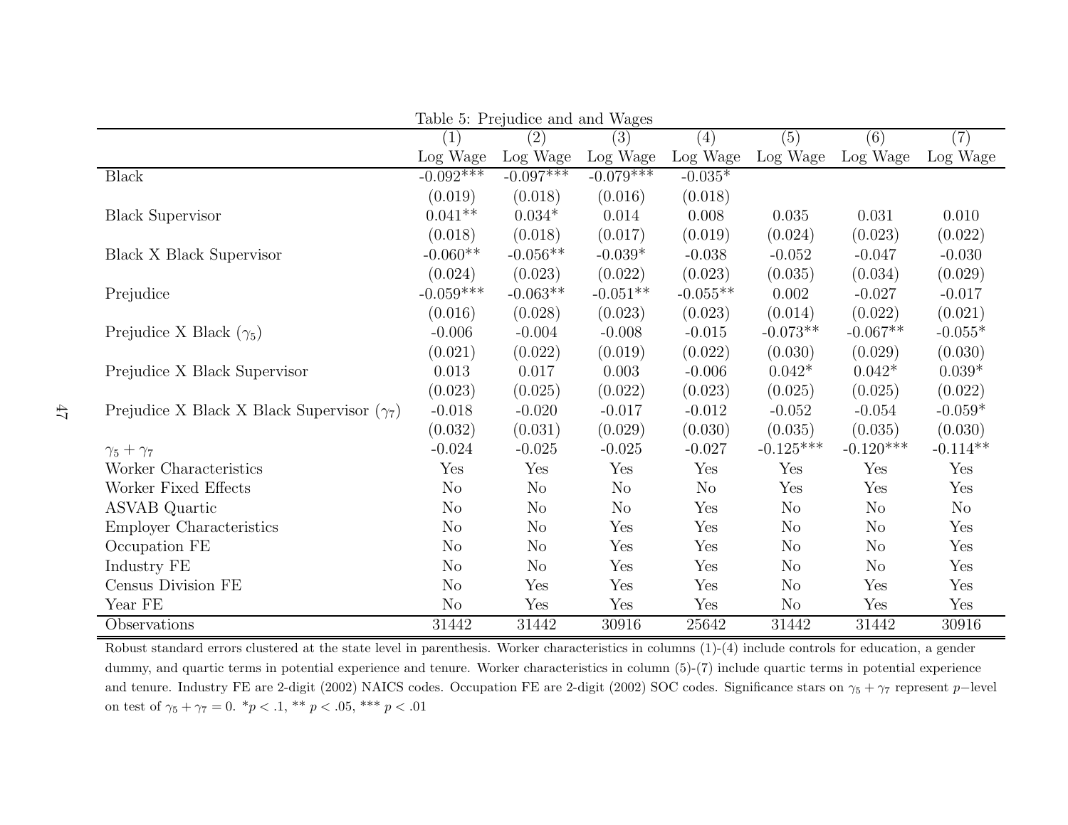Table 5: Prejudice and and Wages

| | (1) | (2) | (3) | (4) | (5) | (6) | (7) |
|---|---|---|---|---|---|---|---|
| | Log Wage | Log Wage | Log Wage | Log Wage | Log Wage | Log Wage | Log Wage |
| Black | -0.092*** | -0.097*** | -0.079*** | -0.035* | | | |
| | (0.019) | (0.018) | (0.016) | (0.018) | | | |
| Black Supervisor | 0.041** | 0.034* | 0.014 | 0.008 | 0.035 | 0.031 | 0.010 |
| | (0.018) | (0.018) | (0.017) | (0.019) | (0.024) | (0.023) | (0.022) |
| Black X Black Supervisor | -0.060** | -0.056** | -0.039* | -0.038 | -0.052 | -0.047 | -0.030 |
| | (0.024) | (0.023) | (0.022) | (0.023) | (0.035) | (0.034) | (0.029) |
| Prejudice | -0.059*** | -0.063** | -0.051** | -0.055** | 0.002 | -0.027 | -0.017 |
| | (0.016) | (0.028) | (0.023) | (0.023) | (0.014) | (0.022) | (0.021) |
| Prejudice X Black ($\gamma_5$) | -0.006 | -0.004 | -0.008 | -0.015 | -0.073** | -0.067** | -0.055* |
| | (0.021) | (0.022) | (0.019) | (0.022) | (0.030) | (0.029) | (0.030) |
| Prejudice X Black Supervisor | 0.013 | 0.017 | 0.003 | -0.006 | 0.042* | 0.042* | 0.039* |
| | (0.023) | (0.025) | (0.022) | (0.023) | (0.025) | (0.025) | (0.022) |
| Prejudice X Black X Black Supervisor ($\gamma_7$) | -0.018 | -0.020 | -0.017 | -0.012 | -0.052 | -0.054 | -0.059* |
| | (0.032) | (0.031) | (0.029) | (0.030) | (0.035) | (0.035) | (0.030) |
| $\gamma_5 + \gamma_7$ | -0.024 | -0.025 | -0.025 | -0.027 | -0.125*** | -0.120*** | -0.114** |
| Worker Characteristics | Yes | Yes | Yes | Yes | Yes | Yes | Yes |
| Worker Fixed Effects | No | No | No | No | Yes | Yes | Yes |
| ASVAB Quartic | No | No | No | Yes | No | No | No |
| Employer Characteristics | No | No | Yes | Yes | No | No | Yes |
| Occupation FE | No | No | Yes | Yes | No | No | Yes |
| Industry FE | No | No | Yes | Yes | No | No | Yes |
| Census Division FE | No | Yes | Yes | Yes | No | Yes | Yes |
| Year FE | No | Yes | Yes | Yes | No | Yes | Yes |
| Observations | 31442 | 31442 | 30916 | 25642 | 31442 | 31442 | 30916 |

Robust standard errors clustered at the state level in parenthesis. Worker characteristics in columns (1)-(4) include controls for education, a gender dummy, and quartic terms in potential experience and tenure. Worker characteristics in column (5)-(7) include quartic terms in potential experience and tenure. Industry FE are 2-digit (2002) NAICS codes. Occupation FE are 2-digit (2002) SOC codes. Significance stars on $\gamma_5 + \gamma_7$ represent $p-$level on test of $\gamma_5 + \gamma_7 = 0$. $*p < .1$, ** $p < .05$, *** $p < .01$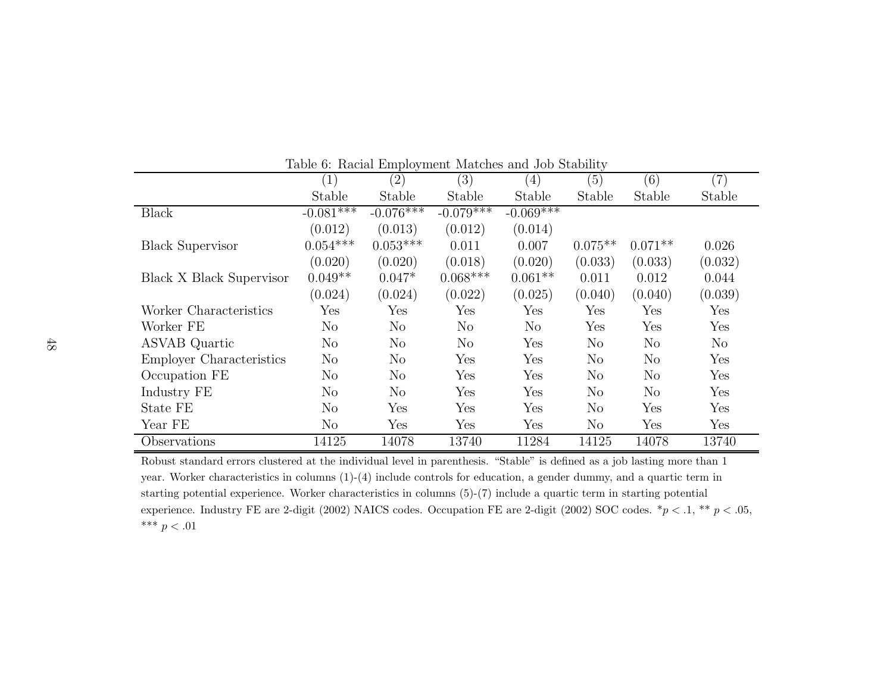Table 6: Racial Employment Matches and Job Stability

| | (1) | (2) | (3) | (4) | (5) | (6) | (7) |
|---|---|---|---|---|---|---|---|
| | Stable | Stable | Stable | Stable | Stable | Stable | Stable |
| Black | -0.081*** | -0.076*** | -0.079*** | -0.069*** | | | |
| | (0.012) | (0.013) | (0.012) | (0.014) | | | |
| Black Supervisor | 0.054*** | 0.053*** | 0.011 | 0.007 | 0.075** | 0.071** | 0.026 |
| | (0.020) | (0.020) | (0.018) | (0.020) | (0.033) | (0.033) | (0.032) |
| Black X Black Supervisor | 0.049** | 0.047* | 0.068*** | 0.061** | 0.011 | 0.012 | 0.044 |
| | (0.024) | (0.024) | (0.022) | (0.025) | (0.040) | (0.040) | (0.039) |
| Worker Characteristics | Yes | Yes | Yes | Yes | Yes | Yes | Yes |
| Worker FE | No | No | No | No | Yes | Yes | Yes |
| ASVAB Quartic | No | No | No | Yes | No | No | No |
| Employer Characteristics | No | No | Yes | Yes | No | No | Yes |
| Occupation FE | No | No | Yes | Yes | No | No | Yes |
| Industry FE | No | No | Yes | Yes | No | No | Yes |
| State FE | No | Yes | Yes | Yes | No | Yes | Yes |
| Year FE | No | Yes | Yes | Yes | No | Yes | Yes |
| Observations | 14125 | 14078 | 13740 | 11284 | 14125 | 14078 | 13740 |

Robust standard errors clustered at the individual level in parenthesis. "Stable" is defined as a job lasting more than 1 year. Worker characteristics in columns (1)-(4) include controls for education, a gender dummy, and a quartic term in starting potential experience. Worker characteristics in columns (5)-(7) include a quartic term in starting potential experience. Industry FE are 2-digit (2002) NAICS codes. Occupation FE are 2-digit (2002) SOC codes. * $p < .1$, ** $p < .05$, *** $p < .01$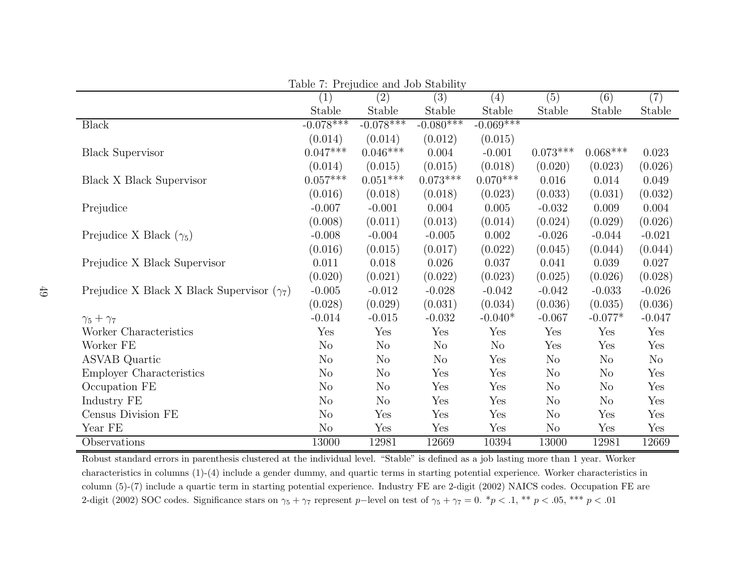Table 7: Prejudice and Job Stability

| | (1) | (2) | (3) | (4) | (5) | (6) | (7) |
|---|---|---|---|---|---|---|---|
| | Stable | Stable | Stable | Stable | Stable | Stable | Stable |
| Black | -0.078*** | -0.078*** | -0.080*** | -0.069*** | | | |
| | (0.014) | (0.014) | (0.012) | (0.015) | | | |
| Black Supervisor | 0.047*** | 0.046*** | 0.004 | -0.001 | 0.073*** | 0.068*** | 0.023 |
| | (0.014) | (0.015) | (0.015) | (0.018) | (0.020) | (0.023) | (0.026) |
| Black X Black Supervisor | 0.057*** | 0.051*** | 0.073*** | 0.070*** | 0.016 | 0.014 | 0.049 |
| | (0.016) | (0.018) | (0.018) | (0.023) | (0.033) | (0.031) | (0.032) |
| Prejudice | -0.007 | -0.001 | 0.004 | 0.005 | -0.032 | 0.009 | 0.004 |
| | (0.008) | (0.011) | (0.013) | (0.014) | (0.024) | (0.029) | (0.026) |
| Prejudice X Black ($\gamma_5$) | -0.008 | -0.004 | -0.005 | 0.002 | -0.026 | -0.044 | -0.021 |
| | (0.016) | (0.015) | (0.017) | (0.022) | (0.045) | (0.044) | (0.044) |
| Prejudice X Black Supervisor | 0.011 | 0.018 | 0.026 | 0.037 | 0.041 | 0.039 | 0.027 |
| | (0.020) | (0.021) | (0.022) | (0.023) | (0.025) | (0.026) | (0.028) |
| Prejudice X Black X Black Supervisor ($\gamma_7$) | -0.005 | -0.012 | -0.028 | -0.042 | -0.042 | -0.033 | -0.026 |
| | (0.028) | (0.029) | (0.031) | (0.034) | (0.036) | (0.035) | (0.036) |
| $\gamma_5 + \gamma_7$ | -0.014 | -0.015 | -0.032 | -0.040* | -0.067 | -0.077* | -0.047 |
| Worker Characteristics | Yes | Yes | Yes | Yes | Yes | Yes | Yes |
| Worker FE | No | No | No | No | Yes | Yes | Yes |
| ASVAB Quartic | No | No | No | Yes | No | No | No |
| Employer Characteristics | No | No | Yes | Yes | No | No | Yes |
| Occupation FE | No | No | Yes | Yes | No | No | Yes |
| Industry FE | No | No | Yes | Yes | No | No | Yes |
| Census Division FE | No | Yes | Yes | Yes | No | Yes | Yes |
| Year FE | No | Yes | Yes | Yes | No | Yes | Yes |
| Observations | 13000 | 12981 | 12669 | 10394 | 13000 | 12981 | 12669 |

Robust standard errors in parenthesis clustered at the individual level. "Stable" is defined as a job lasting more than 1 year. Worker characteristics in columns (1)-(4) include a gender dummy, and quartic terms in starting potential experience. Worker characteristics in column (5)-(7) include a quartic term in starting potential experience. Industry FE are 2-digit (2002) NAICS codes. Occupation FE are 2-digit (2002) SOC codes. Significance stars on $\gamma_5 + \gamma_7$ represent $p-$level on test of $\gamma_5 + \gamma_7 = 0$. $^*p < .1$, $^{**}$ $p < .05$, $^{***}$ $p < .01$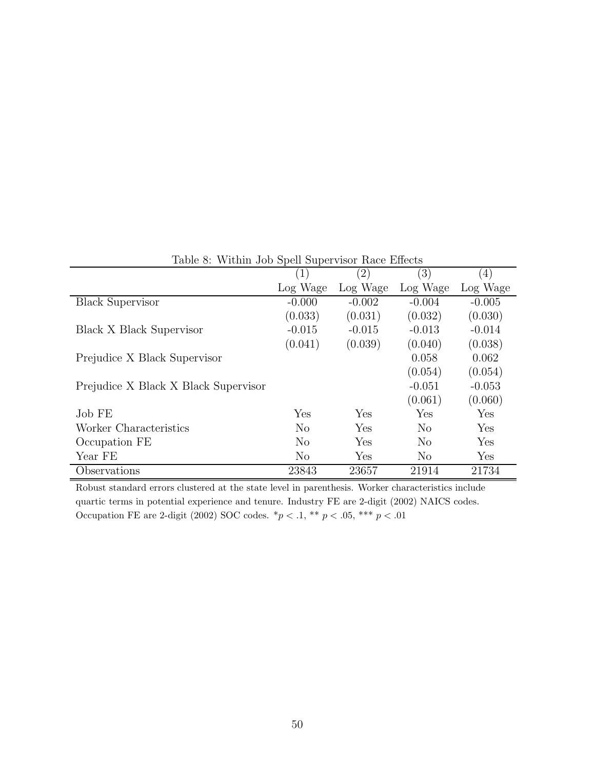Table 8: Within Job Spell Supervisor Race Effects

| | (1) | (2) | (3) | (4) |
|---|---|---|---|---|
| | Log Wage | Log Wage | Log Wage | Log Wage |
| Black Supervisor | -0.000 | -0.002 | -0.004 | -0.005 |
| | (0.033) | (0.031) | (0.032) | (0.030) |
| Black X Black Supervisor | -0.015 | -0.015 | -0.013 | -0.014 |
| | (0.041) | (0.039) | (0.040) | (0.038) |
| Prejudice X Black Supervisor | | | 0.058 | 0.062 |
| | | | (0.054) | (0.054) |
| Prejudice X Black X Black Supervisor | | | -0.051 | -0.053 |
| | | | (0.061) | (0.060) |
| Job FE | Yes | Yes | Yes | Yes |
| Worker Characteristics | No | Yes | No | Yes |
| Occupation FE | No | Yes | No | Yes |
| Year FE | No | Yes | No | Yes |
| Observations | 23843 | 23657 | 21914 | 21734 |

Robust standard errors clustered at the state level in parenthesis. Worker characteristics include quartic terms in potential experience and tenure. Industry FE are 2-digit (2002) NAICS codes. Occupation FE are 2-digit (2002) SOC codes. $*p < .1$, ** $p < .05$, *** $p < .01$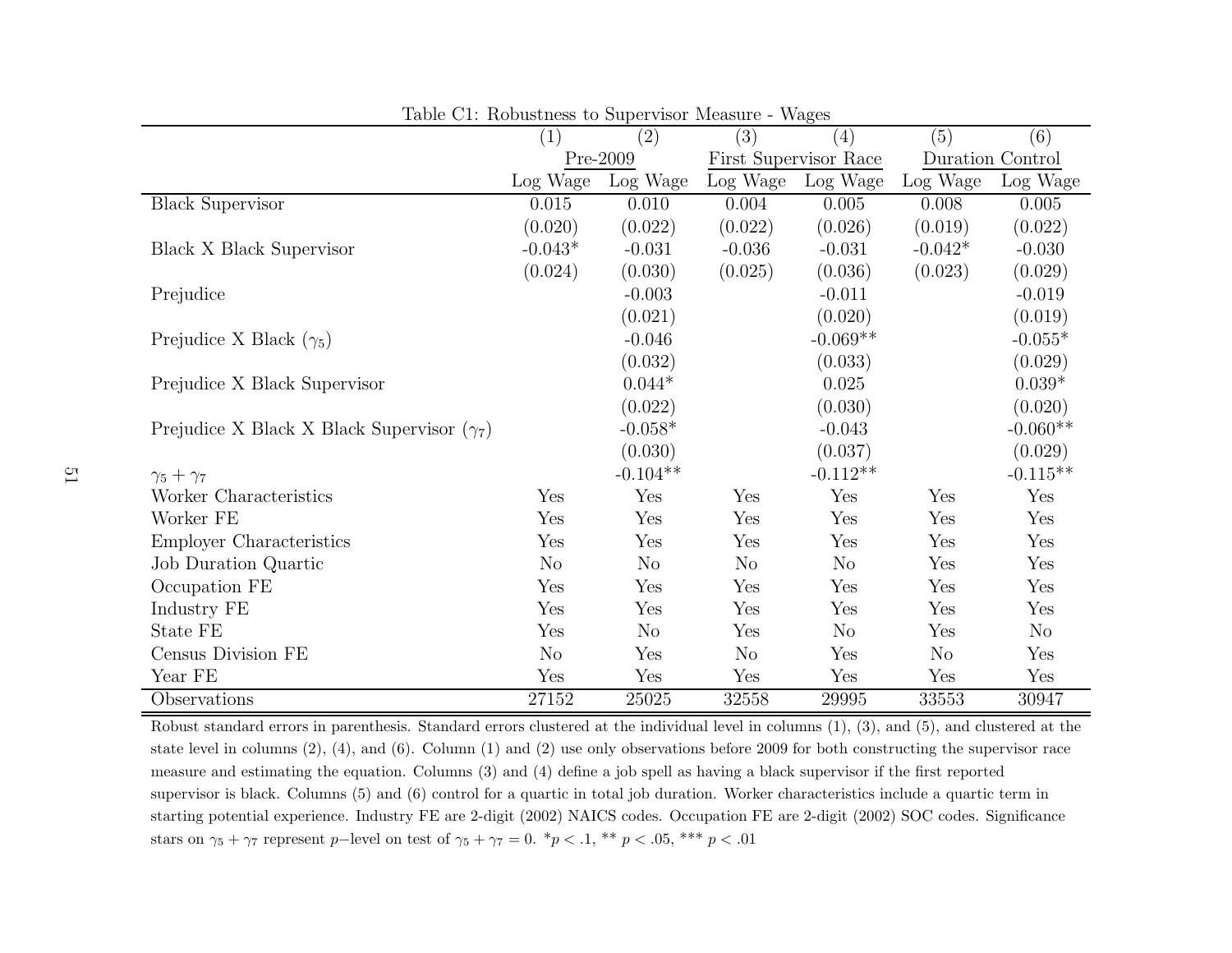Table C1: Robustness to Supervisor Measure - Wages

| | (1) | (2) | (3) | (4) | (5) | (6) |
|---|---|---|---|---|---|---|
| | Pre-2009 | | First Supervisor Race | | Duration Control | |
| | Log Wage | Log Wage | Log Wage | Log Wage | Log Wage | Log Wage |
| Black Supervisor | 0.015 | 0.010 | 0.004 | 0.005 | 0.008 | 0.005 |
| | (0.020) | (0.022) | (0.022) | (0.026) | (0.019) | (0.022) |
| Black X Black Supervisor | -0.043* | -0.031 | -0.036 | -0.031 | -0.042* | -0.030 |
| | (0.024) | (0.030) | (0.025) | (0.036) | (0.023) | (0.029) |
| Prejudice | | -0.003 | | -0.011 | | -0.019 |
| | | (0.021) | | (0.020) | | (0.019) |
| Prejudice X Black ($\gamma_5$) | | -0.046 | | -0.069** | | -0.055* |
| | | (0.032) | | (0.033) | | (0.029) |
| Prejudice X Black Supervisor | | 0.044* | | 0.025 | | 0.039* |
| | | (0.022) | | (0.030) | | (0.020) |
| Prejudice X Black X Black Supervisor ($\gamma_7$) | | -0.058* | | -0.043 | | -0.060** |
| | | (0.030) | | (0.037) | | (0.029) |
| $\gamma_5 + \gamma_7$ | | -0.104** | | -0.112** | | -0.115** |
| Worker Characteristics | Yes | Yes | Yes | Yes | Yes | Yes |
| Worker FE | Yes | Yes | Yes | Yes | Yes | Yes |
| Employer Characteristics | Yes | Yes | Yes | Yes | Yes | Yes |
| Job Duration Quartic | No | No | No | No | Yes | Yes |
| Occupation FE | Yes | Yes | Yes | Yes | Yes | Yes |
| Industry FE | Yes | Yes | Yes | Yes | Yes | Yes |
| State FE | Yes | No | Yes | No | Yes | No |
| Census Division FE | No | Yes | No | Yes | No | Yes |
| Year FE | Yes | Yes | Yes | Yes | Yes | Yes |
| Observations | 27152 | 25025 | 32558 | 29995 | 33553 | 30947 |

Robust standard errors in parenthesis. Standard errors clustered at the individual level in columns (1), (3), and (5), and clustered at the state level in columns (2), (4), and (6). Column (1) and (2) use only observations before 2009 for both constructing the supervisor race measure and estimating the equation. Columns (3) and (4) define a job spell as having a black supervisor if the first reported supervisor is black. Columns (5) and (6) control for a quartic in total job duration. Worker characteristics include a quartic term in starting potential experience. Industry FE are 2-digit (2002) NAICS codes. Occupation FE are 2-digit (2002) SOC codes. Significance stars on $\gamma_5 + \gamma_7$ represent $p-$level on test of $\gamma_5 + \gamma_7 = 0$. $*p < .1$, ** $p < .05$, *** $p < .01$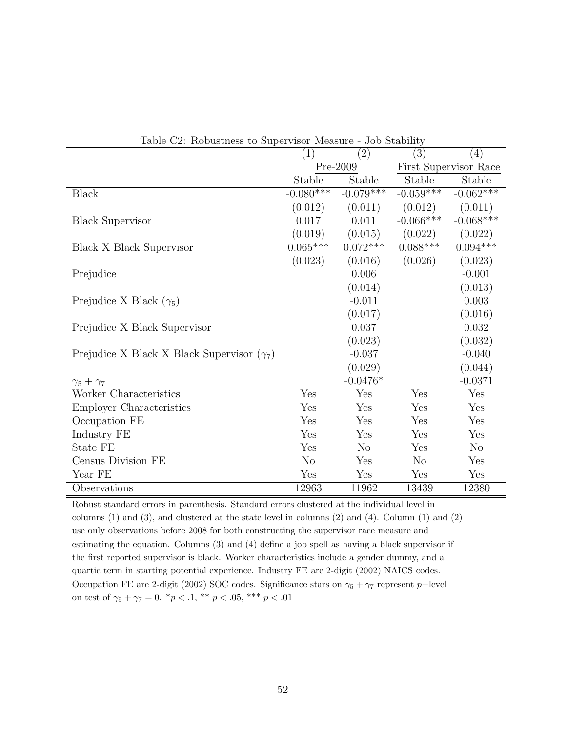Table C2: Robustness to Supervisor Measure - Job Stability

| | (1) | (2) | (3) | (4) |
|---|---|---|---|---|
| | Pre-2009 | | First Supervisor Race | |
| | Stable | Stable | Stable | Stable |
| Black | -0.080*** | -0.079*** | -0.059*** | -0.062*** |
| | (0.012) | (0.011) | (0.012) | (0.011) |
| Black Supervisor | 0.017 | 0.011 | -0.066*** | -0.068*** |
| | (0.019) | (0.015) | (0.022) | (0.022) |
| Black X Black Supervisor | 0.065*** | 0.072*** | 0.088*** | 0.094*** |
| | (0.023) | (0.016) | (0.026) | (0.023) |
| Prejudice | | 0.006 | | -0.001 |
| | | (0.014) | | (0.013) |
| Prejudice X Black ($\gamma_5$) | | -0.011 | | 0.003 |
| | | (0.017) | | (0.016) |
| Prejudice X Black Supervisor | | 0.037 | | 0.032 |
| | | (0.023) | | (0.032) |
| Prejudice X Black X Black Supervisor ($\gamma_7$) | | -0.037 | | -0.040 |
| | | (0.029) | | (0.044) |
| $\gamma_5 + \gamma_7$ | | -0.0476* | | -0.0371 |
| Worker Characteristics | Yes | Yes | Yes | Yes |
| Employer Characteristics | Yes | Yes | Yes | Yes |
| Occupation FE | Yes | Yes | Yes | Yes |
| Industry FE | Yes | Yes | Yes | Yes |
| State FE | Yes | No | Yes | No |
| Census Division FE | No | Yes | No | Yes |
| Year FE | Yes | Yes | Yes | Yes |
| Observations | 12963 | 11962 | 13439 | 12380 |

Robust standard errors in parenthesis. Standard errors clustered at the individual level in columns (1) and (3), and clustered at the state level in columns (2) and (4). Column (1) and (2) use only observations before 2008 for both constructing the supervisor race measure and estimating the equation. Columns (3) and (4) define a job spell as having a black supervisor if the first reported supervisor is black. Worker characteristics include a gender dummy, and a quartic term in starting potential experience. Industry FE are 2-digit (2002) NAICS codes. Occupation FE are 2-digit (2002) SOC codes. Significance stars on $\gamma_5 + \gamma_7$ represent $p-$level on test of $\gamma_5 + \gamma_7 = 0$. \*$p < .1$, \*\* $p < .05$, \*\*\* $p < .01$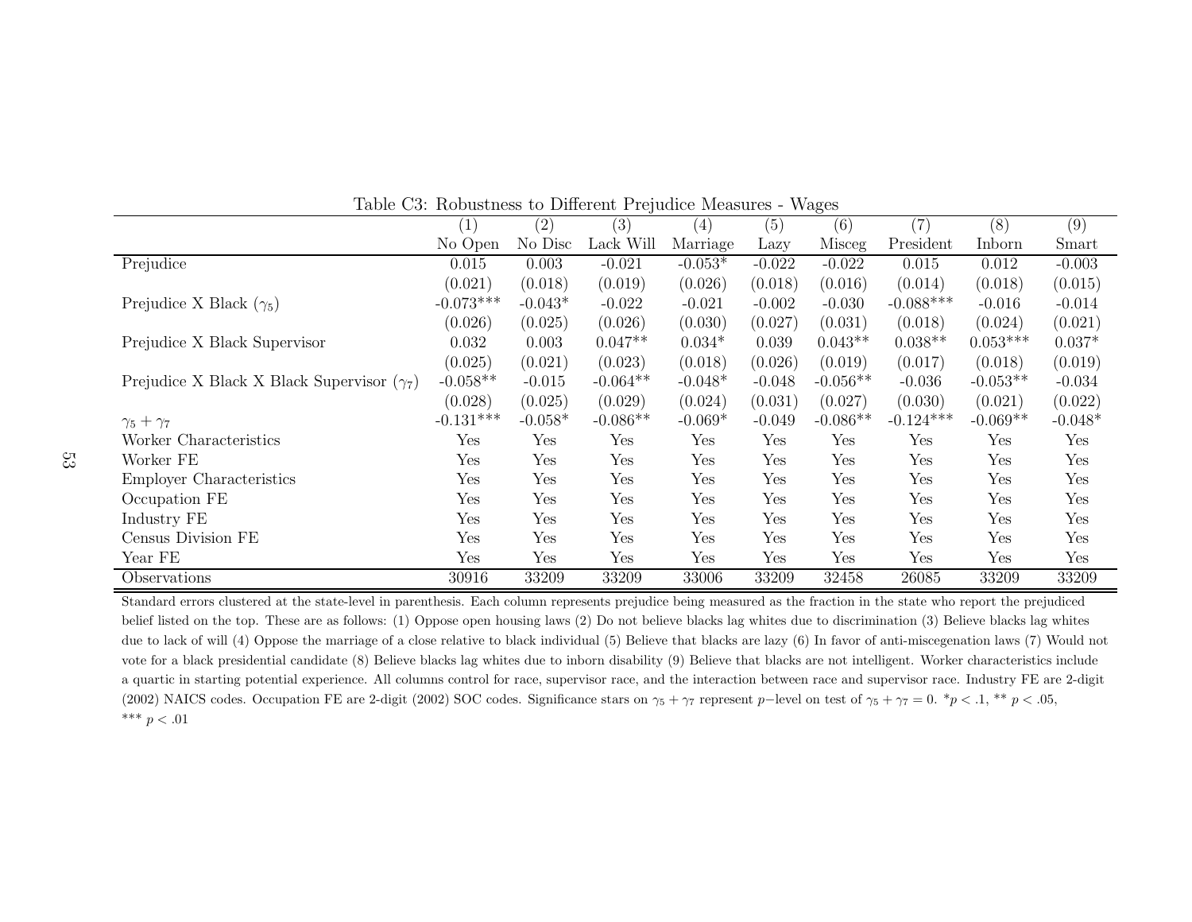Table C3: Robustness to Different Prejudice Measures - Wages

| | (1) | (2) | (3) | (4) | (5) | (6) | (7) | (8) | (9) |
|---|---|---|---|---|---|---|---|---|---|
| | No Open | No Disc | Lack Will | Marriage | Lazy | Misceg | President | Inborn | Smart |
| Prejudice | 0.015 | 0.003 | -0.021 | -0.053* | -0.022 | -0.022 | 0.015 | 0.012 | -0.003 |
| | (0.021) | (0.018) | (0.019) | (0.026) | (0.018) | (0.016) | (0.014) | (0.018) | (0.015) |
| Prejudice X Black ($\gamma_5$) | -0.073*** | -0.043* | -0.022 | -0.021 | -0.002 | -0.030 | -0.088*** | -0.016 | -0.014 |
| | (0.026) | (0.025) | (0.026) | (0.030) | (0.027) | (0.031) | (0.018) | (0.024) | (0.021) |
| Prejudice X Black Supervisor | 0.032 | 0.003 | 0.047** | 0.034* | 0.039 | 0.043** | 0.038** | 0.053*** | 0.037* |
| | (0.025) | (0.021) | (0.023) | (0.018) | (0.026) | (0.019) | (0.017) | (0.018) | (0.019) |
| Prejudice X Black X Black Supervisor ($\gamma_7$) | -0.058** | -0.015 | -0.064** | -0.048* | -0.048 | -0.056** | -0.036 | -0.053** | -0.034 |
| | (0.028) | (0.025) | (0.029) | (0.024) | (0.031) | (0.027) | (0.030) | (0.021) | (0.022) |
| $\gamma_5 + \gamma_7$ | -0.131*** | -0.058* | -0.086** | -0.069* | -0.049 | -0.086** | -0.124*** | -0.069** | -0.048* |
| Worker Characteristics | Yes | Yes | Yes | Yes | Yes | Yes | Yes | Yes | Yes |
| Worker FE | Yes | Yes | Yes | Yes | Yes | Yes | Yes | Yes | Yes |
| Employer Characteristics | Yes | Yes | Yes | Yes | Yes | Yes | Yes | Yes | Yes |
| Occupation FE | Yes | Yes | Yes | Yes | Yes | Yes | Yes | Yes | Yes |
| Industry FE | Yes | Yes | Yes | Yes | Yes | Yes | Yes | Yes | Yes |
| Census Division FE | Yes | Yes | Yes | Yes | Yes | Yes | Yes | Yes | Yes |
| Year FE | Yes | Yes | Yes | Yes | Yes | Yes | Yes | Yes | Yes |
| Observations | 30916 | 33209 | 33209 | 33006 | 33209 | 32458 | 26085 | 33209 | 33209 |

Standard errors clustered at the state-level in parenthesis. Each column represents prejudice being measured as the fraction in the state who report the prejudiced belief listed on the top. These are as follows: (1) Oppose open housing laws (2) Do not believe blacks lag whites due to discrimination (3) Believe blacks lag whites due to lack of will (4) Oppose the marriage of a close relative to black individual (5) Believe that blacks are lazy (6) In favor of anti-miscegenation laws (7) Would not vote for a black presidential candidate (8) Believe blacks lag whites due to inborn disability (9) Believe that blacks are not intelligent. Worker characteristics include a quartic in starting potential experience. All columns control for race, supervisor race, and the interaction between race and supervisor race. Industry FE are 2-digit (2002) NAICS codes. Occupation FE are 2-digit (2002) SOC codes. Significance stars on $\gamma_5 + \gamma_7$ represent $p-$level on test of $\gamma_5 + \gamma_7 = 0$. $*p < .1$, $** \; p < .05$, $*** \; p < .01$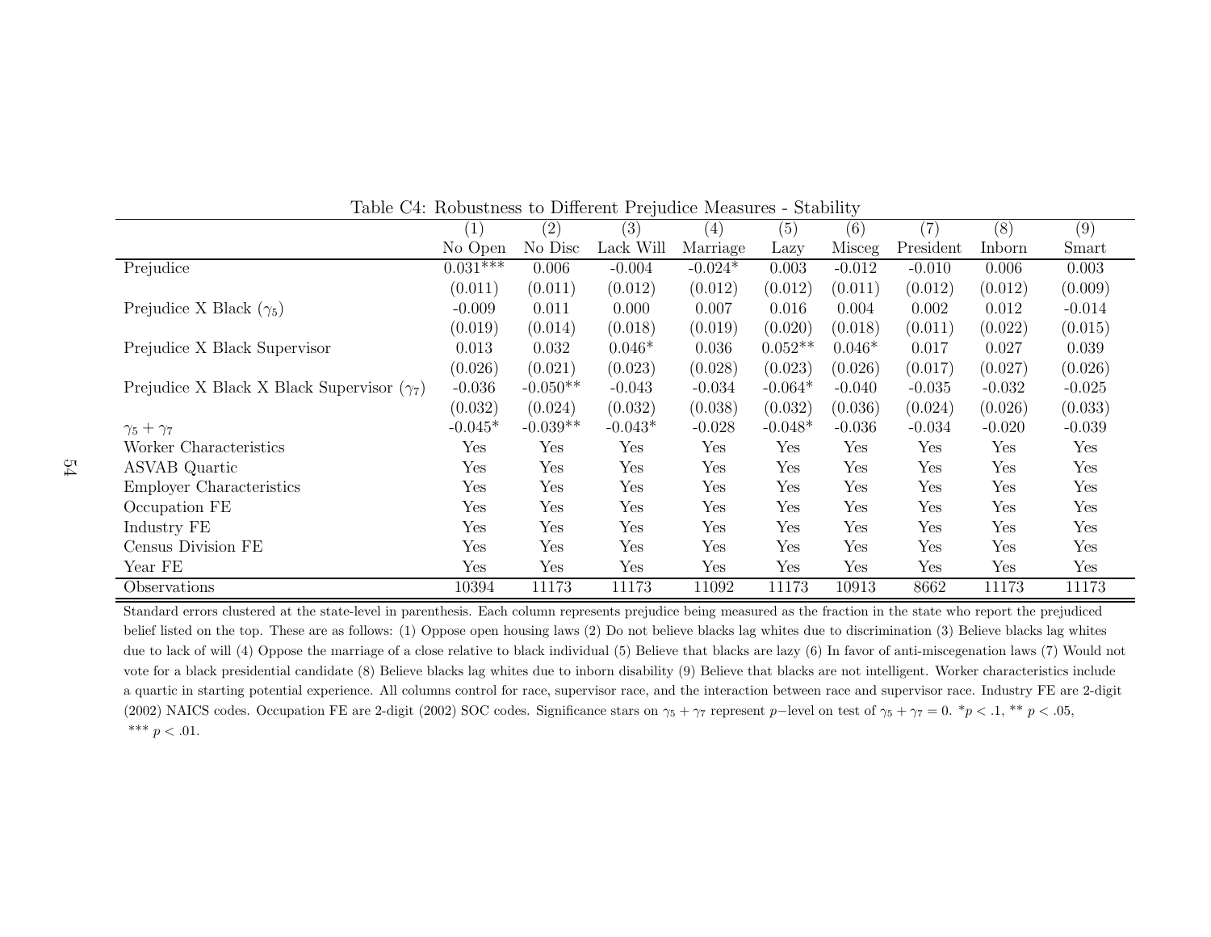Table C4: Robustness to Different Prejudice Measures - Stability

| | (1) | (2) | (3) | (4) | (5) | (6) | (7) | (8) | (9) |
|---|---|---|---|---|---|---|---|---|---|
| | No Open | No Disc | Lack Will | Marriage | Lazy | Misceg | President | Inborn | Smart |
| Prejudice | 0.031*** | 0.006 | -0.004 | -0.024* | 0.003 | -0.012 | -0.010 | 0.006 | 0.003 |
| | (0.011) | (0.011) | (0.012) | (0.012) | (0.012) | (0.011) | (0.012) | (0.012) | (0.009) |
| Prejudice X Black ($\gamma_5$) | -0.009 | 0.011 | 0.000 | 0.007 | 0.016 | 0.004 | 0.002 | 0.012 | -0.014 |
| | (0.019) | (0.014) | (0.018) | (0.019) | (0.020) | (0.018) | (0.011) | (0.022) | (0.015) |
| Prejudice X Black Supervisor | 0.013 | 0.032 | 0.046* | 0.036 | 0.052** | 0.046* | 0.017 | 0.027 | 0.039 |
| | (0.026) | (0.021) | (0.023) | (0.028) | (0.023) | (0.026) | (0.017) | (0.027) | (0.026) |
| Prejudice X Black X Black Supervisor ($\gamma_7$) | -0.036 | -0.050** | -0.043 | -0.034 | -0.064* | -0.040 | -0.035 | -0.032 | -0.025 |
| | (0.032) | (0.024) | (0.032) | (0.038) | (0.032) | (0.036) | (0.024) | (0.026) | (0.033) |
| $\gamma_5 + \gamma_7$ | -0.045* | -0.039** | -0.043* | -0.028 | -0.048* | -0.036 | -0.034 | -0.020 | -0.039 |
| Worker Characteristics | Yes | Yes | Yes | Yes | Yes | Yes | Yes | Yes | Yes |
| ASVAB Quartic | Yes | Yes | Yes | Yes | Yes | Yes | Yes | Yes | Yes |
| Employer Characteristics | Yes | Yes | Yes | Yes | Yes | Yes | Yes | Yes | Yes |
| Occupation FE | Yes | Yes | Yes | Yes | Yes | Yes | Yes | Yes | Yes |
| Industry FE | Yes | Yes | Yes | Yes | Yes | Yes | Yes | Yes | Yes |
| Census Division FE | Yes | Yes | Yes | Yes | Yes | Yes | Yes | Yes | Yes |
| Year FE | Yes | Yes | Yes | Yes | Yes | Yes | Yes | Yes | Yes |
| Observations | 10394 | 11173 | 11173 | 11092 | 11173 | 10913 | 8662 | 11173 | 11173 |

Standard errors clustered at the state-level in parenthesis. Each column represents prejudice being measured as the fraction in the state who report the prejudiced belief listed on the top. These are as follows: (1) Oppose open housing laws (2) Do not believe blacks lag whites due to discrimination (3) Believe blacks lag whites due to lack of will (4) Oppose the marriage of a close relative to black individual (5) Believe that blacks are lazy (6) In favor of anti-miscegenation laws (7) Would not vote for a black presidential candidate (8) Believe blacks lag whites due to inborn disability (9) Believe that blacks are not intelligent. Worker characteristics include a quartic in starting potential experience. All columns control for race, supervisor race, and the interaction between race and supervisor race. Industry FE are 2-digit (2002) NAICS codes. Occupation FE are 2-digit (2002) SOC codes. Significance stars on $\gamma_5 + \gamma_7$ represent $p-$level on test of $\gamma_5 + \gamma_7 = 0$. $^{*}p < .1$, $^{**}$ $p < .05$, $^{***}$ $p < .01$.